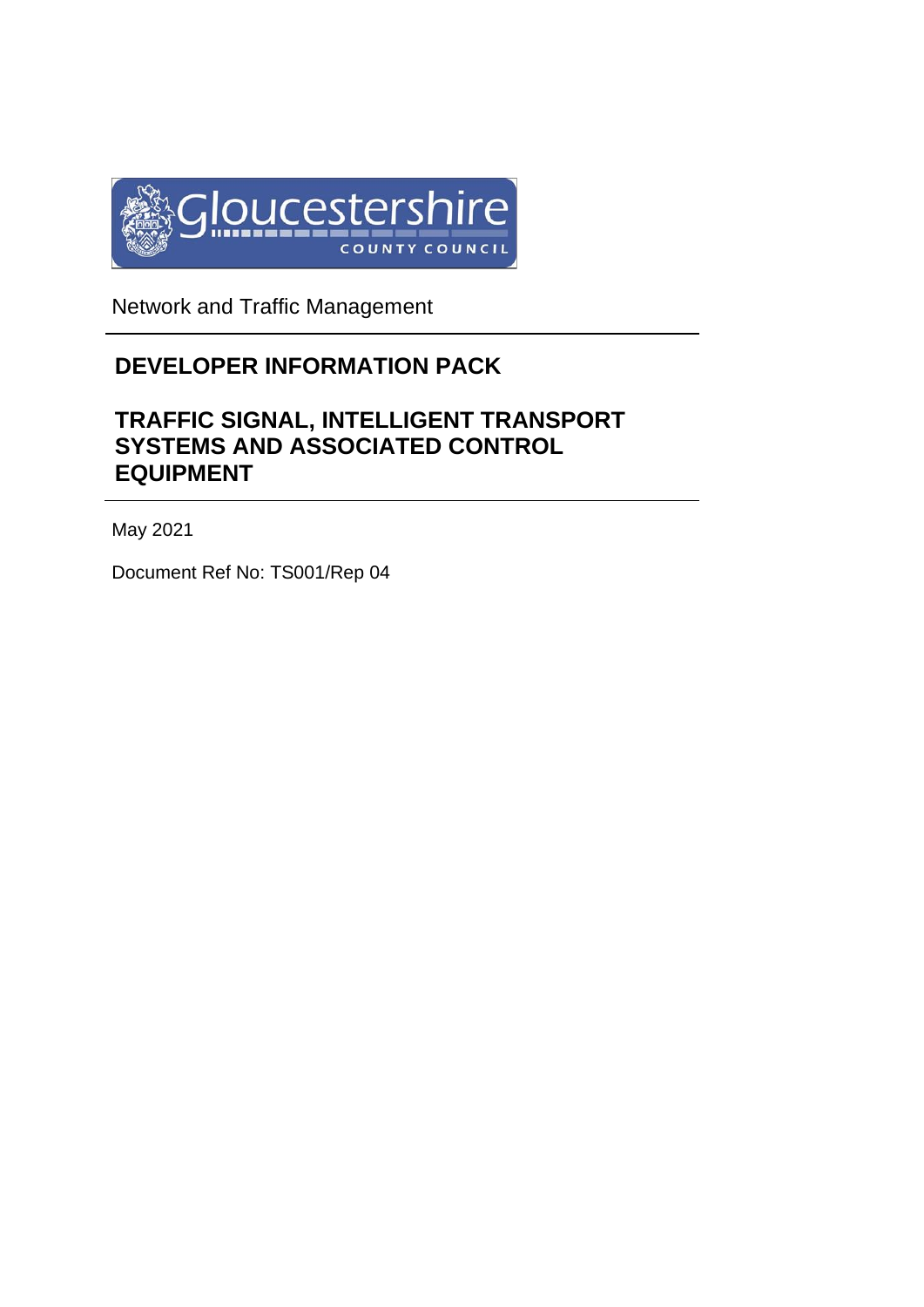Gloucestershire County Council

Network and Traffic Management

# DEVELOPER INFORMATION PACK

# TRAFFIC SIGNAL, INTELLIGENT TRANSPORT SYSTEMS AND ASSOCIATED CONTROL EQUIPMENT

May 2021

Document Ref No: TS001/Rep 04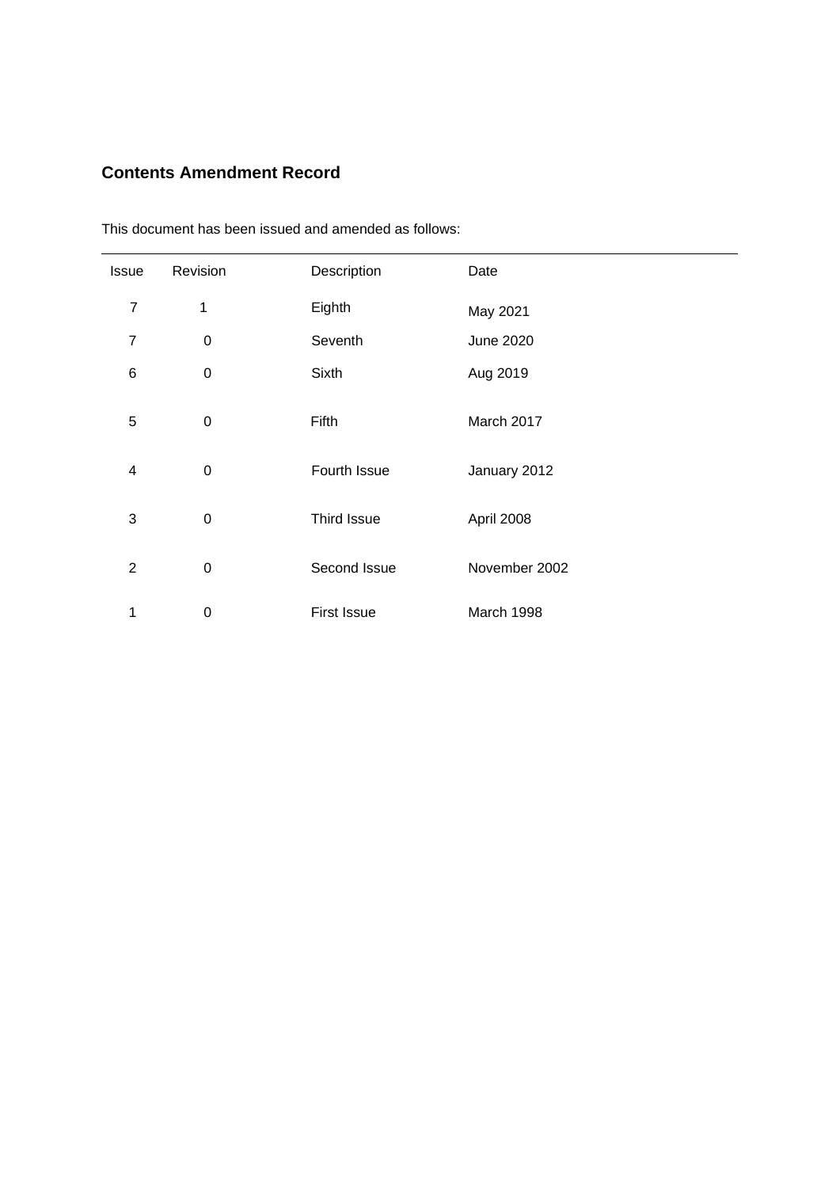## Contents Amendment Record

This document has been issued and amended as follows:

| Issue | Revision | Description | Date |
|---|---|---|---|
| 7 | 1 | Eighth | May 2021 |
| 7 | 0 | Seventh | June 2020 |
| 6 | 0 | Sixth | Aug 2019 |
| 5 | 0 | Fifth | March 2017 |
| 4 | 0 | Fourth Issue | January 2012 |
| 3 | 0 | Third Issue | April 2008 |
| 2 | 0 | Second Issue | November 2002 |
| 1 | 0 | First Issue | March 1998 |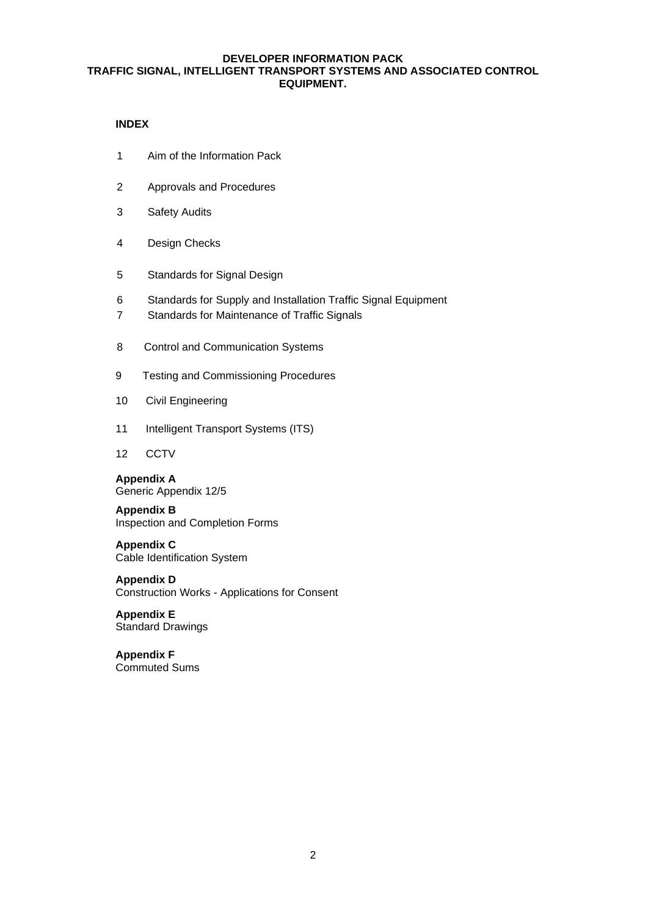**DEVELOPER INFORMATION PACK**
**TRAFFIC SIGNAL, INTELLIGENT TRANSPORT SYSTEMS AND ASSOCIATED CONTROL EQUIPMENT.**

## INDEX

1 Aim of the Information Pack

2 Approvals and Procedures

3 Safety Audits

4 Design Checks

5 Standards for Signal Design

6 Standards for Supply and Installation Traffic Signal Equipment

7 Standards for Maintenance of Traffic Signals

8 Control and Communication Systems

9 Testing and Commissioning Procedures

10 Civil Engineering

11 Intelligent Transport Systems (ITS)

12 CCTV

**Appendix A**
Generic Appendix 12/5

**Appendix B**
Inspection and Completion Forms

**Appendix C**
Cable Identification System

**Appendix D**
Construction Works - Applications for Consent

**Appendix E**
Standard Drawings

**Appendix F**
Commuted Sums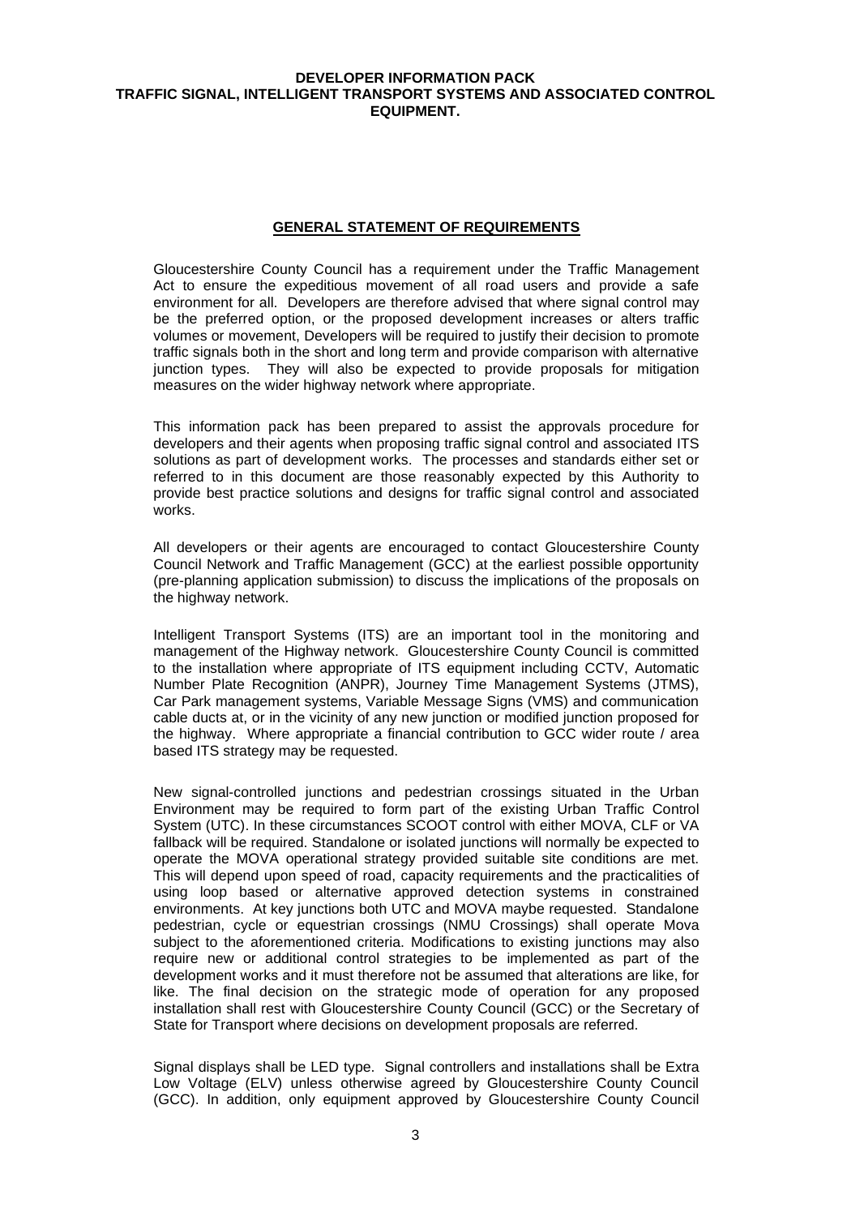## GENERAL STATEMENT OF REQUIREMENTS

Gloucestershire County Council has a requirement under the Traffic Management Act to ensure the expeditious movement of all road users and provide a safe environment for all. Developers are therefore advised that where signal control may be the preferred option, or the proposed development increases or alters traffic volumes or movement, Developers will be required to justify their decision to promote traffic signals both in the short and long term and provide comparison with alternative junction types. They will also be expected to provide proposals for mitigation measures on the wider highway network where appropriate.

This information pack has been prepared to assist the approvals procedure for developers and their agents when proposing traffic signal control and associated ITS solutions as part of development works. The processes and standards either set or referred to in this document are those reasonably expected by this Authority to provide best practice solutions and designs for traffic signal control and associated works.

All developers or their agents are encouraged to contact Gloucestershire County Council Network and Traffic Management (GCC) at the earliest possible opportunity (pre-planning application submission) to discuss the implications of the proposals on the highway network.

Intelligent Transport Systems (ITS) are an important tool in the monitoring and management of the Highway network. Gloucestershire County Council is committed to the installation where appropriate of ITS equipment including CCTV, Automatic Number Plate Recognition (ANPR), Journey Time Management Systems (JTMS), Car Park management systems, Variable Message Signs (VMS) and communication cable ducts at, or in the vicinity of any new junction or modified junction proposed for the highway. Where appropriate a financial contribution to GCC wider route / area based ITS strategy may be requested.

New signal-controlled junctions and pedestrian crossings situated in the Urban Environment may be required to form part of the existing Urban Traffic Control System (UTC). In these circumstances SCOOT control with either MOVA, CLF or VA fallback will be required. Standalone or isolated junctions will normally be expected to operate the MOVA operational strategy provided suitable site conditions are met. This will depend upon speed of road, capacity requirements and the practicalities of using loop based or alternative approved detection systems in constrained environments. At key junctions both UTC and MOVA maybe requested. Standalone pedestrian, cycle or equestrian crossings (NMU Crossings) shall operate Mova subject to the aforementioned criteria. Modifications to existing junctions may also require new or additional control strategies to be implemented as part of the development works and it must therefore not be assumed that alterations are like, for like. The final decision on the strategic mode of operation for any proposed installation shall rest with Gloucestershire County Council (GCC) or the Secretary of State for Transport where decisions on development proposals are referred.

Signal displays shall be LED type. Signal controllers and installations shall be Extra Low Voltage (ELV) unless otherwise agreed by Gloucestershire County Council (GCC). In addition, only equipment approved by Gloucestershire County Council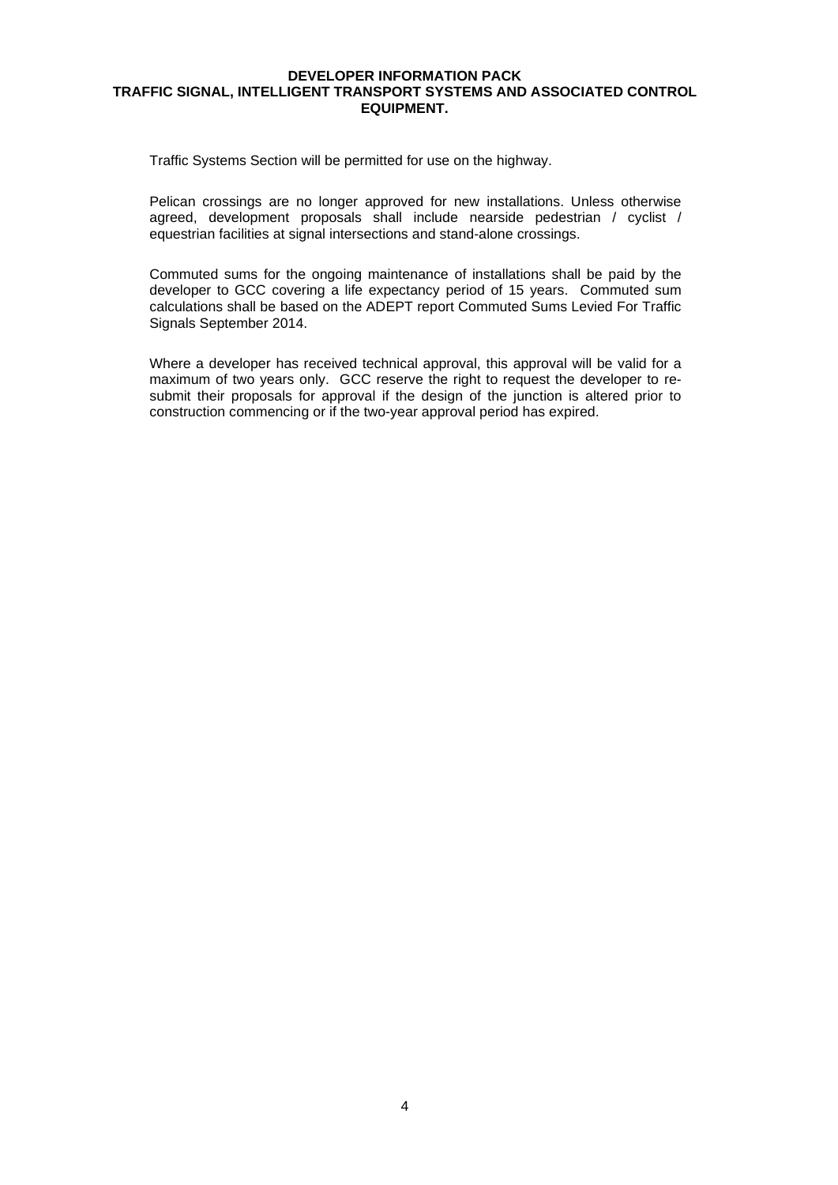Traffic Systems Section will be permitted for use on the highway.

Pelican crossings are no longer approved for new installations. Unless otherwise agreed, development proposals shall include nearside pedestrian / cyclist / equestrian facilities at signal intersections and stand-alone crossings.

Commuted sums for the ongoing maintenance of installations shall be paid by the developer to GCC covering a life expectancy period of 15 years. Commuted sum calculations shall be based on the ADEPT report Commuted Sums Levied For Traffic Signals September 2014.

Where a developer has received technical approval, this approval will be valid for a maximum of two years only. GCC reserve the right to request the developer to re-submit their proposals for approval if the design of the junction is altered prior to construction commencing or if the two-year approval period has expired.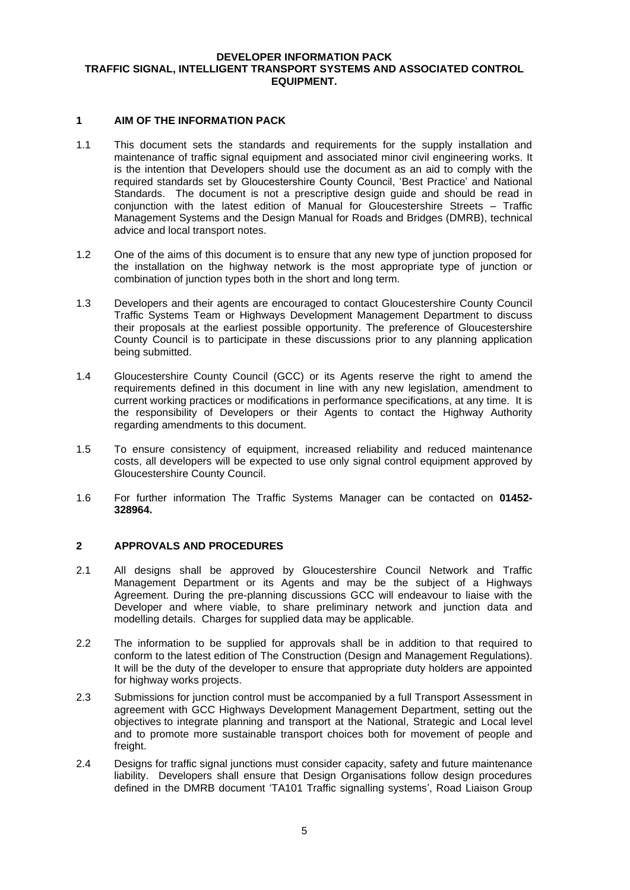**DEVELOPER INFORMATION PACK**
**TRAFFIC SIGNAL, INTELLIGENT TRANSPORT SYSTEMS AND ASSOCIATED CONTROL EQUIPMENT.**

## 1 AIM OF THE INFORMATION PACK

1.1 This document sets the standards and requirements for the supply installation and maintenance of traffic signal equipment and associated minor civil engineering works. It is the intention that Developers should use the document as an aid to comply with the required standards set by Gloucestershire County Council, 'Best Practice' and National Standards. The document is not a prescriptive design guide and should be read in conjunction with the latest edition of Manual for Gloucestershire Streets – Traffic Management Systems and the Design Manual for Roads and Bridges (DMRB), technical advice and local transport notes.

1.2 One of the aims of this document is to ensure that any new type of junction proposed for the installation on the highway network is the most appropriate type of junction or combination of junction types both in the short and long term.

1.3 Developers and their agents are encouraged to contact Gloucestershire County Council Traffic Systems Team or Highways Development Management Department to discuss their proposals at the earliest possible opportunity. The preference of Gloucestershire County Council is to participate in these discussions prior to any planning application being submitted.

1.4 Gloucestershire County Council (GCC) or its Agents reserve the right to amend the requirements defined in this document in line with any new legislation, amendment to current working practices or modifications in performance specifications, at any time. It is the responsibility of Developers or their Agents to contact the Highway Authority regarding amendments to this document.

1.5 To ensure consistency of equipment, increased reliability and reduced maintenance costs, all developers will be expected to use only signal control equipment approved by Gloucestershire County Council.

1.6 For further information The Traffic Systems Manager can be contacted on **01452-328964.**

## 2 APPROVALS AND PROCEDURES

2.1 All designs shall be approved by Gloucestershire Council Network and Traffic Management Department or its Agents and may be the subject of a Highways Agreement. During the pre-planning discussions GCC will endeavour to liaise with the Developer and where viable, to share preliminary network and junction data and modelling details. Charges for supplied data may be applicable.

2.2 The information to be supplied for approvals shall be in addition to that required to conform to the latest edition of The Construction (Design and Management Regulations). It will be the duty of the developer to ensure that appropriate duty holders are appointed for highway works projects.

2.3 Submissions for junction control must be accompanied by a full Transport Assessment in agreement with GCC Highways Development Management Department, setting out the objectives to integrate planning and transport at the National, Strategic and Local level and to promote more sustainable transport choices both for movement of people and freight.

2.4 Designs for traffic signal junctions must consider capacity, safety and future maintenance liability. Developers shall ensure that Design Organisations follow design procedures defined in the DMRB document 'TA101 Traffic signalling systems', Road Liaison Group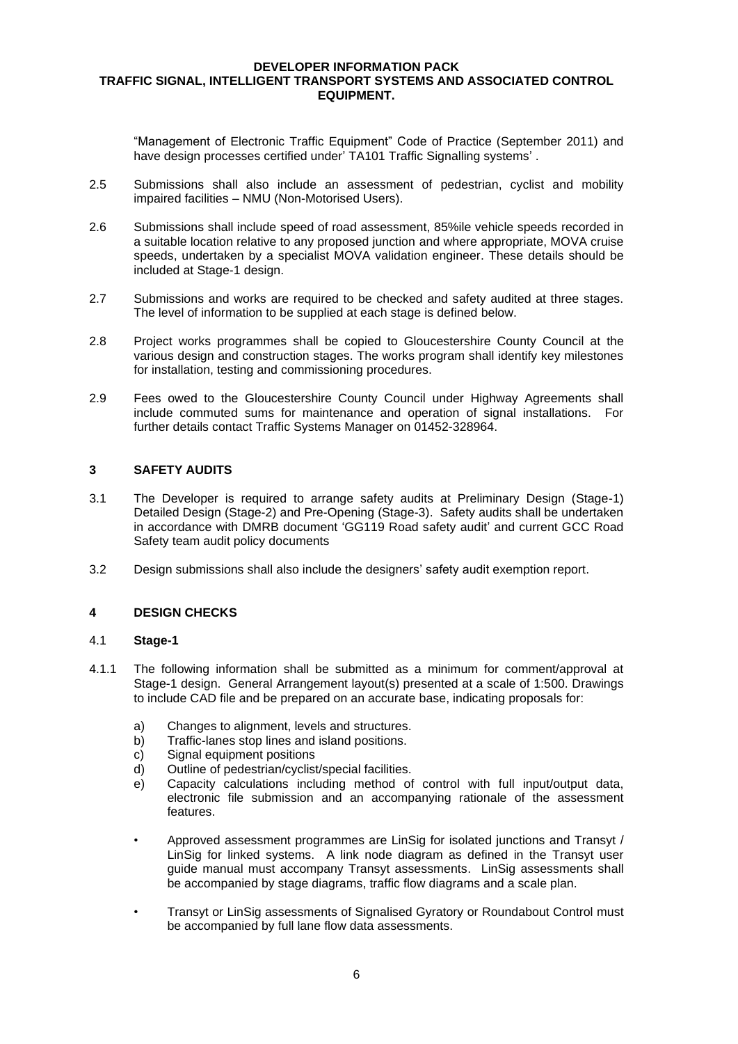"Management of Electronic Traffic Equipment" Code of Practice (September 2011) and have design processes certified under' TA101 Traffic Signalling systems' .

2.5 Submissions shall also include an assessment of pedestrian, cyclist and mobility impaired facilities – NMU (Non-Motorised Users).

2.6 Submissions shall include speed of road assessment, 85%ile vehicle speeds recorded in a suitable location relative to any proposed junction and where appropriate, MOVA cruise speeds, undertaken by a specialist MOVA validation engineer. These details should be included at Stage-1 design.

2.7 Submissions and works are required to be checked and safety audited at three stages. The level of information to be supplied at each stage is defined below.

2.8 Project works programmes shall be copied to Gloucestershire County Council at the various design and construction stages. The works program shall identify key milestones for installation, testing and commissioning procedures.

2.9 Fees owed to the Gloucestershire County Council under Highway Agreements shall include commuted sums for maintenance and operation of signal installations. For further details contact Traffic Systems Manager on 01452-328964.

## 3 SAFETY AUDITS

3.1 The Developer is required to arrange safety audits at Preliminary Design (Stage-1) Detailed Design (Stage-2) and Pre-Opening (Stage-3). Safety audits shall be undertaken in accordance with DMRB document 'GG119 Road safety audit' and current GCC Road Safety team audit policy documents

3.2 Design submissions shall also include the designers' safety audit exemption report.

## 4 DESIGN CHECKS

### 4.1 Stage-1

4.1.1 The following information shall be submitted as a minimum for comment/approval at Stage-1 design. General Arrangement layout(s) presented at a scale of 1:500. Drawings to include CAD file and be prepared on an accurate base, indicating proposals for:

a) Changes to alignment, levels and structures.
b) Traffic-lanes stop lines and island positions.
c) Signal equipment positions
d) Outline of pedestrian/cyclist/special facilities.
e) Capacity calculations including method of control with full input/output data, electronic file submission and an accompanying rationale of the assessment features.

- Approved assessment programmes are LinSig for isolated junctions and Transyt / LinSig for linked systems. A link node diagram as defined in the Transyt user guide manual must accompany Transyt assessments. LinSig assessments shall be accompanied by stage diagrams, traffic flow diagrams and a scale plan.

- Transyt or LinSig assessments of Signalised Gyratory or Roundabout Control must be accompanied by full lane flow data assessments.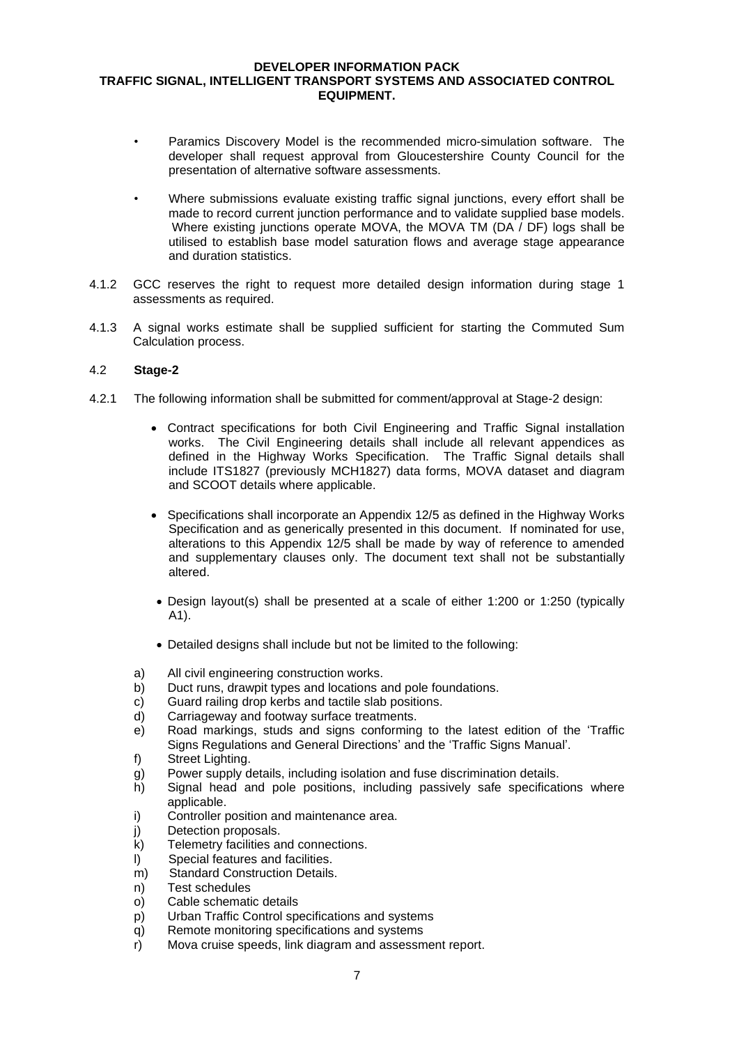- Paramics Discovery Model is the recommended micro-simulation software. The developer shall request approval from Gloucestershire County Council for the presentation of alternative software assessments.

- Where submissions evaluate existing traffic signal junctions, every effort shall be made to record current junction performance and to validate supplied base models. Where existing junctions operate MOVA, the MOVA TM (DA / DF) logs shall be utilised to establish base model saturation flows and average stage appearance and duration statistics.

4.1.2 GCC reserves the right to request more detailed design information during stage 1 assessments as required.

4.1.3 A signal works estimate shall be supplied sufficient for starting the Commuted Sum Calculation process.

## 4.2 **Stage-2**

4.2.1 The following information shall be submitted for comment/approval at Stage-2 design:

- Contract specifications for both Civil Engineering and Traffic Signal installation works. The Civil Engineering details shall include all relevant appendices as defined in the Highway Works Specification. The Traffic Signal details shall include ITS1827 (previously MCH1827) data forms, MOVA dataset and diagram and SCOOT details where applicable.

- Specifications shall incorporate an Appendix 12/5 as defined in the Highway Works Specification and as generically presented in this document. If nominated for use, alterations to this Appendix 12/5 shall be made by way of reference to amended and supplementary clauses only. The document text shall not be substantially altered.

- Design layout(s) shall be presented at a scale of either 1:200 or 1:250 (typically A1).

- Detailed designs shall include but not be limited to the following:

a) All civil engineering construction works.
b) Duct runs, drawpit types and locations and pole foundations.
c) Guard railing drop kerbs and tactile slab positions.
d) Carriageway and footway surface treatments.
e) Road markings, studs and signs conforming to the latest edition of the 'Traffic Signs Regulations and General Directions' and the 'Traffic Signs Manual'.
f) Street Lighting.
g) Power supply details, including isolation and fuse discrimination details.
h) Signal head and pole positions, including passively safe specifications where applicable.
i) Controller position and maintenance area.
j) Detection proposals.
k) Telemetry facilities and connections.
l) Special features and facilities.
m) Standard Construction Details.
n) Test schedules
o) Cable schematic details
p) Urban Traffic Control specifications and systems
q) Remote monitoring specifications and systems
r) Mova cruise speeds, link diagram and assessment report.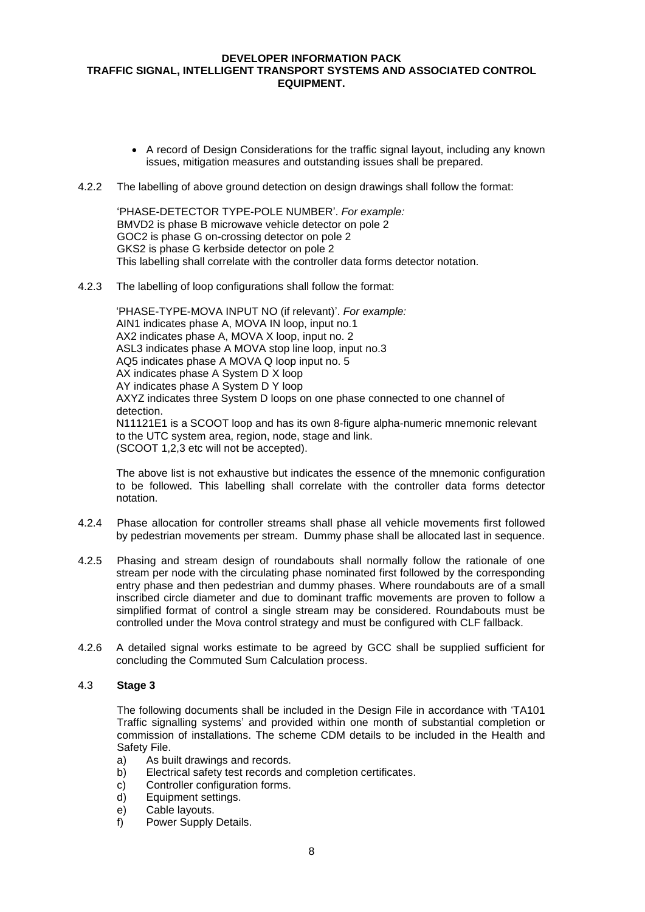- A record of Design Considerations for the traffic signal layout, including any known issues, mitigation measures and outstanding issues shall be prepared.

4.2.2 The labelling of above ground detection on design drawings shall follow the format:

'PHASE-DETECTOR TYPE-POLE NUMBER'. *For example:*
BMVD2 is phase B microwave vehicle detector on pole 2
GOC2 is phase G on-crossing detector on pole 2
GKS2 is phase G kerbside detector on pole 2
This labelling shall correlate with the controller data forms detector notation.

4.2.3 The labelling of loop configurations shall follow the format:

'PHASE-TYPE-MOVA INPUT NO (if relevant)'. *For example:*
AIN1 indicates phase A, MOVA IN loop, input no.1
AX2 indicates phase A, MOVA X loop, input no. 2
ASL3 indicates phase A MOVA stop line loop, input no.3
AQ5 indicates phase A MOVA Q loop input no. 5
AX indicates phase A System D X loop
AY indicates phase A System D Y loop
AXYZ indicates three System D loops on one phase connected to one channel of detection.
N11121E1 is a SCOOT loop and has its own 8-figure alpha-numeric mnemonic relevant to the UTC system area, region, node, stage and link.
(SCOOT 1,2,3 etc will not be accepted).

The above list is not exhaustive but indicates the essence of the mnemonic configuration to be followed. This labelling shall correlate with the controller data forms detector notation.

4.2.4 Phase allocation for controller streams shall phase all vehicle movements first followed by pedestrian movements per stream. Dummy phase shall be allocated last in sequence.

4.2.5 Phasing and stream design of roundabouts shall normally follow the rationale of one stream per node with the circulating phase nominated first followed by the corresponding entry phase and then pedestrian and dummy phases. Where roundabouts are of a small inscribed circle diameter and due to dominant traffic movements are proven to follow a simplified format of control a single stream may be considered. Roundabouts must be controlled under the Mova control strategy and must be configured with CLF fallback.

4.2.6 A detailed signal works estimate to be agreed by GCC shall be supplied sufficient for concluding the Commuted Sum Calculation process.

### 4.3 Stage 3

The following documents shall be included in the Design File in accordance with 'TA101 Traffic signalling systems' and provided within one month of substantial completion or commission of installations. The scheme CDM details to be included in the Health and Safety File.

a) As built drawings and records.
b) Electrical safety test records and completion certificates.
c) Controller configuration forms.
d) Equipment settings.
e) Cable layouts.
f) Power Supply Details.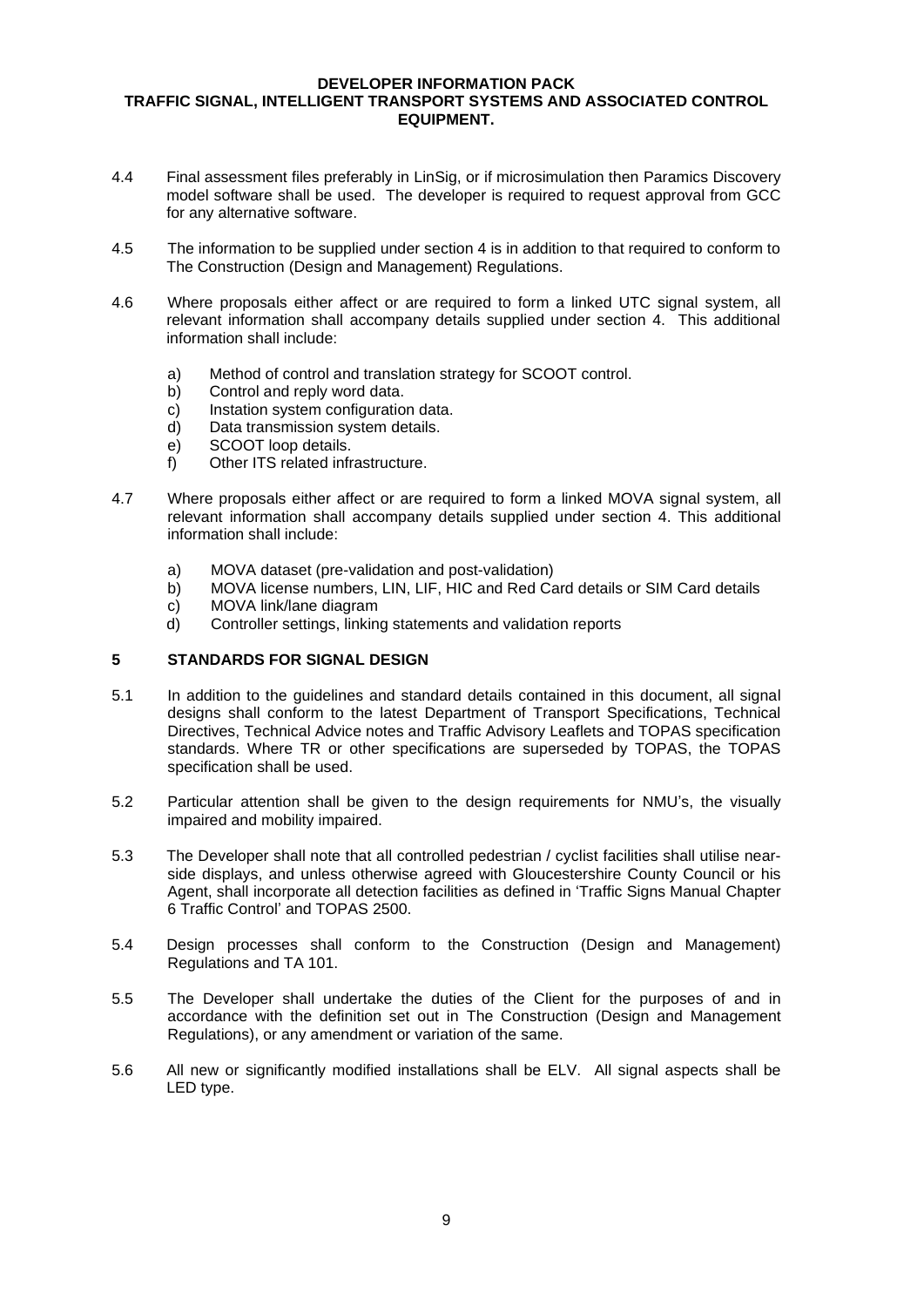4.4 Final assessment files preferably in LinSig, or if microsimulation then Paramics Discovery model software shall be used. The developer is required to request approval from GCC for any alternative software.

4.5 The information to be supplied under section 4 is in addition to that required to conform to The Construction (Design and Management) Regulations.

4.6 Where proposals either affect or are required to form a linked UTC signal system, all relevant information shall accompany details supplied under section 4. This additional information shall include:

- a) Method of control and translation strategy for SCOOT control.
- b) Control and reply word data.
- c) Instation system configuration data.
- d) Data transmission system details.
- e) SCOOT loop details.
- f) Other ITS related infrastructure.

4.7 Where proposals either affect or are required to form a linked MOVA signal system, all relevant information shall accompany details supplied under section 4. This additional information shall include:

- a) MOVA dataset (pre-validation and post-validation)
- b) MOVA license numbers, LIN, LIF, HIC and Red Card details or SIM Card details
- c) MOVA link/lane diagram
- d) Controller settings, linking statements and validation reports

## 5 STANDARDS FOR SIGNAL DESIGN

5.1 In addition to the guidelines and standard details contained in this document, all signal designs shall conform to the latest Department of Transport Specifications, Technical Directives, Technical Advice notes and Traffic Advisory Leaflets and TOPAS specification standards. Where TR or other specifications are superseded by TOPAS, the TOPAS specification shall be used.

5.2 Particular attention shall be given to the design requirements for NMU's, the visually impaired and mobility impaired.

5.3 The Developer shall note that all controlled pedestrian / cyclist facilities shall utilise near-side displays, and unless otherwise agreed with Gloucestershire County Council or his Agent, shall incorporate all detection facilities as defined in 'Traffic Signs Manual Chapter 6 Traffic Control' and TOPAS 2500.

5.4 Design processes shall conform to the Construction (Design and Management) Regulations and TA 101.

5.5 The Developer shall undertake the duties of the Client for the purposes of and in accordance with the definition set out in The Construction (Design and Management Regulations), or any amendment or variation of the same.

5.6 All new or significantly modified installations shall be ELV. All signal aspects shall be LED type.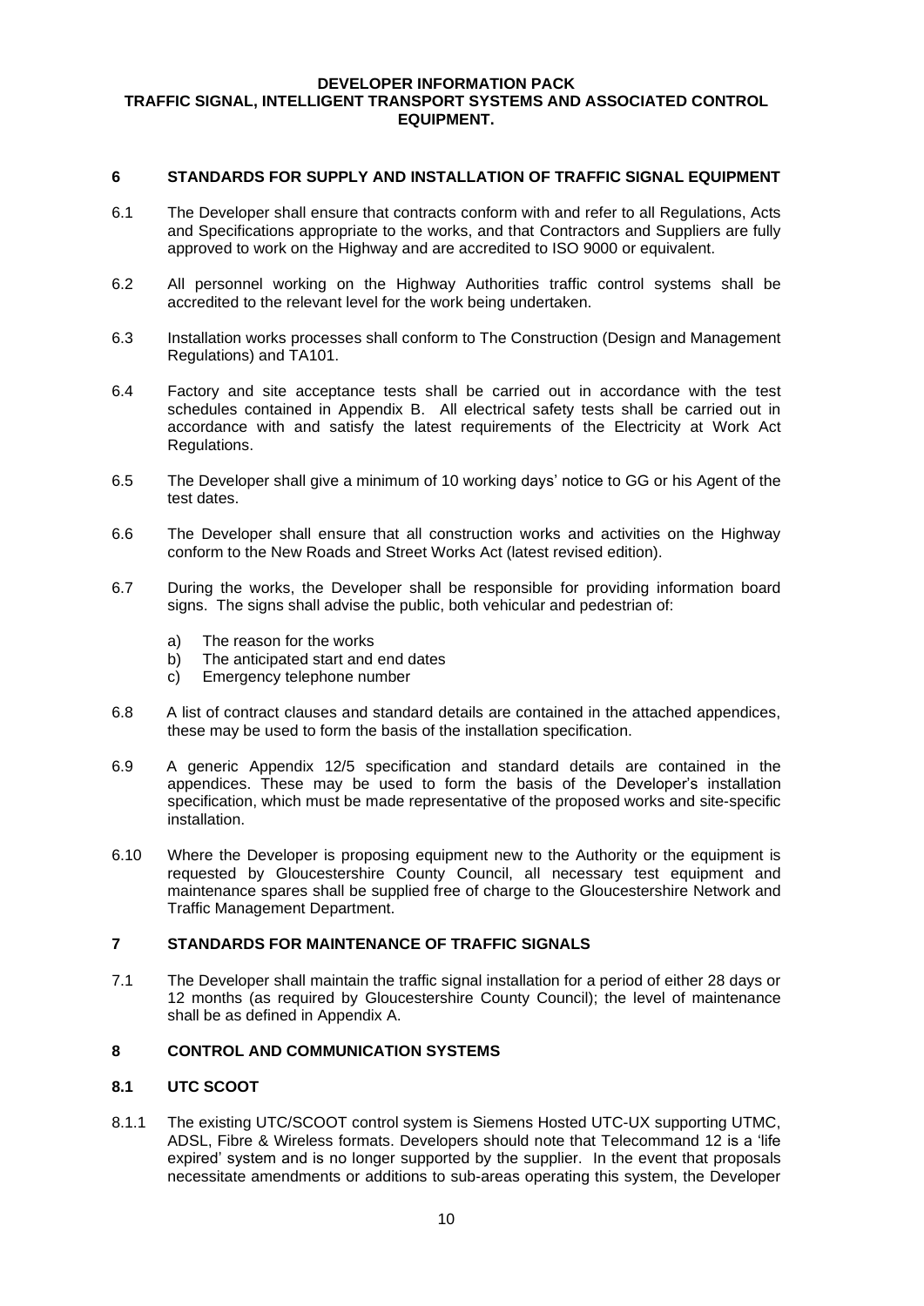## 6 STANDARDS FOR SUPPLY AND INSTALLATION OF TRAFFIC SIGNAL EQUIPMENT

6.1 The Developer shall ensure that contracts conform with and refer to all Regulations, Acts and Specifications appropriate to the works, and that Contractors and Suppliers are fully approved to work on the Highway and are accredited to ISO 9000 or equivalent.

6.2 All personnel working on the Highway Authorities traffic control systems shall be accredited to the relevant level for the work being undertaken.

6.3 Installation works processes shall conform to The Construction (Design and Management Regulations) and TA101.

6.4 Factory and site acceptance tests shall be carried out in accordance with the test schedules contained in Appendix B. All electrical safety tests shall be carried out in accordance with and satisfy the latest requirements of the Electricity at Work Act Regulations.

6.5 The Developer shall give a minimum of 10 working days' notice to GG or his Agent of the test dates.

6.6 The Developer shall ensure that all construction works and activities on the Highway conform to the New Roads and Street Works Act (latest revised edition).

6.7 During the works, the Developer shall be responsible for providing information board signs. The signs shall advise the public, both vehicular and pedestrian of:

a) The reason for the works
b) The anticipated start and end dates
c) Emergency telephone number

6.8 A list of contract clauses and standard details are contained in the attached appendices, these may be used to form the basis of the installation specification.

6.9 A generic Appendix 12/5 specification and standard details are contained in the appendices. These may be used to form the basis of the Developer's installation specification, which must be made representative of the proposed works and site-specific installation.

6.10 Where the Developer is proposing equipment new to the Authority or the equipment is requested by Gloucestershire County Council, all necessary test equipment and maintenance spares shall be supplied free of charge to the Gloucestershire Network and Traffic Management Department.

## 7 STANDARDS FOR MAINTENANCE OF TRAFFIC SIGNALS

7.1 The Developer shall maintain the traffic signal installation for a period of either 28 days or 12 months (as required by Gloucestershire County Council); the level of maintenance shall be as defined in Appendix A.

## 8 CONTROL AND COMMUNICATION SYSTEMS

### 8.1 UTC SCOOT

8.1.1 The existing UTC/SCOOT control system is Siemens Hosted UTC-UX supporting UTMC, ADSL, Fibre & Wireless formats. Developers should note that Telecommand 12 is a 'life expired' system and is no longer supported by the supplier. In the event that proposals necessitate amendments or additions to sub-areas operating this system, the Developer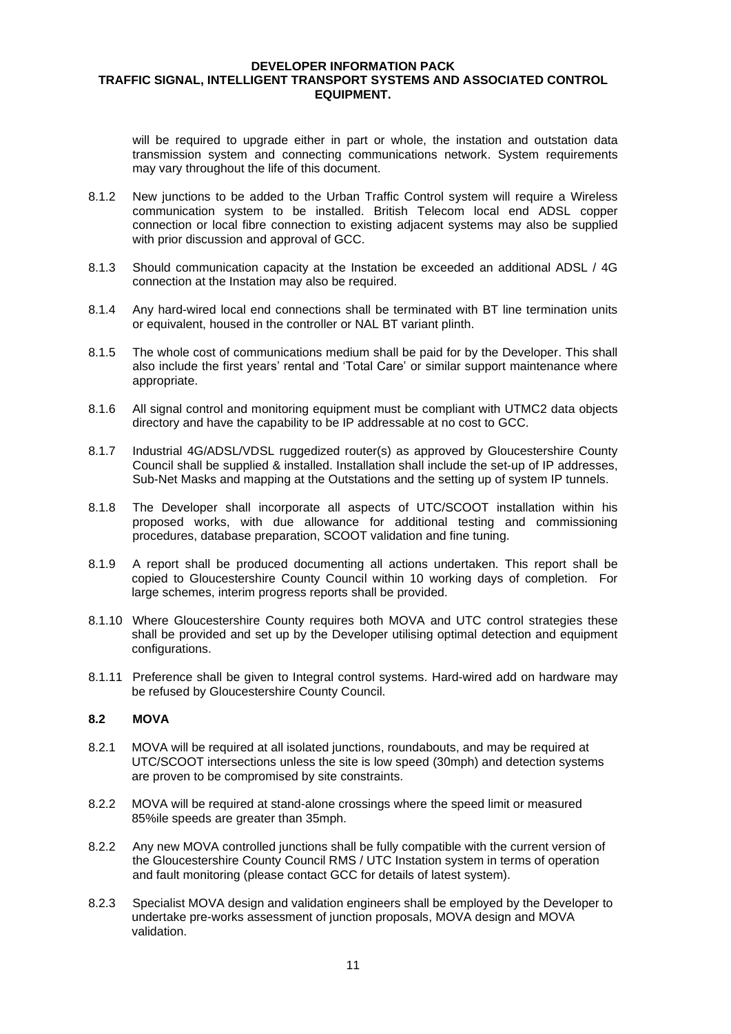will be required to upgrade either in part or whole, the instation and outstation data transmission system and connecting communications network. System requirements may vary throughout the life of this document.

8.1.2 New junctions to be added to the Urban Traffic Control system will require a Wireless communication system to be installed. British Telecom local end ADSL copper connection or local fibre connection to existing adjacent systems may also be supplied with prior discussion and approval of GCC.

8.1.3 Should communication capacity at the Instation be exceeded an additional ADSL / 4G connection at the Instation may also be required.

8.1.4 Any hard-wired local end connections shall be terminated with BT line termination units or equivalent, housed in the controller or NAL BT variant plinth.

8.1.5 The whole cost of communications medium shall be paid for by the Developer. This shall also include the first years' rental and 'Total Care' or similar support maintenance where appropriate.

8.1.6 All signal control and monitoring equipment must be compliant with UTMC2 data objects directory and have the capability to be IP addressable at no cost to GCC.

8.1.7 Industrial 4G/ADSL/VDSL ruggedized router(s) as approved by Gloucestershire County Council shall be supplied & installed. Installation shall include the set-up of IP addresses, Sub-Net Masks and mapping at the Outstations and the setting up of system IP tunnels.

8.1.8 The Developer shall incorporate all aspects of UTC/SCOOT installation within his proposed works, with due allowance for additional testing and commissioning procedures, database preparation, SCOOT validation and fine tuning.

8.1.9 A report shall be produced documenting all actions undertaken. This report shall be copied to Gloucestershire County Council within 10 working days of completion. For large schemes, interim progress reports shall be provided.

8.1.10 Where Gloucestershire County requires both MOVA and UTC control strategies these shall be provided and set up by the Developer utilising optimal detection and equipment configurations.

8.1.11 Preference shall be given to Integral control systems. Hard-wired add on hardware may be refused by Gloucestershire County Council.

## 8.2 MOVA

8.2.1 MOVA will be required at all isolated junctions, roundabouts, and may be required at UTC/SCOOT intersections unless the site is low speed (30mph) and detection systems are proven to be compromised by site constraints.

8.2.2 MOVA will be required at stand-alone crossings where the speed limit or measured 85%ile speeds are greater than 35mph.

8.2.2 Any new MOVA controlled junctions shall be fully compatible with the current version of the Gloucestershire County Council RMS / UTC Instation system in terms of operation and fault monitoring (please contact GCC for details of latest system).

8.2.3 Specialist MOVA design and validation engineers shall be employed by the Developer to undertake pre-works assessment of junction proposals, MOVA design and MOVA validation.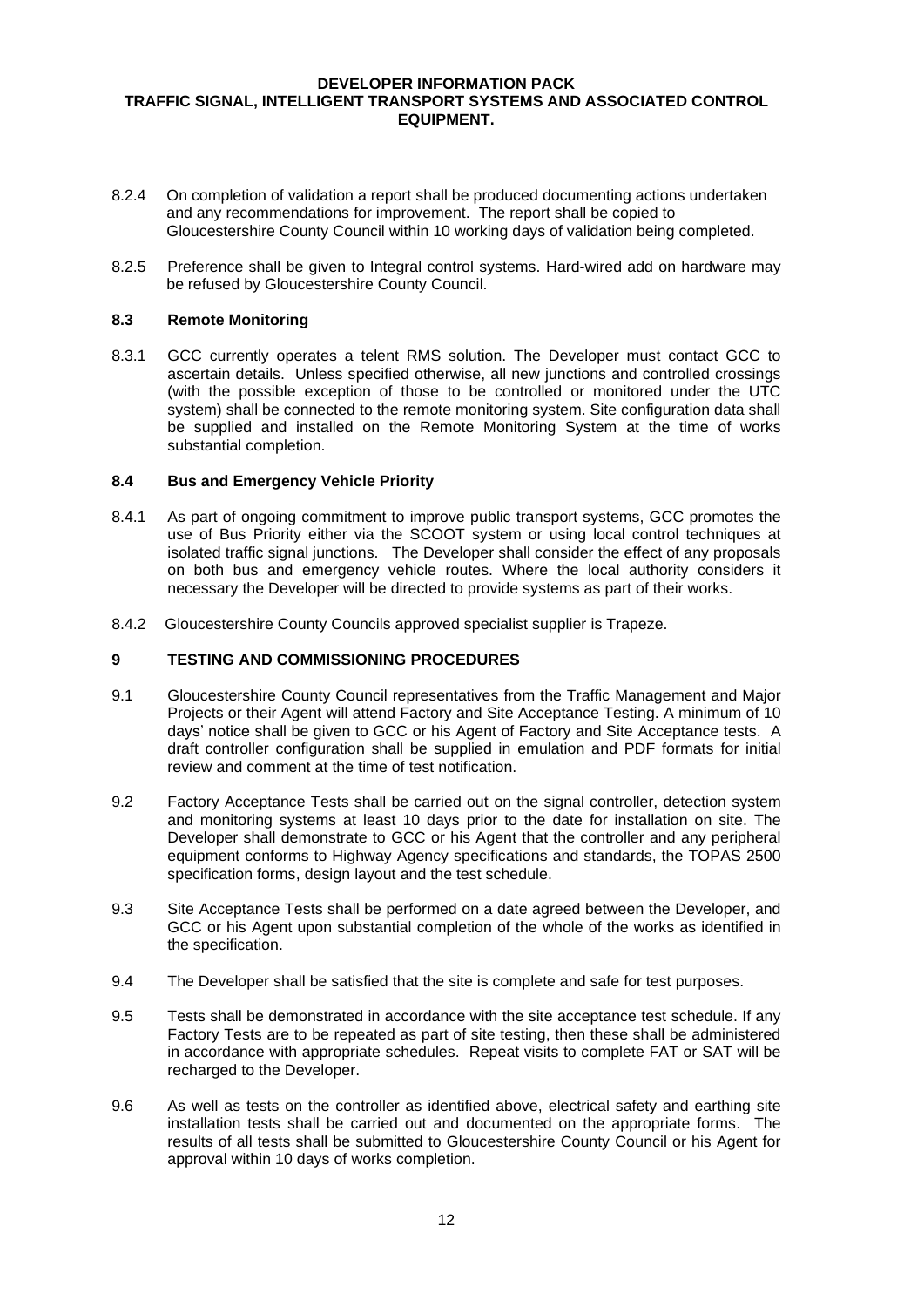8.2.4 On completion of validation a report shall be produced documenting actions undertaken and any recommendations for improvement. The report shall be copied to Gloucestershire County Council within 10 working days of validation being completed.

8.2.5 Preference shall be given to Integral control systems. Hard-wired add on hardware may be refused by Gloucestershire County Council.

### 8.3 Remote Monitoring

8.3.1 GCC currently operates a telent RMS solution. The Developer must contact GCC to ascertain details. Unless specified otherwise, all new junctions and controlled crossings (with the possible exception of those to be controlled or monitored under the UTC system) shall be connected to the remote monitoring system. Site configuration data shall be supplied and installed on the Remote Monitoring System at the time of works substantial completion.

### 8.4 Bus and Emergency Vehicle Priority

8.4.1 As part of ongoing commitment to improve public transport systems, GCC promotes the use of Bus Priority either via the SCOOT system or using local control techniques at isolated traffic signal junctions. The Developer shall consider the effect of any proposals on both bus and emergency vehicle routes. Where the local authority considers it necessary the Developer will be directed to provide systems as part of their works.

8.4.2 Gloucestershire County Councils approved specialist supplier is Trapeze.

## 9 TESTING AND COMMISSIONING PROCEDURES

9.1 Gloucestershire County Council representatives from the Traffic Management and Major Projects or their Agent will attend Factory and Site Acceptance Testing. A minimum of 10 days' notice shall be given to GCC or his Agent of Factory and Site Acceptance tests. A draft controller configuration shall be supplied in emulation and PDF formats for initial review and comment at the time of test notification.

9.2 Factory Acceptance Tests shall be carried out on the signal controller, detection system and monitoring systems at least 10 days prior to the date for installation on site. The Developer shall demonstrate to GCC or his Agent that the controller and any peripheral equipment conforms to Highway Agency specifications and standards, the TOPAS 2500 specification forms, design layout and the test schedule.

9.3 Site Acceptance Tests shall be performed on a date agreed between the Developer, and GCC or his Agent upon substantial completion of the whole of the works as identified in the specification.

9.4 The Developer shall be satisfied that the site is complete and safe for test purposes.

9.5 Tests shall be demonstrated in accordance with the site acceptance test schedule. If any Factory Tests are to be repeated as part of site testing, then these shall be administered in accordance with appropriate schedules. Repeat visits to complete FAT or SAT will be recharged to the Developer.

9.6 As well as tests on the controller as identified above, electrical safety and earthing site installation tests shall be carried out and documented on the appropriate forms. The results of all tests shall be submitted to Gloucestershire County Council or his Agent for approval within 10 days of works completion.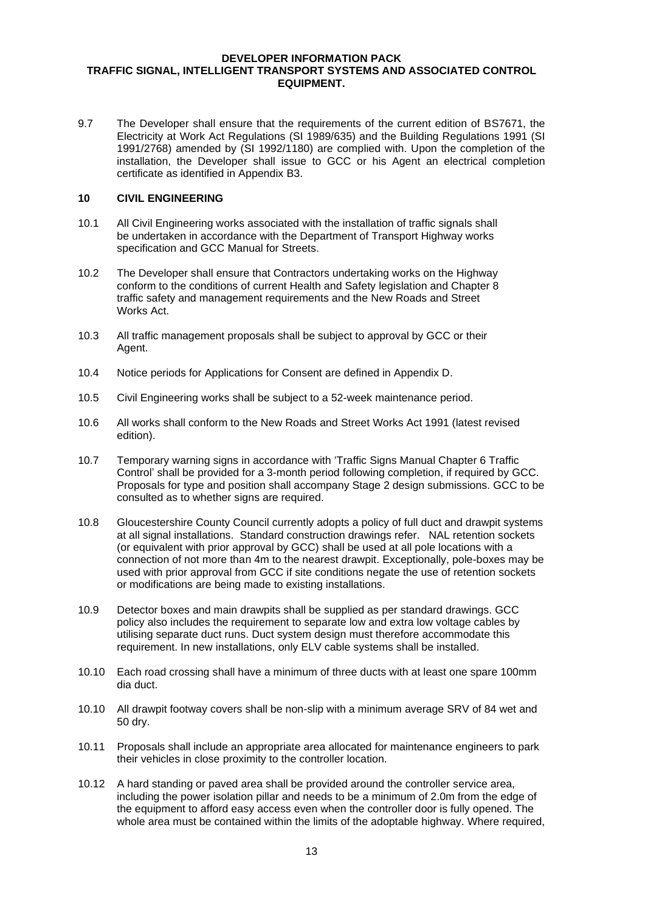9.7 The Developer shall ensure that the requirements of the current edition of BS7671, the Electricity at Work Act Regulations (SI 1989/635) and the Building Regulations 1991 (SI 1991/2768) amended by (SI 1992/1180) are complied with. Upon the completion of the installation, the Developer shall issue to GCC or his Agent an electrical completion certificate as identified in Appendix B3.

## 10 CIVIL ENGINEERING

10.1 All Civil Engineering works associated with the installation of traffic signals shall be undertaken in accordance with the Department of Transport Highway works specification and GCC Manual for Streets.

10.2 The Developer shall ensure that Contractors undertaking works on the Highway conform to the conditions of current Health and Safety legislation and Chapter 8 traffic safety and management requirements and the New Roads and Street Works Act.

10.3 All traffic management proposals shall be subject to approval by GCC or their Agent.

10.4 Notice periods for Applications for Consent are defined in Appendix D.

10.5 Civil Engineering works shall be subject to a 52-week maintenance period.

10.6 All works shall conform to the New Roads and Street Works Act 1991 (latest revised edition).

10.7 Temporary warning signs in accordance with 'Traffic Signs Manual Chapter 6 Traffic Control' shall be provided for a 3-month period following completion, if required by GCC. Proposals for type and position shall accompany Stage 2 design submissions. GCC to be consulted as to whether signs are required.

10.8 Gloucestershire County Council currently adopts a policy of full duct and drawpit systems at all signal installations. Standard construction drawings refer. NAL retention sockets (or equivalent with prior approval by GCC) shall be used at all pole locations with a connection of not more than 4m to the nearest drawpit. Exceptionally, pole-boxes may be used with prior approval from GCC if site conditions negate the use of retention sockets or modifications are being made to existing installations.

10.9 Detector boxes and main drawpits shall be supplied as per standard drawings. GCC policy also includes the requirement to separate low and extra low voltage cables by utilising separate duct runs. Duct system design must therefore accommodate this requirement. In new installations, only ELV cable systems shall be installed.

10.10 Each road crossing shall have a minimum of three ducts with at least one spare 100mm dia duct.

10.10 All drawpit footway covers shall be non-slip with a minimum average SRV of 84 wet and 50 dry.

10.11 Proposals shall include an appropriate area allocated for maintenance engineers to park their vehicles in close proximity to the controller location.

10.12 A hard standing or paved area shall be provided around the controller service area, including the power isolation pillar and needs to be a minimum of 2.0m from the edge of the equipment to afford easy access even when the controller door is fully opened. The whole area must be contained within the limits of the adoptable highway. Where required,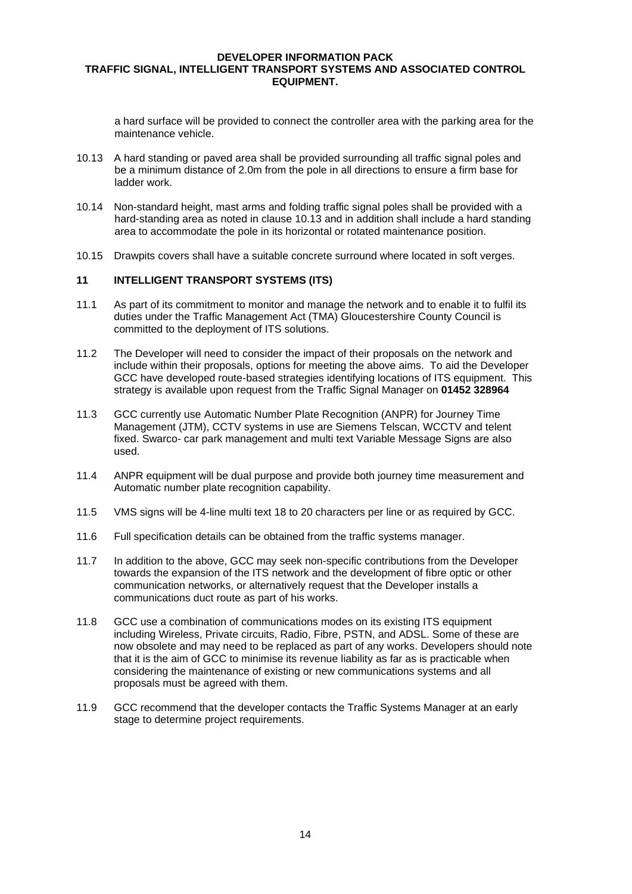a hard surface will be provided to connect the controller area with the parking area for the maintenance vehicle.

10.13 A hard standing or paved area shall be provided surrounding all traffic signal poles and be a minimum distance of 2.0m from the pole in all directions to ensure a firm base for ladder work.

10.14 Non-standard height, mast arms and folding traffic signal poles shall be provided with a hard-standing area as noted in clause 10.13 and in addition shall include a hard standing area to accommodate the pole in its horizontal or rotated maintenance position.

10.15 Drawpits covers shall have a suitable concrete surround where located in soft verges.

## 11 INTELLIGENT TRANSPORT SYSTEMS (ITS)

11.1 As part of its commitment to monitor and manage the network and to enable it to fulfil its duties under the Traffic Management Act (TMA) Gloucestershire County Council is committed to the deployment of ITS solutions.

11.2 The Developer will need to consider the impact of their proposals on the network and include within their proposals, options for meeting the above aims. To aid the Developer GCC have developed route-based strategies identifying locations of ITS equipment. This strategy is available upon request from the Traffic Signal Manager on **01452 328964**

11.3 GCC currently use Automatic Number Plate Recognition (ANPR) for Journey Time Management (JTM), CCTV systems in use are Siemens Telscan, WCCTV and telent fixed. Swarco- car park management and multi text Variable Message Signs are also used.

11.4 ANPR equipment will be dual purpose and provide both journey time measurement and Automatic number plate recognition capability.

11.5 VMS signs will be 4-line multi text 18 to 20 characters per line or as required by GCC.

11.6 Full specification details can be obtained from the traffic systems manager.

11.7 In addition to the above, GCC may seek non-specific contributions from the Developer towards the expansion of the ITS network and the development of fibre optic or other communication networks, or alternatively request that the Developer installs a communications duct route as part of his works.

11.8 GCC use a combination of communications modes on its existing ITS equipment including Wireless, Private circuits, Radio, Fibre, PSTN, and ADSL. Some of these are now obsolete and may need to be replaced as part of any works. Developers should note that it is the aim of GCC to minimise its revenue liability as far as is practicable when considering the maintenance of existing or new communications systems and all proposals must be agreed with them.

11.9 GCC recommend that the developer contacts the Traffic Systems Manager at an early stage to determine project requirements.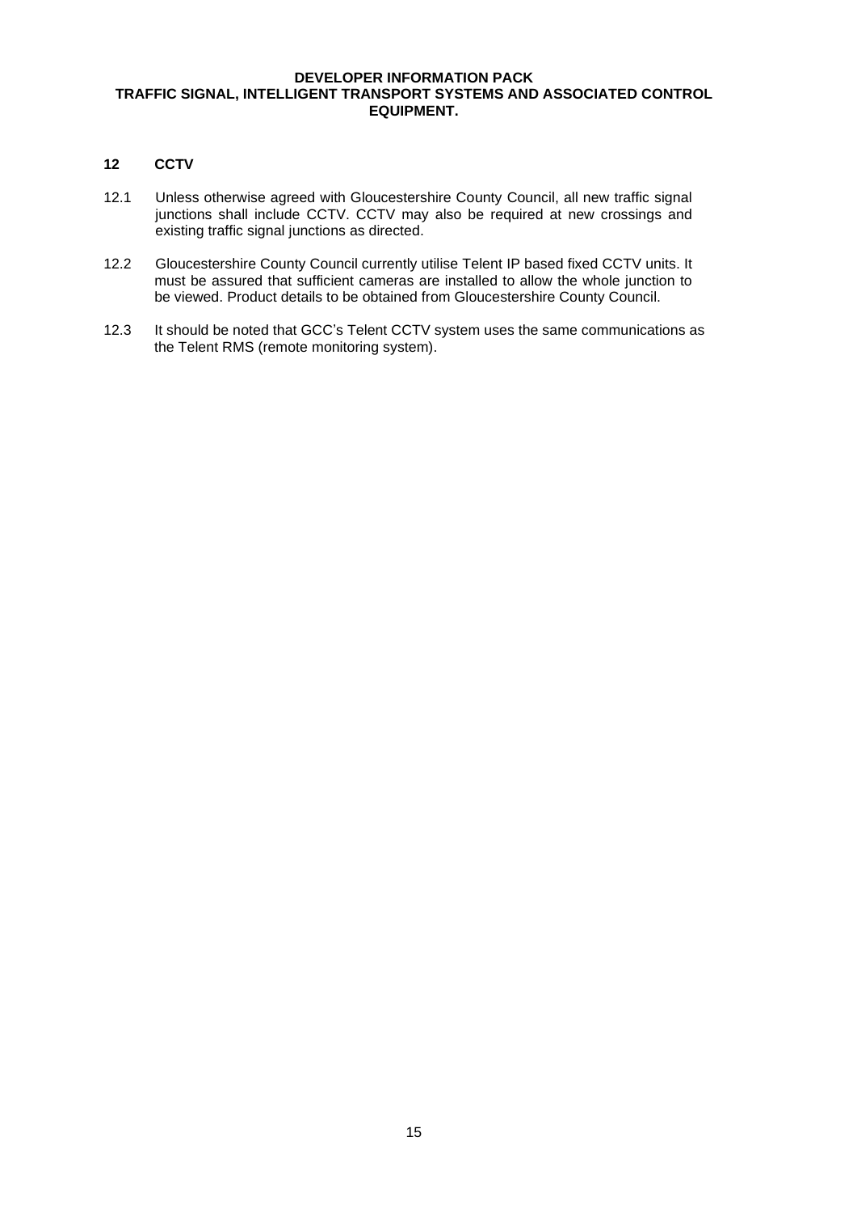## 12 CCTV

12.1 Unless otherwise agreed with Gloucestershire County Council, all new traffic signal junctions shall include CCTV. CCTV may also be required at new crossings and existing traffic signal junctions as directed.

12.2 Gloucestershire County Council currently utilise Telent IP based fixed CCTV units. It must be assured that sufficient cameras are installed to allow the whole junction to be viewed. Product details to be obtained from Gloucestershire County Council.

12.3 It should be noted that GCC's Telent CCTV system uses the same communications as the Telent RMS (remote monitoring system).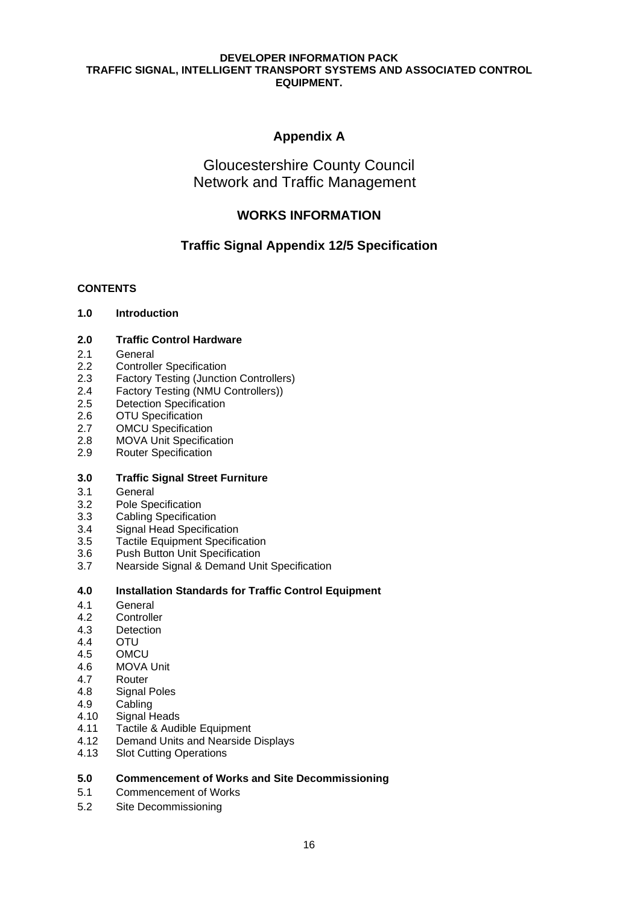**DEVELOPER INFORMATION PACK**
**TRAFFIC SIGNAL, INTELLIGENT TRANSPORT SYSTEMS AND ASSOCIATED CONTROL EQUIPMENT.**

# Appendix A

## Gloucestershire County Council
## Network and Traffic Management

## WORKS INFORMATION

## Traffic Signal Appendix 12/5 Specification

**CONTENTS**

**1.0 Introduction**

**2.0 Traffic Control Hardware**

2.1 General
2.2 Controller Specification
2.3 Factory Testing (Junction Controllers)
2.4 Factory Testing (NMU Controllers))
2.5 Detection Specification
2.6 OTU Specification
2.7 OMCU Specification
2.8 MOVA Unit Specification
2.9 Router Specification

**3.0 Traffic Signal Street Furniture**

3.1 General
3.2 Pole Specification
3.3 Cabling Specification
3.4 Signal Head Specification
3.5 Tactile Equipment Specification
3.6 Push Button Unit Specification
3.7 Nearside Signal & Demand Unit Specification

**4.0 Installation Standards for Traffic Control Equipment**

4.1 General
4.2 Controller
4.3 Detection
4.4 OTU
4.5 OMCU
4.6 MOVA Unit
4.7 Router
4.8 Signal Poles
4.9 Cabling
4.10 Signal Heads
4.11 Tactile & Audible Equipment
4.12 Demand Units and Nearside Displays
4.13 Slot Cutting Operations

**5.0 Commencement of Works and Site Decommissioning**

5.1 Commencement of Works
5.2 Site Decommissioning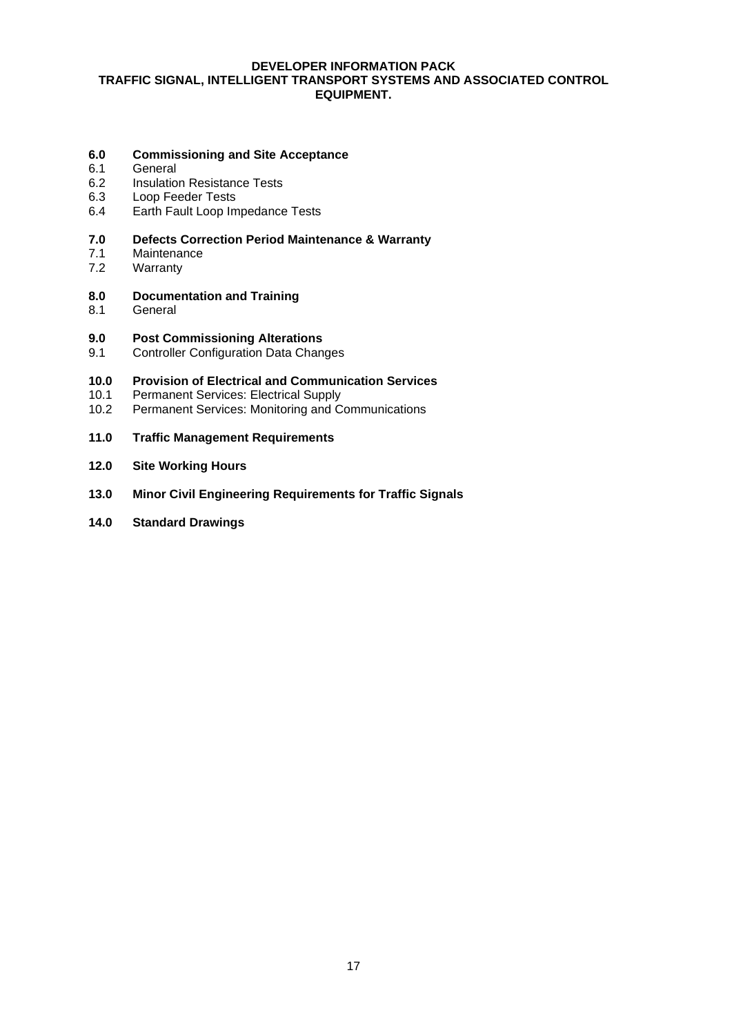**6.0 Commissioning and Site Acceptance**
6.1 General
6.2 Insulation Resistance Tests
6.3 Loop Feeder Tests
6.4 Earth Fault Loop Impedance Tests

**7.0 Defects Correction Period Maintenance & Warranty**
7.1 Maintenance
7.2 Warranty

**8.0 Documentation and Training**
8.1 General

**9.0 Post Commissioning Alterations**
9.1 Controller Configuration Data Changes

**10.0 Provision of Electrical and Communication Services**
10.1 Permanent Services: Electrical Supply
10.2 Permanent Services: Monitoring and Communications

**11.0 Traffic Management Requirements**

**12.0 Site Working Hours**

**13.0 Minor Civil Engineering Requirements for Traffic Signals**

**14.0 Standard Drawings**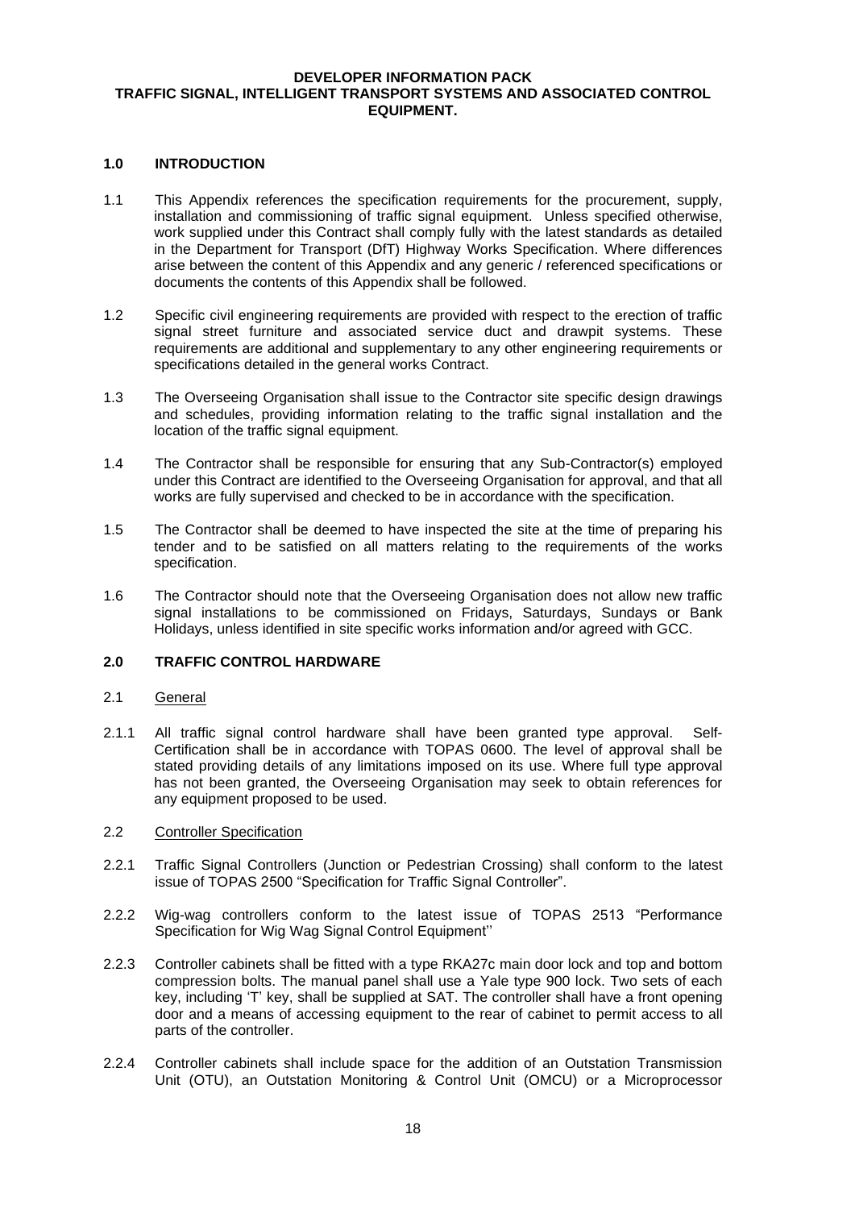**DEVELOPER INFORMATION PACK**
**TRAFFIC SIGNAL, INTELLIGENT TRANSPORT SYSTEMS AND ASSOCIATED CONTROL EQUIPMENT.**

## 1.0 INTRODUCTION

1.1 This Appendix references the specification requirements for the procurement, supply, installation and commissioning of traffic signal equipment. Unless specified otherwise, work supplied under this Contract shall comply fully with the latest standards as detailed in the Department for Transport (DfT) Highway Works Specification. Where differences arise between the content of this Appendix and any generic / referenced specifications or documents the contents of this Appendix shall be followed.

1.2 Specific civil engineering requirements are provided with respect to the erection of traffic signal street furniture and associated service duct and drawpit systems. These requirements are additional and supplementary to any other engineering requirements or specifications detailed in the general works Contract.

1.3 The Overseeing Organisation shall issue to the Contractor site specific design drawings and schedules, providing information relating to the traffic signal installation and the location of the traffic signal equipment.

1.4 The Contractor shall be responsible for ensuring that any Sub-Contractor(s) employed under this Contract are identified to the Overseeing Organisation for approval, and that all works are fully supervised and checked to be in accordance with the specification.

1.5 The Contractor shall be deemed to have inspected the site at the time of preparing his tender and to be satisfied on all matters relating to the requirements of the works specification.

1.6 The Contractor should note that the Overseeing Organisation does not allow new traffic signal installations to be commissioned on Fridays, Saturdays, Sundays or Bank Holidays, unless identified in site specific works information and/or agreed with GCC.

## 2.0 TRAFFIC CONTROL HARDWARE

2.1 General

2.1.1 All traffic signal control hardware shall have been granted type approval. Self-Certification shall be in accordance with TOPAS 0600. The level of approval shall be stated providing details of any limitations imposed on its use. Where full type approval has not been granted, the Overseeing Organisation may seek to obtain references for any equipment proposed to be used.

2.2 Controller Specification

2.2.1 Traffic Signal Controllers (Junction or Pedestrian Crossing) shall conform to the latest issue of TOPAS 2500 "Specification for Traffic Signal Controller".

2.2.2 Wig-wag controllers conform to the latest issue of TOPAS 2513 "Performance Specification for Wig Wag Signal Control Equipment''

2.2.3 Controller cabinets shall be fitted with a type RKA27c main door lock and top and bottom compression bolts. The manual panel shall use a Yale type 900 lock. Two sets of each key, including 'T' key, shall be supplied at SAT. The controller shall have a front opening door and a means of accessing equipment to the rear of cabinet to permit access to all parts of the controller.

2.2.4 Controller cabinets shall include space for the addition of an Outstation Transmission Unit (OTU), an Outstation Monitoring & Control Unit (OMCU) or a Microprocessor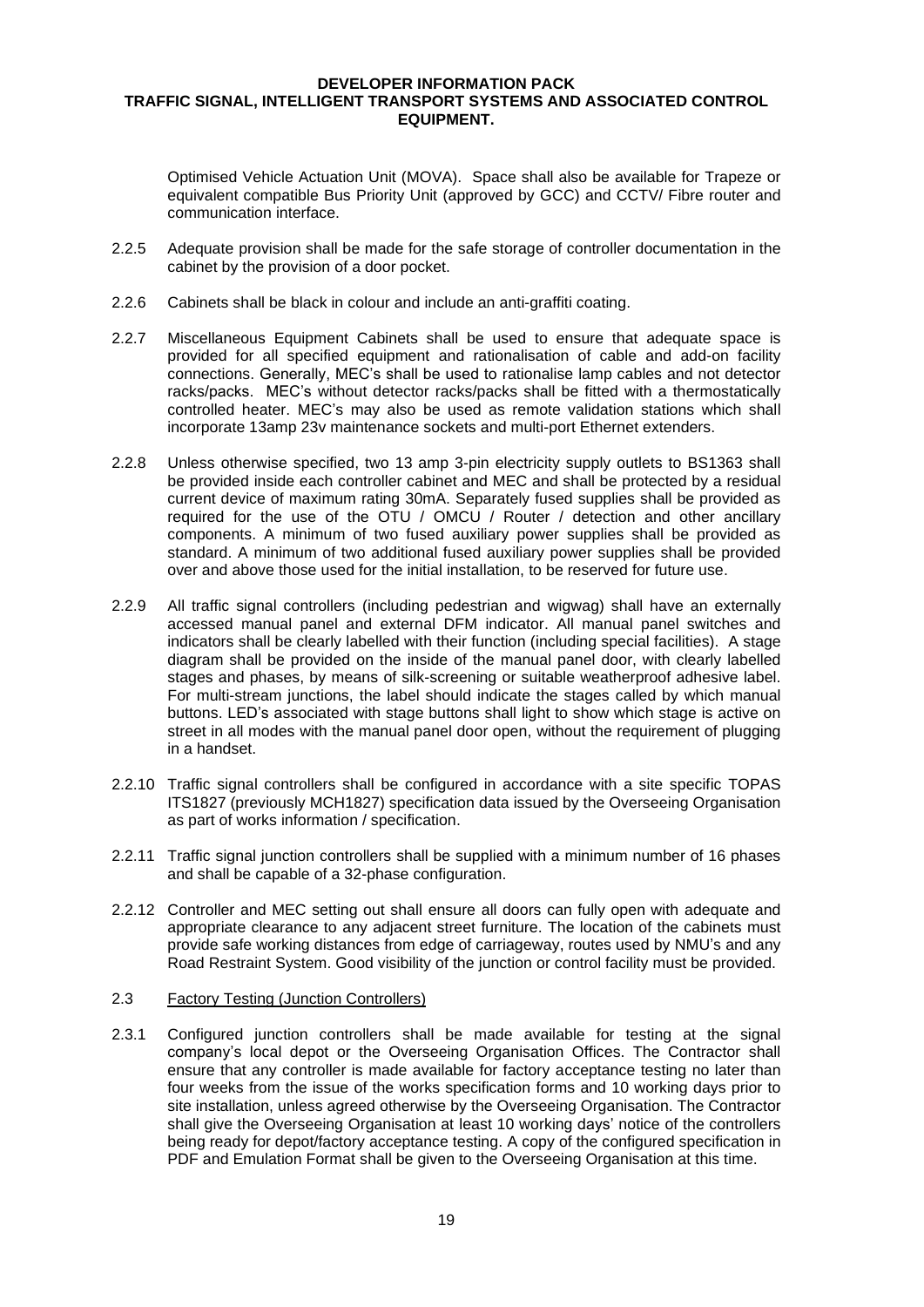Optimised Vehicle Actuation Unit (MOVA). Space shall also be available for Trapeze or equivalent compatible Bus Priority Unit (approved by GCC) and CCTV/ Fibre router and communication interface.

2.2.5 Adequate provision shall be made for the safe storage of controller documentation in the cabinet by the provision of a door pocket.

2.2.6 Cabinets shall be black in colour and include an anti-graffiti coating.

2.2.7 Miscellaneous Equipment Cabinets shall be used to ensure that adequate space is provided for all specified equipment and rationalisation of cable and add-on facility connections. Generally, MEC's shall be used to rationalise lamp cables and not detector racks/packs. MEC's without detector racks/packs shall be fitted with a thermostatically controlled heater. MEC's may also be used as remote validation stations which shall incorporate 13amp 23v maintenance sockets and multi-port Ethernet extenders.

2.2.8 Unless otherwise specified, two 13 amp 3-pin electricity supply outlets to BS1363 shall be provided inside each controller cabinet and MEC and shall be protected by a residual current device of maximum rating 30mA. Separately fused supplies shall be provided as required for the use of the OTU / OMCU / Router / detection and other ancillary components. A minimum of two fused auxiliary power supplies shall be provided as standard. A minimum of two additional fused auxiliary power supplies shall be provided over and above those used for the initial installation, to be reserved for future use.

2.2.9 All traffic signal controllers (including pedestrian and wigwag) shall have an externally accessed manual panel and external DFM indicator. All manual panel switches and indicators shall be clearly labelled with their function (including special facilities). A stage diagram shall be provided on the inside of the manual panel door, with clearly labelled stages and phases, by means of silk-screening or suitable weatherproof adhesive label. For multi-stream junctions, the label should indicate the stages called by which manual buttons. LED's associated with stage buttons shall light to show which stage is active on street in all modes with the manual panel door open, without the requirement of plugging in a handset.

2.2.10 Traffic signal controllers shall be configured in accordance with a site specific TOPAS ITS1827 (previously MCH1827) specification data issued by the Overseeing Organisation as part of works information / specification.

2.2.11 Traffic signal junction controllers shall be supplied with a minimum number of 16 phases and shall be capable of a 32-phase configuration.

2.2.12 Controller and MEC setting out shall ensure all doors can fully open with adequate and appropriate clearance to any adjacent street furniture. The location of the cabinets must provide safe working distances from edge of carriageway, routes used by NMU's and any Road Restraint System. Good visibility of the junction or control facility must be provided.

### 2.3 Factory Testing (Junction Controllers)

2.3.1 Configured junction controllers shall be made available for testing at the signal company's local depot or the Overseeing Organisation Offices. The Contractor shall ensure that any controller is made available for factory acceptance testing no later than four weeks from the issue of the works specification forms and 10 working days prior to site installation, unless agreed otherwise by the Overseeing Organisation. The Contractor shall give the Overseeing Organisation at least 10 working days' notice of the controllers being ready for depot/factory acceptance testing. A copy of the configured specification in PDF and Emulation Format shall be given to the Overseeing Organisation at this time.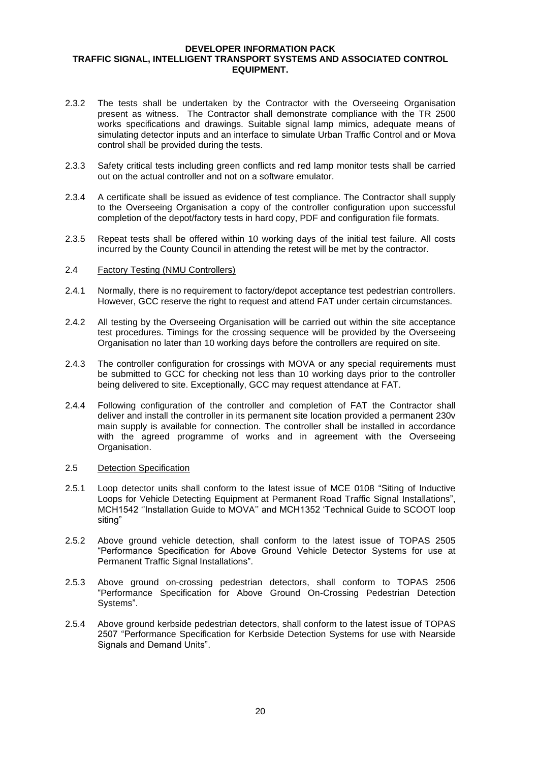2.3.2 The tests shall be undertaken by the Contractor with the Overseeing Organisation present as witness. The Contractor shall demonstrate compliance with the TR 2500 works specifications and drawings. Suitable signal lamp mimics, adequate means of simulating detector inputs and an interface to simulate Urban Traffic Control and or Mova control shall be provided during the tests.

2.3.3 Safety critical tests including green conflicts and red lamp monitor tests shall be carried out on the actual controller and not on a software emulator.

2.3.4 A certificate shall be issued as evidence of test compliance. The Contractor shall supply to the Overseeing Organisation a copy of the controller configuration upon successful completion of the depot/factory tests in hard copy, PDF and configuration file formats.

2.3.5 Repeat tests shall be offered within 10 working days of the initial test failure. All costs incurred by the County Council in attending the retest will be met by the contractor.

2.4 <u>Factory Testing (NMU Controllers)</u>

2.4.1 Normally, there is no requirement to factory/depot acceptance test pedestrian controllers. However, GCC reserve the right to request and attend FAT under certain circumstances.

2.4.2 All testing by the Overseeing Organisation will be carried out within the site acceptance test procedures. Timings for the crossing sequence will be provided by the Overseeing Organisation no later than 10 working days before the controllers are required on site.

2.4.3 The controller configuration for crossings with MOVA or any special requirements must be submitted to GCC for checking not less than 10 working days prior to the controller being delivered to site. Exceptionally, GCC may request attendance at FAT.

2.4.4 Following configuration of the controller and completion of FAT the Contractor shall deliver and install the controller in its permanent site location provided a permanent 230v main supply is available for connection. The controller shall be installed in accordance with the agreed programme of works and in agreement with the Overseeing Organisation.

2.5 <u>Detection Specification</u>

2.5.1 Loop detector units shall conform to the latest issue of MCE 0108 "Siting of Inductive Loops for Vehicle Detecting Equipment at Permanent Road Traffic Signal Installations", MCH1542 ''Installation Guide to MOVA'' and MCH1352 'Technical Guide to SCOOT loop siting"

2.5.2 Above ground vehicle detection, shall conform to the latest issue of TOPAS 2505 "Performance Specification for Above Ground Vehicle Detector Systems for use at Permanent Traffic Signal Installations".

2.5.3 Above ground on-crossing pedestrian detectors, shall conform to TOPAS 2506 "Performance Specification for Above Ground On-Crossing Pedestrian Detection Systems".

2.5.4 Above ground kerbside pedestrian detectors, shall conform to the latest issue of TOPAS 2507 "Performance Specification for Kerbside Detection Systems for use with Nearside Signals and Demand Units".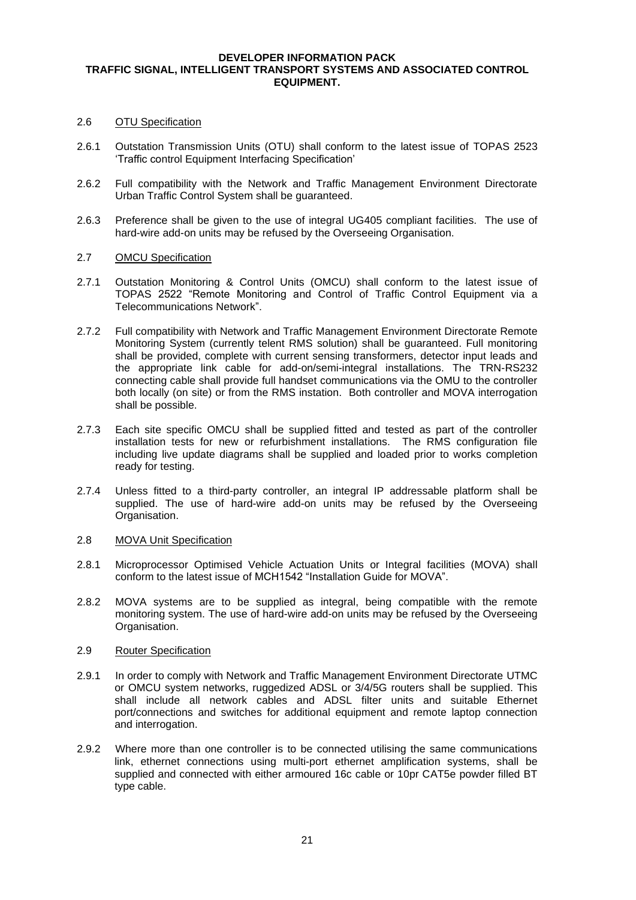## 2.6 OTU Specification

2.6.1 Outstation Transmission Units (OTU) shall conform to the latest issue of TOPAS 2523 'Traffic control Equipment Interfacing Specification'

2.6.2 Full compatibility with the Network and Traffic Management Environment Directorate Urban Traffic Control System shall be guaranteed.

2.6.3 Preference shall be given to the use of integral UG405 compliant facilities. The use of hard-wire add-on units may be refused by the Overseeing Organisation.

## 2.7 OMCU Specification

2.7.1 Outstation Monitoring & Control Units (OMCU) shall conform to the latest issue of TOPAS 2522 "Remote Monitoring and Control of Traffic Control Equipment via a Telecommunications Network".

2.7.2 Full compatibility with Network and Traffic Management Environment Directorate Remote Monitoring System (currently telent RMS solution) shall be guaranteed. Full monitoring shall be provided, complete with current sensing transformers, detector input leads and the appropriate link cable for add-on/semi-integral installations. The TRN-RS232 connecting cable shall provide full handset communications via the OMU to the controller both locally (on site) or from the RMS instation. Both controller and MOVA interrogation shall be possible.

2.7.3 Each site specific OMCU shall be supplied fitted and tested as part of the controller installation tests for new or refurbishment installations. The RMS configuration file including live update diagrams shall be supplied and loaded prior to works completion ready for testing.

2.7.4 Unless fitted to a third-party controller, an integral IP addressable platform shall be supplied. The use of hard-wire add-on units may be refused by the Overseeing Organisation.

## 2.8 MOVA Unit Specification

2.8.1 Microprocessor Optimised Vehicle Actuation Units or Integral facilities (MOVA) shall conform to the latest issue of MCH1542 "Installation Guide for MOVA".

2.8.2 MOVA systems are to be supplied as integral, being compatible with the remote monitoring system. The use of hard-wire add-on units may be refused by the Overseeing Organisation.

## 2.9 Router Specification

2.9.1 In order to comply with Network and Traffic Management Environment Directorate UTMC or OMCU system networks, ruggedized ADSL or 3/4/5G routers shall be supplied. This shall include all network cables and ADSL filter units and suitable Ethernet port/connections and switches for additional equipment and remote laptop connection and interrogation.

2.9.2 Where more than one controller is to be connected utilising the same communications link, ethernet connections using multi-port ethernet amplification systems, shall be supplied and connected with either armoured 16c cable or 10pr CAT5e powder filled BT type cable.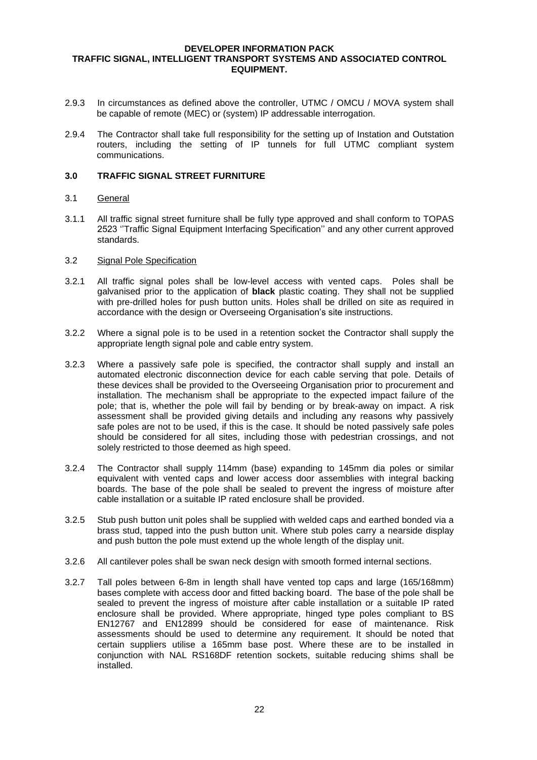2.9.3 In circumstances as defined above the controller, UTMC / OMCU / MOVA system shall be capable of remote (MEC) or (system) IP addressable interrogation.

2.9.4 The Contractor shall take full responsibility for the setting up of Instation and Outstation routers, including the setting of IP tunnels for full UTMC compliant system communications.

## 3.0 TRAFFIC SIGNAL STREET FURNITURE

### 3.1 General

3.1.1 All traffic signal street furniture shall be fully type approved and shall conform to TOPAS 2523 ''Traffic Signal Equipment Interfacing Specification'' and any other current approved standards.

### 3.2 Signal Pole Specification

3.2.1 All traffic signal poles shall be low-level access with vented caps. Poles shall be galvanised prior to the application of **black** plastic coating. They shall not be supplied with pre-drilled holes for push button units. Holes shall be drilled on site as required in accordance with the design or Overseeing Organisation's site instructions.

3.2.2 Where a signal pole is to be used in a retention socket the Contractor shall supply the appropriate length signal pole and cable entry system.

3.2.3 Where a passively safe pole is specified, the contractor shall supply and install an automated electronic disconnection device for each cable serving that pole. Details of these devices shall be provided to the Overseeing Organisation prior to procurement and installation. The mechanism shall be appropriate to the expected impact failure of the pole; that is, whether the pole will fail by bending or by break-away on impact. A risk assessment shall be provided giving details and including any reasons why passively safe poles are not to be used, if this is the case. It should be noted passively safe poles should be considered for all sites, including those with pedestrian crossings, and not solely restricted to those deemed as high speed.

3.2.4 The Contractor shall supply 114mm (base) expanding to 145mm dia poles or similar equivalent with vented caps and lower access door assemblies with integral backing boards. The base of the pole shall be sealed to prevent the ingress of moisture after cable installation or a suitable IP rated enclosure shall be provided.

3.2.5 Stub push button unit poles shall be supplied with welded caps and earthed bonded via a brass stud, tapped into the push button unit. Where stub poles carry a nearside display and push button the pole must extend up the whole length of the display unit.

3.2.6 All cantilever poles shall be swan neck design with smooth formed internal sections.

3.2.7 Tall poles between 6-8m in length shall have vented top caps and large (165/168mm) bases complete with access door and fitted backing board. The base of the pole shall be sealed to prevent the ingress of moisture after cable installation or a suitable IP rated enclosure shall be provided. Where appropriate, hinged type poles compliant to BS EN12767 and EN12899 should be considered for ease of maintenance. Risk assessments should be used to determine any requirement. It should be noted that certain suppliers utilise a 165mm base post. Where these are to be installed in conjunction with NAL RS168DF retention sockets, suitable reducing shims shall be installed.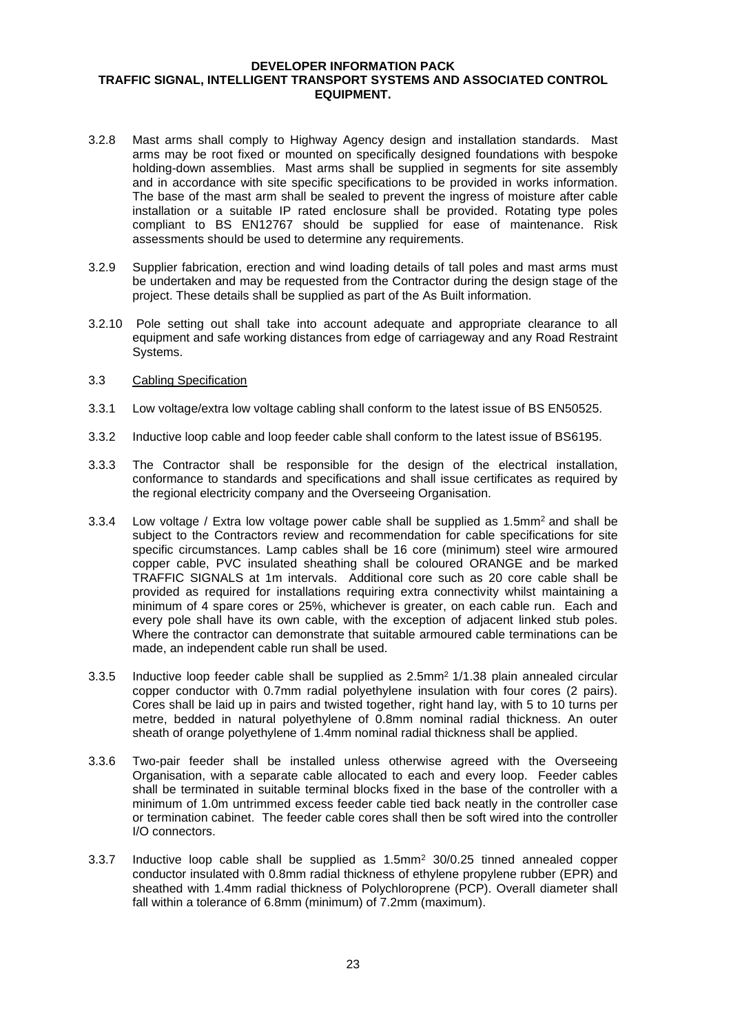3.2.8 Mast arms shall comply to Highway Agency design and installation standards. Mast arms may be root fixed or mounted on specifically designed foundations with bespoke holding-down assemblies. Mast arms shall be supplied in segments for site assembly and in accordance with site specific specifications to be provided in works information. The base of the mast arm shall be sealed to prevent the ingress of moisture after cable installation or a suitable IP rated enclosure shall be provided. Rotating type poles compliant to BS EN12767 should be supplied for ease of maintenance. Risk assessments should be used to determine any requirements.

3.2.9 Supplier fabrication, erection and wind loading details of tall poles and mast arms must be undertaken and may be requested from the Contractor during the design stage of the project. These details shall be supplied as part of the As Built information.

3.2.10 Pole setting out shall take into account adequate and appropriate clearance to all equipment and safe working distances from edge of carriageway and any Road Restraint Systems.

### 3.3 Cabling Specification

3.3.1 Low voltage/extra low voltage cabling shall conform to the latest issue of BS EN50525.

3.3.2 Inductive loop cable and loop feeder cable shall conform to the latest issue of BS6195.

3.3.3 The Contractor shall be responsible for the design of the electrical installation, conformance to standards and specifications and shall issue certificates as required by the regional electricity company and the Overseeing Organisation.

3.3.4 Low voltage / Extra low voltage power cable shall be supplied as 1.5mm$^2$ and shall be subject to the Contractors review and recommendation for cable specifications for site specific circumstances. Lamp cables shall be 16 core (minimum) steel wire armoured copper cable, PVC insulated sheathing shall be coloured ORANGE and be marked TRAFFIC SIGNALS at 1m intervals. Additional core such as 20 core cable shall be provided as required for installations requiring extra connectivity whilst maintaining a minimum of 4 spare cores or 25%, whichever is greater, on each cable run. Each and every pole shall have its own cable, with the exception of adjacent linked stub poles. Where the contractor can demonstrate that suitable armoured cable terminations can be made, an independent cable run shall be used.

3.3.5 Inductive loop feeder cable shall be supplied as 2.5mm$^2$ 1/1.38 plain annealed circular copper conductor with 0.7mm radial polyethylene insulation with four cores (2 pairs). Cores shall be laid up in pairs and twisted together, right hand lay, with 5 to 10 turns per metre, bedded in natural polyethylene of 0.8mm nominal radial thickness. An outer sheath of orange polyethylene of 1.4mm nominal radial thickness shall be applied.

3.3.6 Two-pair feeder shall be installed unless otherwise agreed with the Overseeing Organisation, with a separate cable allocated to each and every loop. Feeder cables shall be terminated in suitable terminal blocks fixed in the base of the controller with a minimum of 1.0m untrimmed excess feeder cable tied back neatly in the controller case or termination cabinet. The feeder cable cores shall then be soft wired into the controller I/O connectors.

3.3.7 Inductive loop cable shall be supplied as 1.5mm$^2$ 30/0.25 tinned annealed copper conductor insulated with 0.8mm radial thickness of ethylene propylene rubber (EPR) and sheathed with 1.4mm radial thickness of Polychloroprene (PCP). Overall diameter shall fall within a tolerance of 6.8mm (minimum) of 7.2mm (maximum).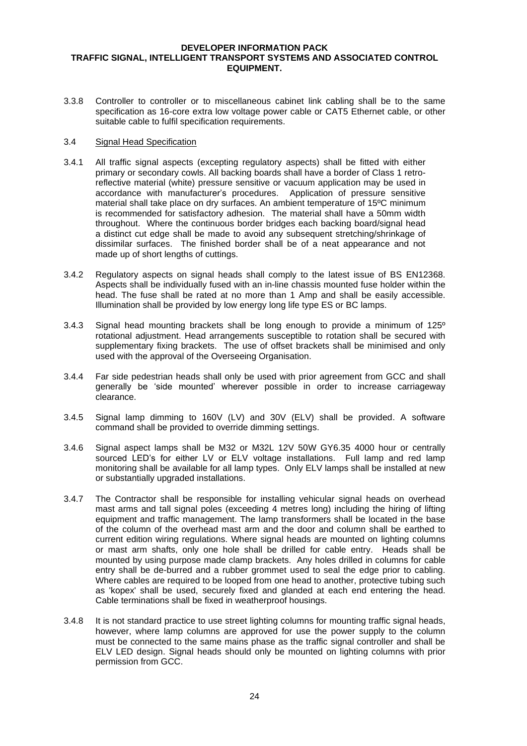3.3.8 Controller to controller or to miscellaneous cabinet link cabling shall be to the same specification as 16-core extra low voltage power cable or CAT5 Ethernet cable, or other suitable cable to fulfil specification requirements.

### 3.4 Signal Head Specification

3.4.1 All traffic signal aspects (excepting regulatory aspects) shall be fitted with either primary or secondary cowls. All backing boards shall have a border of Class 1 retro-reflective material (white) pressure sensitive or vacuum application may be used in accordance with manufacturer's procedures. Application of pressure sensitive material shall take place on dry surfaces. An ambient temperature of 15ºC minimum is recommended for satisfactory adhesion. The material shall have a 50mm width throughout. Where the continuous border bridges each backing board/signal head a distinct cut edge shall be made to avoid any subsequent stretching/shrinkage of dissimilar surfaces. The finished border shall be of a neat appearance and not made up of short lengths of cuttings.

3.4.2 Regulatory aspects on signal heads shall comply to the latest issue of BS EN12368. Aspects shall be individually fused with an in-line chassis mounted fuse holder within the head. The fuse shall be rated at no more than 1 Amp and shall be easily accessible. Illumination shall be provided by low energy long life type ES or BC lamps.

3.4.3 Signal head mounting brackets shall be long enough to provide a minimum of 125º rotational adjustment. Head arrangements susceptible to rotation shall be secured with supplementary fixing brackets. The use of offset brackets shall be minimised and only used with the approval of the Overseeing Organisation.

3.4.4 Far side pedestrian heads shall only be used with prior agreement from GCC and shall generally be 'side mounted' wherever possible in order to increase carriageway clearance.

3.4.5 Signal lamp dimming to 160V (LV) and 30V (ELV) shall be provided. A software command shall be provided to override dimming settings.

3.4.6 Signal aspect lamps shall be M32 or M32L 12V 50W GY6.35 4000 hour or centrally sourced LED's for either LV or ELV voltage installations. Full lamp and red lamp monitoring shall be available for all lamp types. Only ELV lamps shall be installed at new or substantially upgraded installations.

3.4.7 The Contractor shall be responsible for installing vehicular signal heads on overhead mast arms and tall signal poles (exceeding 4 metres long) including the hiring of lifting equipment and traffic management. The lamp transformers shall be located in the base of the column of the overhead mast arm and the door and column shall be earthed to current edition wiring regulations. Where signal heads are mounted on lighting columns or mast arm shafts, only one hole shall be drilled for cable entry. Heads shall be mounted by using purpose made clamp brackets. Any holes drilled in columns for cable entry shall be de-burred and a rubber grommet used to seal the edge prior to cabling. Where cables are required to be looped from one head to another, protective tubing such as 'kopex' shall be used, securely fixed and glanded at each end entering the head. Cable terminations shall be fixed in weatherproof housings.

3.4.8 It is not standard practice to use street lighting columns for mounting traffic signal heads, however, where lamp columns are approved for use the power supply to the column must be connected to the same mains phase as the traffic signal controller and shall be ELV LED design. Signal heads should only be mounted on lighting columns with prior permission from GCC.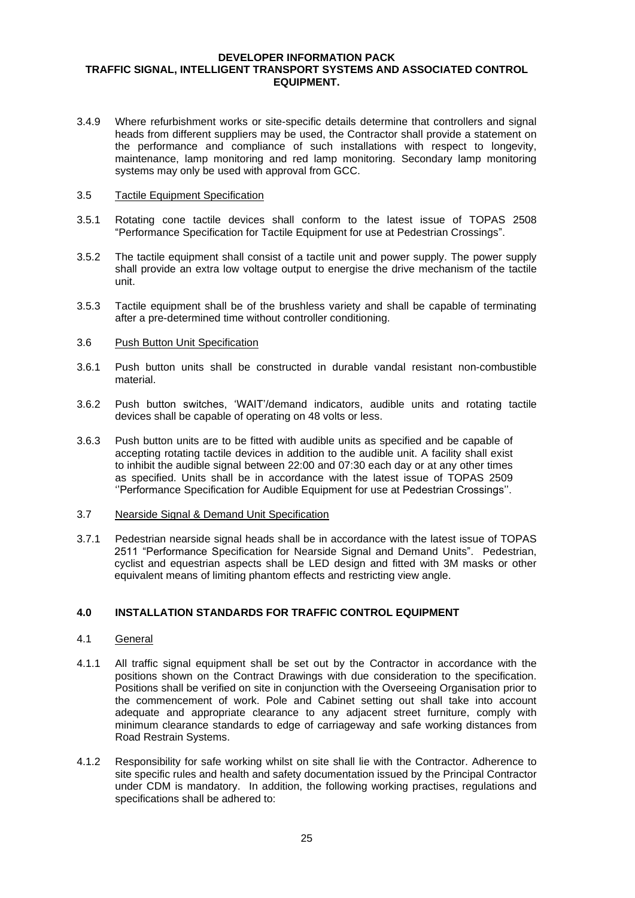3.4.9 Where refurbishment works or site-specific details determine that controllers and signal heads from different suppliers may be used, the Contractor shall provide a statement on the performance and compliance of such installations with respect to longevity, maintenance, lamp monitoring and red lamp monitoring. Secondary lamp monitoring systems may only be used with approval from GCC.

3.5 Tactile Equipment Specification

3.5.1 Rotating cone tactile devices shall conform to the latest issue of TOPAS 2508 "Performance Specification for Tactile Equipment for use at Pedestrian Crossings".

3.5.2 The tactile equipment shall consist of a tactile unit and power supply. The power supply shall provide an extra low voltage output to energise the drive mechanism of the tactile unit.

3.5.3 Tactile equipment shall be of the brushless variety and shall be capable of terminating after a pre-determined time without controller conditioning.

3.6 Push Button Unit Specification

3.6.1 Push button units shall be constructed in durable vandal resistant non-combustible material.

3.6.2 Push button switches, 'WAIT'/demand indicators, audible units and rotating tactile devices shall be capable of operating on 48 volts or less.

3.6.3 Push button units are to be fitted with audible units as specified and be capable of accepting rotating tactile devices in addition to the audible unit. A facility shall exist to inhibit the audible signal between 22:00 and 07:30 each day or at any other times as specified. Units shall be in accordance with the latest issue of TOPAS 2509 ''Performance Specification for Audible Equipment for use at Pedestrian Crossings''.

3.7 Nearside Signal & Demand Unit Specification

3.7.1 Pedestrian nearside signal heads shall be in accordance with the latest issue of TOPAS 2511 "Performance Specification for Nearside Signal and Demand Units". Pedestrian, cyclist and equestrian aspects shall be LED design and fitted with 3M masks or other equivalent means of limiting phantom effects and restricting view angle.

## 4.0 INSTALLATION STANDARDS FOR TRAFFIC CONTROL EQUIPMENT

4.1 General

4.1.1 All traffic signal equipment shall be set out by the Contractor in accordance with the positions shown on the Contract Drawings with due consideration to the specification. Positions shall be verified on site in conjunction with the Overseeing Organisation prior to the commencement of work. Pole and Cabinet setting out shall take into account adequate and appropriate clearance to any adjacent street furniture, comply with minimum clearance standards to edge of carriageway and safe working distances from Road Restrain Systems.

4.1.2 Responsibility for safe working whilst on site shall lie with the Contractor. Adherence to site specific rules and health and safety documentation issued by the Principal Contractor under CDM is mandatory. In addition, the following working practises, regulations and specifications shall be adhered to: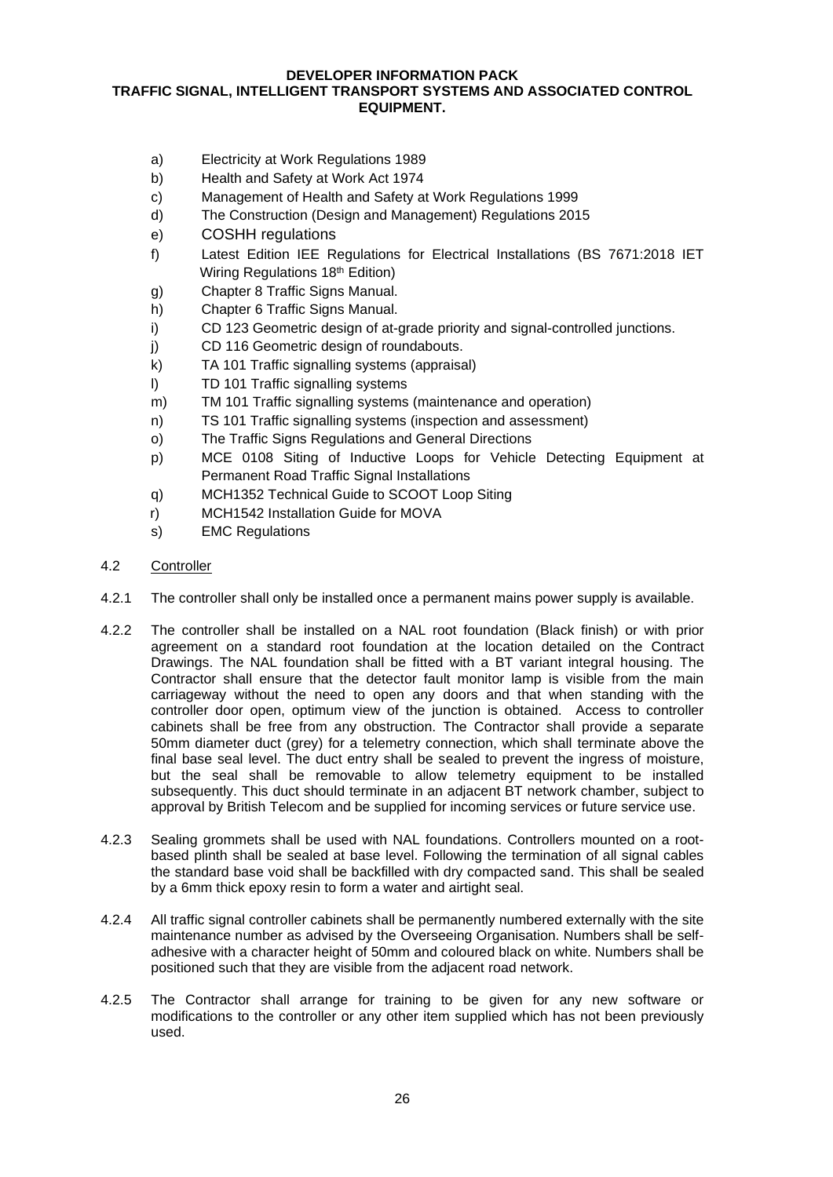a) Electricity at Work Regulations 1989
b) Health and Safety at Work Act 1974
c) Management of Health and Safety at Work Regulations 1999
d) The Construction (Design and Management) Regulations 2015
e) COSHH regulations
f) Latest Edition IEE Regulations for Electrical Installations (BS 7671:2018 IET Wiring Regulations 18th Edition)
g) Chapter 8 Traffic Signs Manual.
h) Chapter 6 Traffic Signs Manual.
i) CD 123 Geometric design of at-grade priority and signal-controlled junctions.
j) CD 116 Geometric design of roundabouts.
k) TA 101 Traffic signalling systems (appraisal)
l) TD 101 Traffic signalling systems
m) TM 101 Traffic signalling systems (maintenance and operation)
n) TS 101 Traffic signalling systems (inspection and assessment)
o) The Traffic Signs Regulations and General Directions
p) MCE 0108 Siting of Inductive Loops for Vehicle Detecting Equipment at Permanent Road Traffic Signal Installations
q) MCH1352 Technical Guide to SCOOT Loop Siting
r) MCH1542 Installation Guide for MOVA
s) EMC Regulations

## 4.2 Controller

4.2.1 The controller shall only be installed once a permanent mains power supply is available.

4.2.2 The controller shall be installed on a NAL root foundation (Black finish) or with prior agreement on a standard root foundation at the location detailed on the Contract Drawings. The NAL foundation shall be fitted with a BT variant integral housing. The Contractor shall ensure that the detector fault monitor lamp is visible from the main carriageway without the need to open any doors and that when standing with the controller door open, optimum view of the junction is obtained. Access to controller cabinets shall be free from any obstruction. The Contractor shall provide a separate 50mm diameter duct (grey) for a telemetry connection, which shall terminate above the final base seal level. The duct entry shall be sealed to prevent the ingress of moisture, but the seal shall be removable to allow telemetry equipment to be installed subsequently. This duct should terminate in an adjacent BT network chamber, subject to approval by British Telecom and be supplied for incoming services or future service use.

4.2.3 Sealing grommets shall be used with NAL foundations. Controllers mounted on a root-based plinth shall be sealed at base level. Following the termination of all signal cables the standard base void shall be backfilled with dry compacted sand. This shall be sealed by a 6mm thick epoxy resin to form a water and airtight seal.

4.2.4 All traffic signal controller cabinets shall be permanently numbered externally with the site maintenance number as advised by the Overseeing Organisation. Numbers shall be self-adhesive with a character height of 50mm and coloured black on white. Numbers shall be positioned such that they are visible from the adjacent road network.

4.2.5 The Contractor shall arrange for training to be given for any new software or modifications to the controller or any other item supplied which has not been previously used.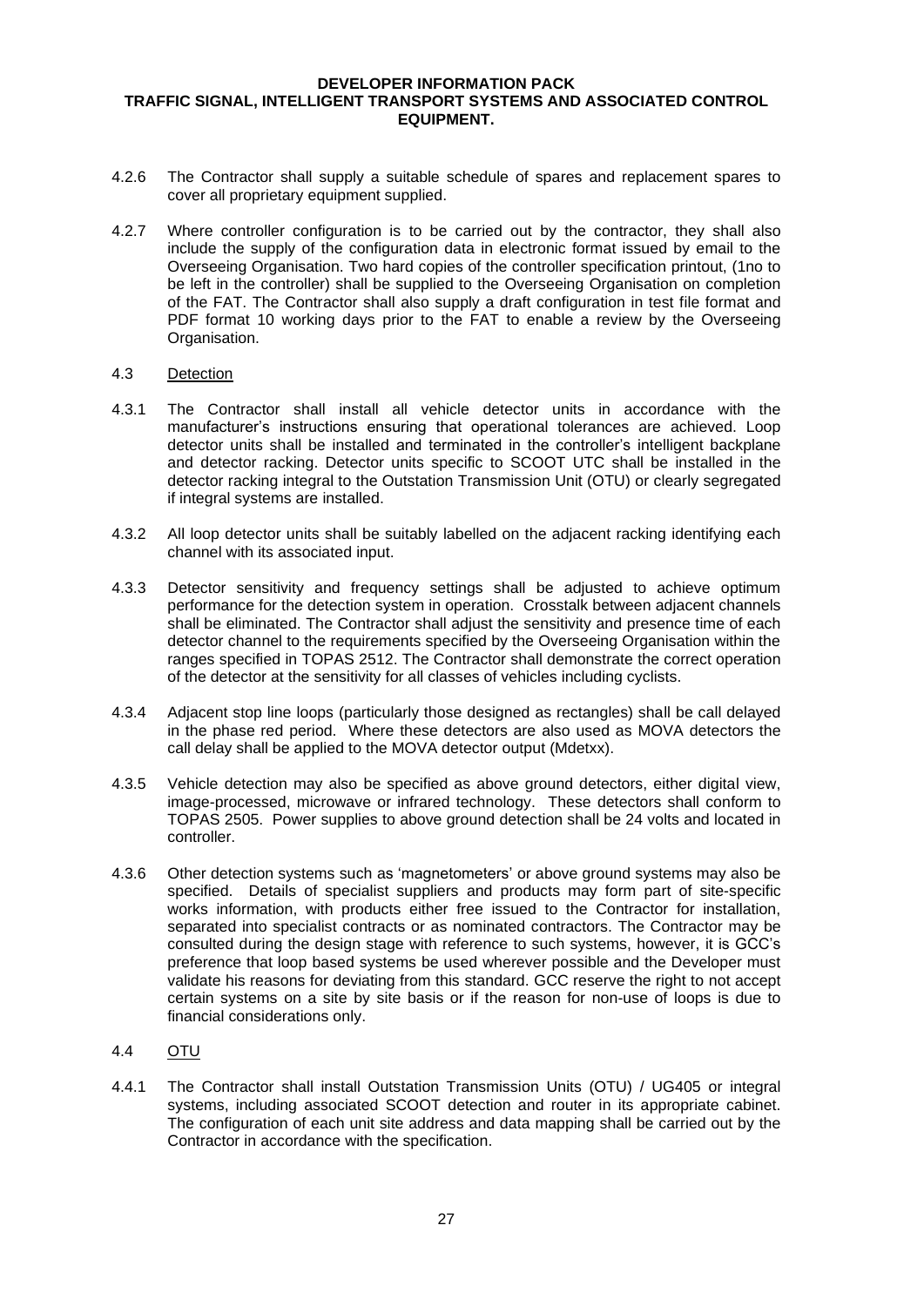4.2.6 The Contractor shall supply a suitable schedule of spares and replacement spares to cover all proprietary equipment supplied.

4.2.7 Where controller configuration is to be carried out by the contractor, they shall also include the supply of the configuration data in electronic format issued by email to the Overseeing Organisation. Two hard copies of the controller specification printout, (1no to be left in the controller) shall be supplied to the Overseeing Organisation on completion of the FAT. The Contractor shall also supply a draft configuration in test file format and PDF format 10 working days prior to the FAT to enable a review by the Overseeing Organisation.

4.3 Detection

4.3.1 The Contractor shall install all vehicle detector units in accordance with the manufacturer's instructions ensuring that operational tolerances are achieved. Loop detector units shall be installed and terminated in the controller's intelligent backplane and detector racking. Detector units specific to SCOOT UTC shall be installed in the detector racking integral to the Outstation Transmission Unit (OTU) or clearly segregated if integral systems are installed.

4.3.2 All loop detector units shall be suitably labelled on the adjacent racking identifying each channel with its associated input.

4.3.3 Detector sensitivity and frequency settings shall be adjusted to achieve optimum performance for the detection system in operation. Crosstalk between adjacent channels shall be eliminated. The Contractor shall adjust the sensitivity and presence time of each detector channel to the requirements specified by the Overseeing Organisation within the ranges specified in TOPAS 2512. The Contractor shall demonstrate the correct operation of the detector at the sensitivity for all classes of vehicles including cyclists.

4.3.4 Adjacent stop line loops (particularly those designed as rectangles) shall be call delayed in the phase red period. Where these detectors are also used as MOVA detectors the call delay shall be applied to the MOVA detector output (Mdetxx).

4.3.5 Vehicle detection may also be specified as above ground detectors, either digital view, image-processed, microwave or infrared technology. These detectors shall conform to TOPAS 2505. Power supplies to above ground detection shall be 24 volts and located in controller.

4.3.6 Other detection systems such as 'magnetometers' or above ground systems may also be specified. Details of specialist suppliers and products may form part of site-specific works information, with products either free issued to the Contractor for installation, separated into specialist contracts or as nominated contractors. The Contractor may be consulted during the design stage with reference to such systems, however, it is GCC's preference that loop based systems be used wherever possible and the Developer must validate his reasons for deviating from this standard. GCC reserve the right to not accept certain systems on a site by site basis or if the reason for non-use of loops is due to financial considerations only.

4.4 OTU

4.4.1 The Contractor shall install Outstation Transmission Units (OTU) / UG405 or integral systems, including associated SCOOT detection and router in its appropriate cabinet. The configuration of each unit site address and data mapping shall be carried out by the Contractor in accordance with the specification.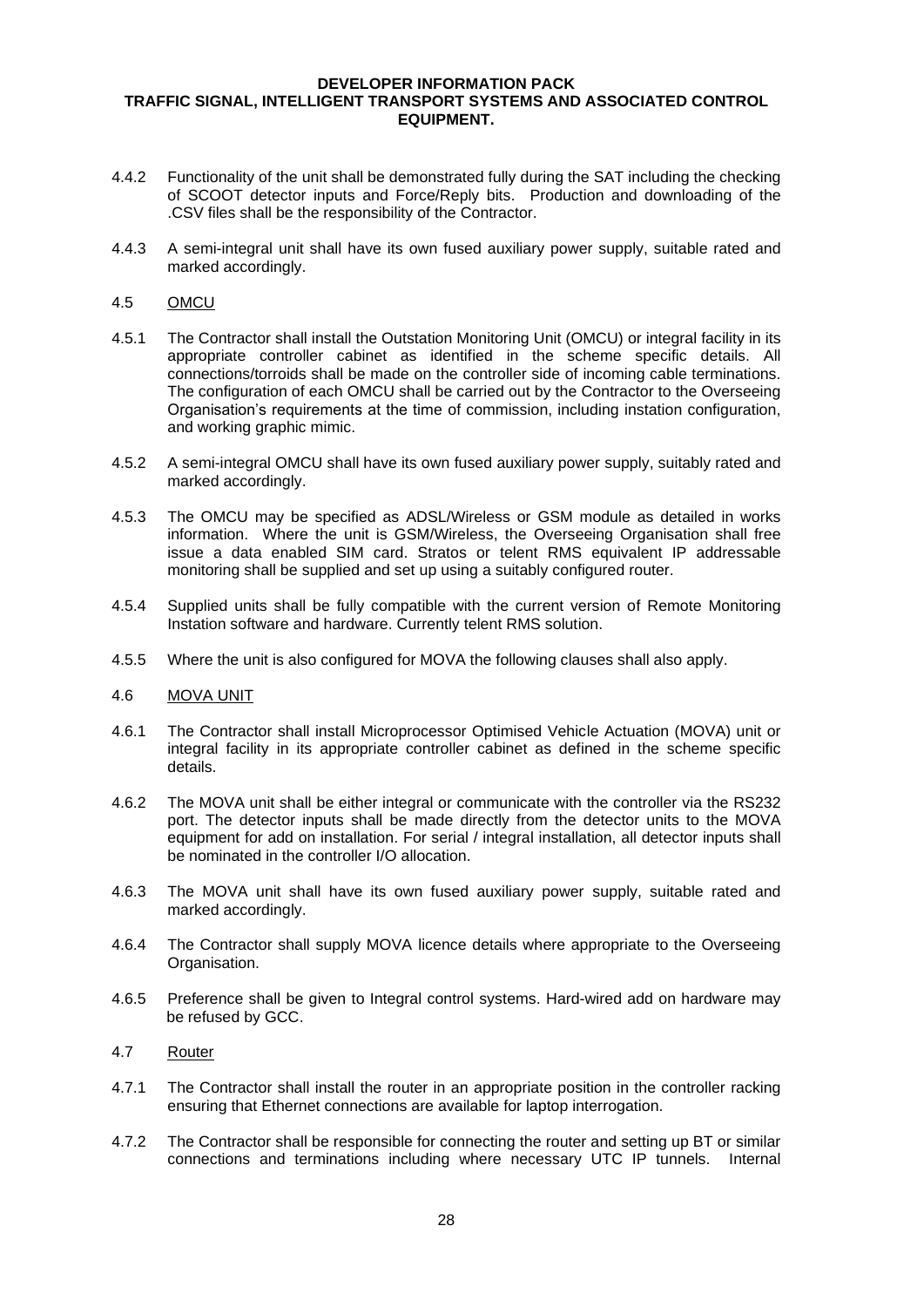4.4.2 Functionality of the unit shall be demonstrated fully during the SAT including the checking of SCOOT detector inputs and Force/Reply bits. Production and downloading of the .CSV files shall be the responsibility of the Contractor.

4.4.3 A semi-integral unit shall have its own fused auxiliary power supply, suitable rated and marked accordingly.

4.5 OMCU

4.5.1 The Contractor shall install the Outstation Monitoring Unit (OMCU) or integral facility in its appropriate controller cabinet as identified in the scheme specific details. All connections/torroids shall be made on the controller side of incoming cable terminations. The configuration of each OMCU shall be carried out by the Contractor to the Overseeing Organisation's requirements at the time of commission, including instation configuration, and working graphic mimic.

4.5.2 A semi-integral OMCU shall have its own fused auxiliary power supply, suitably rated and marked accordingly.

4.5.3 The OMCU may be specified as ADSL/Wireless or GSM module as detailed in works information. Where the unit is GSM/Wireless, the Overseeing Organisation shall free issue a data enabled SIM card. Stratos or telent RMS equivalent IP addressable monitoring shall be supplied and set up using a suitably configured router.

4.5.4 Supplied units shall be fully compatible with the current version of Remote Monitoring Instation software and hardware. Currently telent RMS solution.

4.5.5 Where the unit is also configured for MOVA the following clauses shall also apply.

4.6 MOVA UNIT

4.6.1 The Contractor shall install Microprocessor Optimised Vehicle Actuation (MOVA) unit or integral facility in its appropriate controller cabinet as defined in the scheme specific details.

4.6.2 The MOVA unit shall be either integral or communicate with the controller via the RS232 port. The detector inputs shall be made directly from the detector units to the MOVA equipment for add on installation. For serial / integral installation, all detector inputs shall be nominated in the controller I/O allocation.

4.6.3 The MOVA unit shall have its own fused auxiliary power supply, suitable rated and marked accordingly.

4.6.4 The Contractor shall supply MOVA licence details where appropriate to the Overseeing Organisation.

4.6.5 Preference shall be given to Integral control systems. Hard-wired add on hardware may be refused by GCC.

4.7 Router

4.7.1 The Contractor shall install the router in an appropriate position in the controller racking ensuring that Ethernet connections are available for laptop interrogation.

4.7.2 The Contractor shall be responsible for connecting the router and setting up BT or similar connections and terminations including where necessary UTC IP tunnels. Internal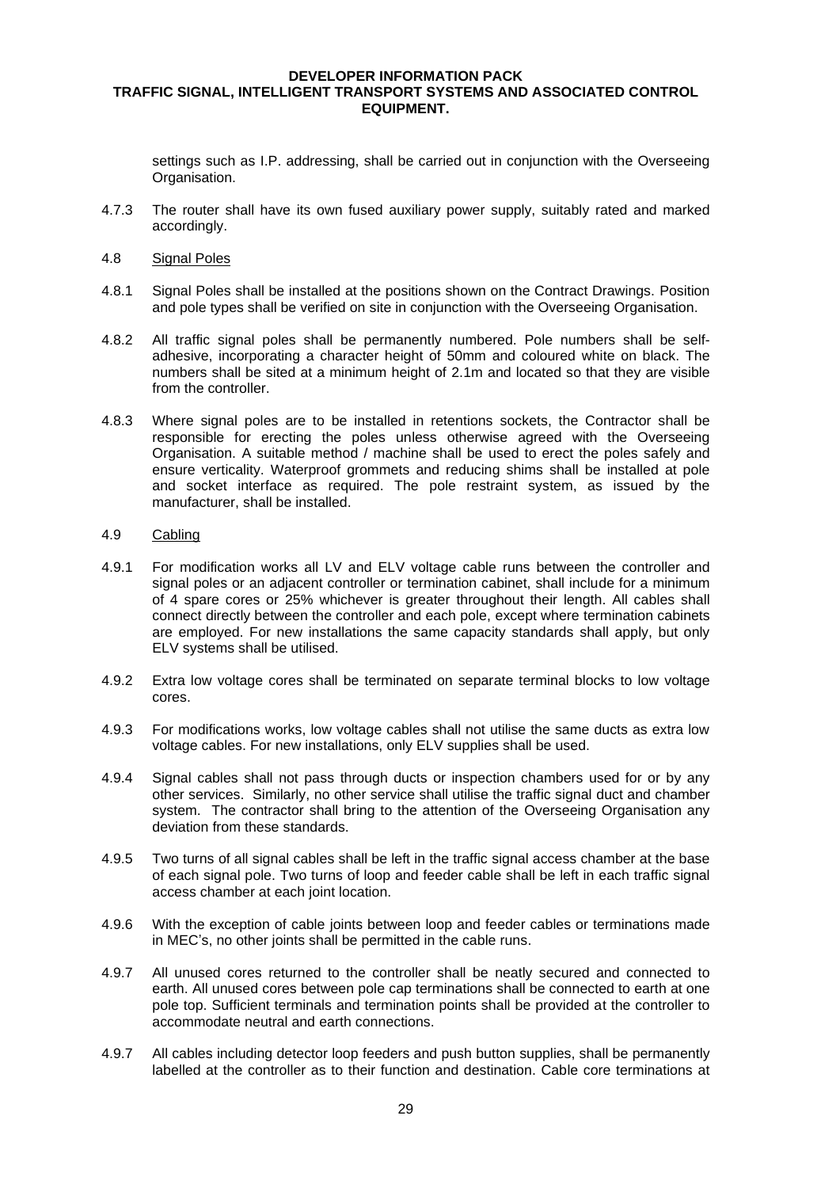settings such as I.P. addressing, shall be carried out in conjunction with the Overseeing Organisation.

4.7.3 The router shall have its own fused auxiliary power supply, suitably rated and marked accordingly.

4.8 Signal Poles

4.8.1 Signal Poles shall be installed at the positions shown on the Contract Drawings. Position and pole types shall be verified on site in conjunction with the Overseeing Organisation.

4.8.2 All traffic signal poles shall be permanently numbered. Pole numbers shall be self-adhesive, incorporating a character height of 50mm and coloured white on black. The numbers shall be sited at a minimum height of 2.1m and located so that they are visible from the controller.

4.8.3 Where signal poles are to be installed in retentions sockets, the Contractor shall be responsible for erecting the poles unless otherwise agreed with the Overseeing Organisation. A suitable method / machine shall be used to erect the poles safely and ensure verticality. Waterproof grommets and reducing shims shall be installed at pole and socket interface as required. The pole restraint system, as issued by the manufacturer, shall be installed.

4.9 Cabling

4.9.1 For modification works all LV and ELV voltage cable runs between the controller and signal poles or an adjacent controller or termination cabinet, shall include for a minimum of 4 spare cores or 25% whichever is greater throughout their length. All cables shall connect directly between the controller and each pole, except where termination cabinets are employed. For new installations the same capacity standards shall apply, but only ELV systems shall be utilised.

4.9.2 Extra low voltage cores shall be terminated on separate terminal blocks to low voltage cores.

4.9.3 For modifications works, low voltage cables shall not utilise the same ducts as extra low voltage cables. For new installations, only ELV supplies shall be used.

4.9.4 Signal cables shall not pass through ducts or inspection chambers used for or by any other services. Similarly, no other service shall utilise the traffic signal duct and chamber system. The contractor shall bring to the attention of the Overseeing Organisation any deviation from these standards.

4.9.5 Two turns of all signal cables shall be left in the traffic signal access chamber at the base of each signal pole. Two turns of loop and feeder cable shall be left in each traffic signal access chamber at each joint location.

4.9.6 With the exception of cable joints between loop and feeder cables or terminations made in MEC's, no other joints shall be permitted in the cable runs.

4.9.7 All unused cores returned to the controller shall be neatly secured and connected to earth. All unused cores between pole cap terminations shall be connected to earth at one pole top. Sufficient terminals and termination points shall be provided at the controller to accommodate neutral and earth connections.

4.9.7 All cables including detector loop feeders and push button supplies, shall be permanently labelled at the controller as to their function and destination. Cable core terminations at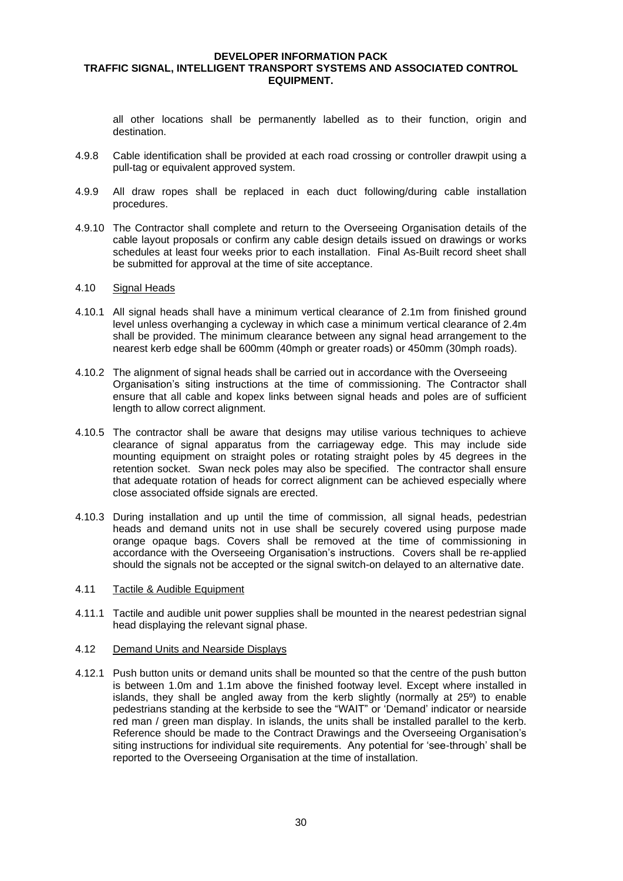all other locations shall be permanently labelled as to their function, origin and destination.

4.9.8 Cable identification shall be provided at each road crossing or controller drawpit using a pull-tag or equivalent approved system.

4.9.9 All draw ropes shall be replaced in each duct following/during cable installation procedures.

4.9.10 The Contractor shall complete and return to the Overseeing Organisation details of the cable layout proposals or confirm any cable design details issued on drawings or works schedules at least four weeks prior to each installation. Final As-Built record sheet shall be submitted for approval at the time of site acceptance.

4.10 <u>Signal Heads</u>

4.10.1 All signal heads shall have a minimum vertical clearance of 2.1m from finished ground level unless overhanging a cycleway in which case a minimum vertical clearance of 2.4m shall be provided. The minimum clearance between any signal head arrangement to the nearest kerb edge shall be 600mm (40mph or greater roads) or 450mm (30mph roads).

4.10.2 The alignment of signal heads shall be carried out in accordance with the Overseeing Organisation's siting instructions at the time of commissioning. The Contractor shall ensure that all cable and kopex links between signal heads and poles are of sufficient length to allow correct alignment.

4.10.5 The contractor shall be aware that designs may utilise various techniques to achieve clearance of signal apparatus from the carriageway edge. This may include side mounting equipment on straight poles or rotating straight poles by 45 degrees in the retention socket. Swan neck poles may also be specified. The contractor shall ensure that adequate rotation of heads for correct alignment can be achieved especially where close associated offside signals are erected.

4.10.3 During installation and up until the time of commission, all signal heads, pedestrian heads and demand units not in use shall be securely covered using purpose made orange opaque bags. Covers shall be removed at the time of commissioning in accordance with the Overseeing Organisation's instructions. Covers shall be re-applied should the signals not be accepted or the signal switch-on delayed to an alternative date.

4.11 <u>Tactile & Audible Equipment</u>

4.11.1 Tactile and audible unit power supplies shall be mounted in the nearest pedestrian signal head displaying the relevant signal phase.

4.12 <u>Demand Units and Nearside Displays</u>

4.12.1 Push button units or demand units shall be mounted so that the centre of the push button is between 1.0m and 1.1m above the finished footway level. Except where installed in islands, they shall be angled away from the kerb slightly (normally at 25º) to enable pedestrians standing at the kerbside to see the "WAIT" or 'Demand' indicator or nearside red man / green man display. In islands, the units shall be installed parallel to the kerb. Reference should be made to the Contract Drawings and the Overseeing Organisation's siting instructions for individual site requirements. Any potential for 'see-through' shall be reported to the Overseeing Organisation at the time of installation.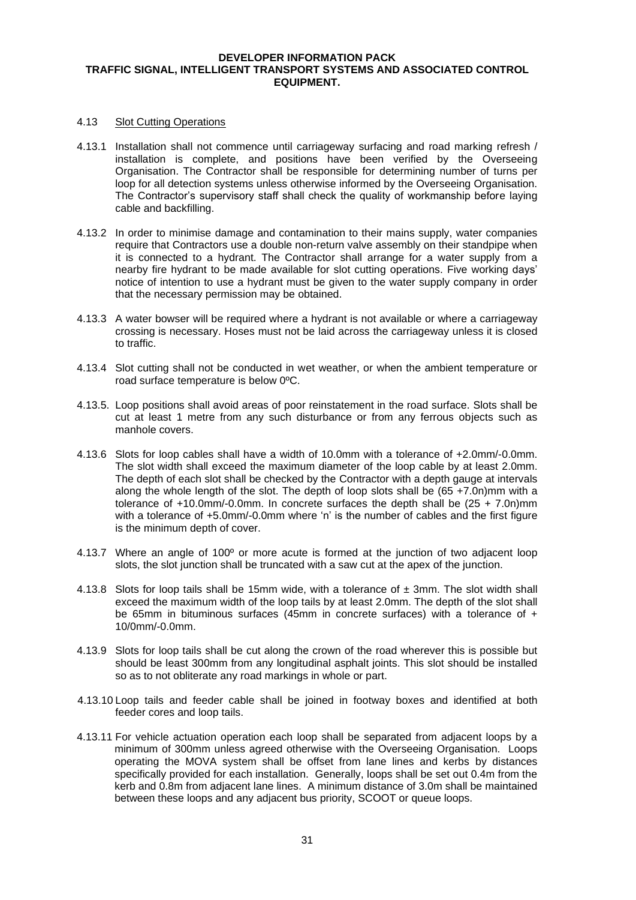#### 4.13 Slot Cutting Operations

4.13.1 Installation shall not commence until carriageway surfacing and road marking refresh / installation is complete, and positions have been verified by the Overseeing Organisation. The Contractor shall be responsible for determining number of turns per loop for all detection systems unless otherwise informed by the Overseeing Organisation. The Contractor's supervisory staff shall check the quality of workmanship before laying cable and backfilling.

4.13.2 In order to minimise damage and contamination to their mains supply, water companies require that Contractors use a double non-return valve assembly on their standpipe when it is connected to a hydrant. The Contractor shall arrange for a water supply from a nearby fire hydrant to be made available for slot cutting operations. Five working days' notice of intention to use a hydrant must be given to the water supply company in order that the necessary permission may be obtained.

4.13.3 A water bowser will be required where a hydrant is not available or where a carriageway crossing is necessary. Hoses must not be laid across the carriageway unless it is closed to traffic.

4.13.4 Slot cutting shall not be conducted in wet weather, or when the ambient temperature or road surface temperature is below 0ºC.

4.13.5. Loop positions shall avoid areas of poor reinstatement in the road surface. Slots shall be cut at least 1 metre from any such disturbance or from any ferrous objects such as manhole covers.

4.13.6 Slots for loop cables shall have a width of 10.0mm with a tolerance of +2.0mm/-0.0mm. The slot width shall exceed the maximum diameter of the loop cable by at least 2.0mm. The depth of each slot shall be checked by the Contractor with a depth gauge at intervals along the whole length of the slot. The depth of loop slots shall be (65 +7.0n)mm with a tolerance of +10.0mm/-0.0mm. In concrete surfaces the depth shall be (25 + 7.0n)mm with a tolerance of +5.0mm/-0.0mm where 'n' is the number of cables and the first figure is the minimum depth of cover.

4.13.7 Where an angle of 100º or more acute is formed at the junction of two adjacent loop slots, the slot junction shall be truncated with a saw cut at the apex of the junction.

4.13.8 Slots for loop tails shall be 15mm wide, with a tolerance of ± 3mm. The slot width shall exceed the maximum width of the loop tails by at least 2.0mm. The depth of the slot shall be 65mm in bituminous surfaces (45mm in concrete surfaces) with a tolerance of + 10/0mm/-0.0mm.

4.13.9 Slots for loop tails shall be cut along the crown of the road wherever this is possible but should be least 300mm from any longitudinal asphalt joints. This slot should be installed so as to not obliterate any road markings in whole or part.

4.13.10 Loop tails and feeder cable shall be joined in footway boxes and identified at both feeder cores and loop tails.

4.13.11 For vehicle actuation operation each loop shall be separated from adjacent loops by a minimum of 300mm unless agreed otherwise with the Overseeing Organisation. Loops operating the MOVA system shall be offset from lane lines and kerbs by distances specifically provided for each installation. Generally, loops shall be set out 0.4m from the kerb and 0.8m from adjacent lane lines. A minimum distance of 3.0m shall be maintained between these loops and any adjacent bus priority, SCOOT or queue loops.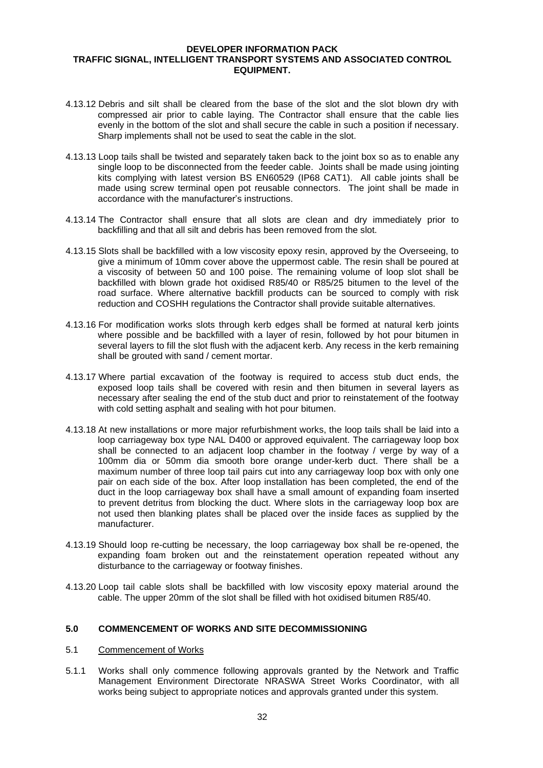4.13.12 Debris and silt shall be cleared from the base of the slot and the slot blown dry with compressed air prior to cable laying. The Contractor shall ensure that the cable lies evenly in the bottom of the slot and shall secure the cable in such a position if necessary. Sharp implements shall not be used to seat the cable in the slot.

4.13.13 Loop tails shall be twisted and separately taken back to the joint box so as to enable any single loop to be disconnected from the feeder cable. Joints shall be made using jointing kits complying with latest version BS EN60529 (IP68 CAT1). All cable joints shall be made using screw terminal open pot reusable connectors. The joint shall be made in accordance with the manufacturer's instructions.

4.13.14 The Contractor shall ensure that all slots are clean and dry immediately prior to backfilling and that all silt and debris has been removed from the slot.

4.13.15 Slots shall be backfilled with a low viscosity epoxy resin, approved by the Overseeing, to give a minimum of 10mm cover above the uppermost cable. The resin shall be poured at a viscosity of between 50 and 100 poise. The remaining volume of loop slot shall be backfilled with blown grade hot oxidised R85/40 or R85/25 bitumen to the level of the road surface. Where alternative backfill products can be sourced to comply with risk reduction and COSHH regulations the Contractor shall provide suitable alternatives.

4.13.16 For modification works slots through kerb edges shall be formed at natural kerb joints where possible and be backfilled with a layer of resin, followed by hot pour bitumen in several layers to fill the slot flush with the adjacent kerb. Any recess in the kerb remaining shall be grouted with sand / cement mortar.

4.13.17 Where partial excavation of the footway is required to access stub duct ends, the exposed loop tails shall be covered with resin and then bitumen in several layers as necessary after sealing the end of the stub duct and prior to reinstatement of the footway with cold setting asphalt and sealing with hot pour bitumen.

4.13.18 At new installations or more major refurbishment works, the loop tails shall be laid into a loop carriageway box type NAL D400 or approved equivalent. The carriageway loop box shall be connected to an adjacent loop chamber in the footway / verge by way of a 100mm dia or 50mm dia smooth bore orange under-kerb duct. There shall be a maximum number of three loop tail pairs cut into any carriageway loop box with only one pair on each side of the box. After loop installation has been completed, the end of the duct in the loop carriageway box shall have a small amount of expanding foam inserted to prevent detritus from blocking the duct. Where slots in the carriageway loop box are not used then blanking plates shall be placed over the inside faces as supplied by the manufacturer.

4.13.19 Should loop re-cutting be necessary, the loop carriageway box shall be re-opened, the expanding foam broken out and the reinstatement operation repeated without any disturbance to the carriageway or footway finishes.

4.13.20 Loop tail cable slots shall be backfilled with low viscosity epoxy material around the cable. The upper 20mm of the slot shall be filled with hot oxidised bitumen R85/40.

## 5.0 COMMENCEMENT OF WORKS AND SITE DECOMMISSIONING

### 5.1 Commencement of Works

5.1.1 Works shall only commence following approvals granted by the Network and Traffic Management Environment Directorate NRASWA Street Works Coordinator, with all works being subject to appropriate notices and approvals granted under this system.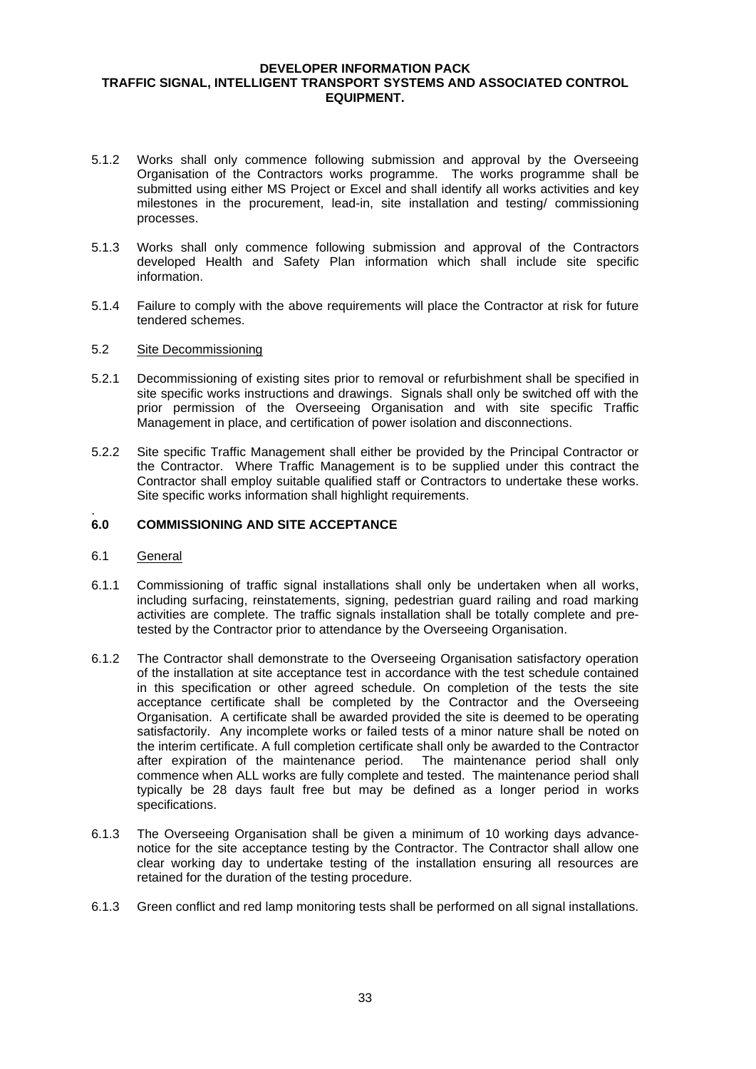5.1.2 Works shall only commence following submission and approval by the Overseeing Organisation of the Contractors works programme. The works programme shall be submitted using either MS Project or Excel and shall identify all works activities and key milestones in the procurement, lead-in, site installation and testing/ commissioning processes.

5.1.3 Works shall only commence following submission and approval of the Contractors developed Health and Safety Plan information which shall include site specific information.

5.1.4 Failure to comply with the above requirements will place the Contractor at risk for future tendered schemes.

5.2 Site Decommissioning

5.2.1 Decommissioning of existing sites prior to removal or refurbishment shall be specified in site specific works instructions and drawings. Signals shall only be switched off with the prior permission of the Overseeing Organisation and with site specific Traffic Management in place, and certification of power isolation and disconnections.

5.2.2 Site specific Traffic Management shall either be provided by the Principal Contractor or the Contractor. Where Traffic Management is to be supplied under this contract the Contractor shall employ suitable qualified staff or Contractors to undertake these works. Site specific works information shall highlight requirements.

## 6.0 COMMISSIONING AND SITE ACCEPTANCE

6.1 General

6.1.1 Commissioning of traffic signal installations shall only be undertaken when all works, including surfacing, reinstatements, signing, pedestrian guard railing and road marking activities are complete. The traffic signals installation shall be totally complete and pre-tested by the Contractor prior to attendance by the Overseeing Organisation.

6.1.2 The Contractor shall demonstrate to the Overseeing Organisation satisfactory operation of the installation at site acceptance test in accordance with the test schedule contained in this specification or other agreed schedule. On completion of the tests the site acceptance certificate shall be completed by the Contractor and the Overseeing Organisation. A certificate shall be awarded provided the site is deemed to be operating satisfactorily. Any incomplete works or failed tests of a minor nature shall be noted on the interim certificate. A full completion certificate shall only be awarded to the Contractor after expiration of the maintenance period. The maintenance period shall only commence when ALL works are fully complete and tested. The maintenance period shall typically be 28 days fault free but may be defined as a longer period in works specifications.

6.1.3 The Overseeing Organisation shall be given a minimum of 10 working days advance-notice for the site acceptance testing by the Contractor. The Contractor shall allow one clear working day to undertake testing of the installation ensuring all resources are retained for the duration of the testing procedure.

6.1.3 Green conflict and red lamp monitoring tests shall be performed on all signal installations.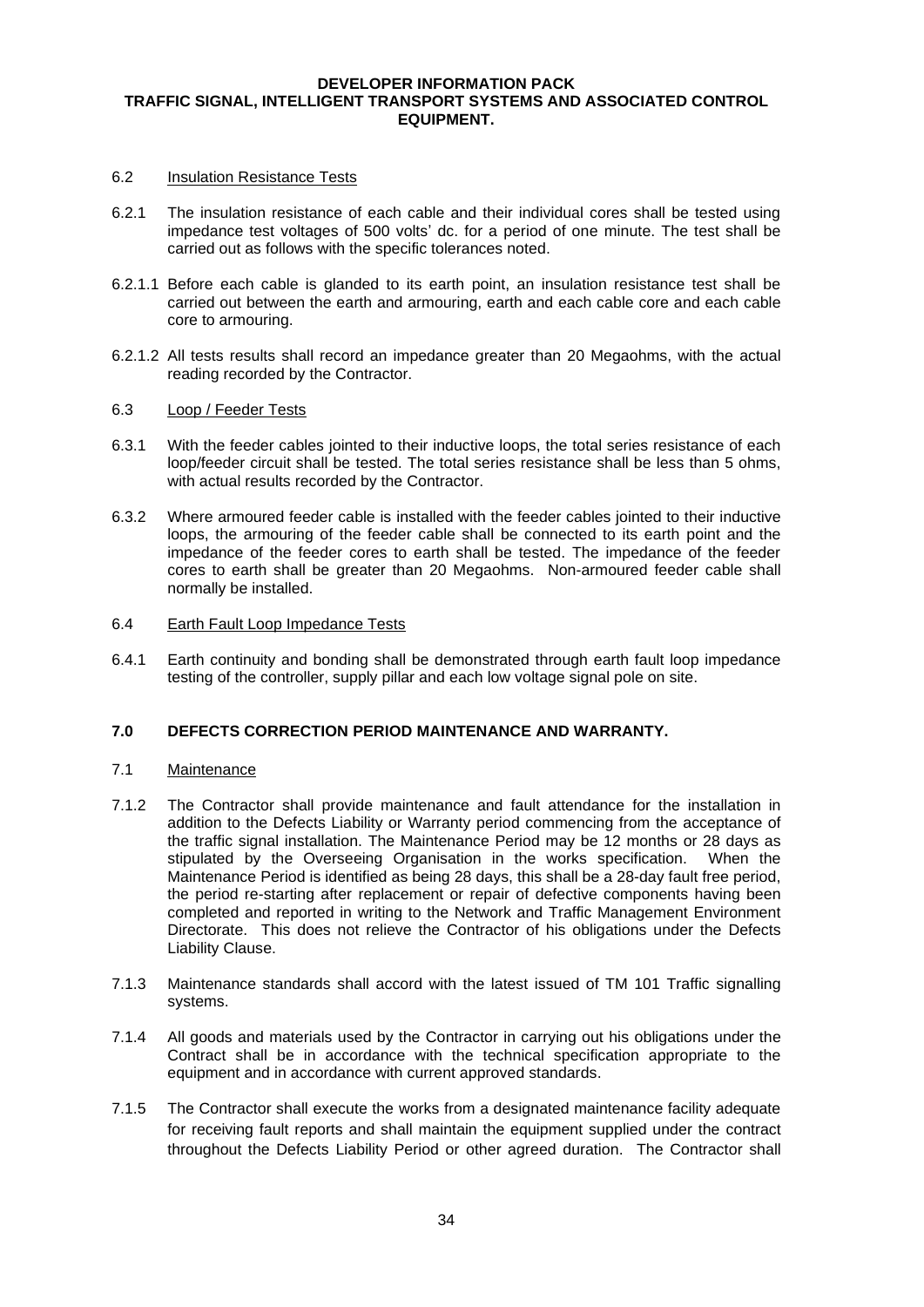### 6.2 Insulation Resistance Tests

6.2.1 The insulation resistance of each cable and their individual cores shall be tested using impedance test voltages of 500 volts' dc. for a period of one minute. The test shall be carried out as follows with the specific tolerances noted.

6.2.1.1 Before each cable is glanded to its earth point, an insulation resistance test shall be carried out between the earth and armouring, earth and each cable core and each cable core to armouring.

6.2.1.2 All tests results shall record an impedance greater than 20 Megaohms, with the actual reading recorded by the Contractor.

### 6.3 Loop / Feeder Tests

6.3.1 With the feeder cables jointed to their inductive loops, the total series resistance of each loop/feeder circuit shall be tested. The total series resistance shall be less than 5 ohms, with actual results recorded by the Contractor.

6.3.2 Where armoured feeder cable is installed with the feeder cables jointed to their inductive loops, the armouring of the feeder cable shall be connected to its earth point and the impedance of the feeder cores to earth shall be tested. The impedance of the feeder cores to earth shall be greater than 20 Megaohms. Non-armoured feeder cable shall normally be installed.

### 6.4 Earth Fault Loop Impedance Tests

6.4.1 Earth continuity and bonding shall be demonstrated through earth fault loop impedance testing of the controller, supply pillar and each low voltage signal pole on site.

## 7.0 DEFECTS CORRECTION PERIOD MAINTENANCE AND WARRANTY.

### 7.1 Maintenance

7.1.2 The Contractor shall provide maintenance and fault attendance for the installation in addition to the Defects Liability or Warranty period commencing from the acceptance of the traffic signal installation. The Maintenance Period may be 12 months or 28 days as stipulated by the Overseeing Organisation in the works specification. When the Maintenance Period is identified as being 28 days, this shall be a 28-day fault free period, the period re-starting after replacement or repair of defective components having been completed and reported in writing to the Network and Traffic Management Environment Directorate. This does not relieve the Contractor of his obligations under the Defects Liability Clause.

7.1.3 Maintenance standards shall accord with the latest issued of TM 101 Traffic signalling systems.

7.1.4 All goods and materials used by the Contractor in carrying out his obligations under the Contract shall be in accordance with the technical specification appropriate to the equipment and in accordance with current approved standards.

7.1.5 The Contractor shall execute the works from a designated maintenance facility adequate for receiving fault reports and shall maintain the equipment supplied under the contract throughout the Defects Liability Period or other agreed duration. The Contractor shall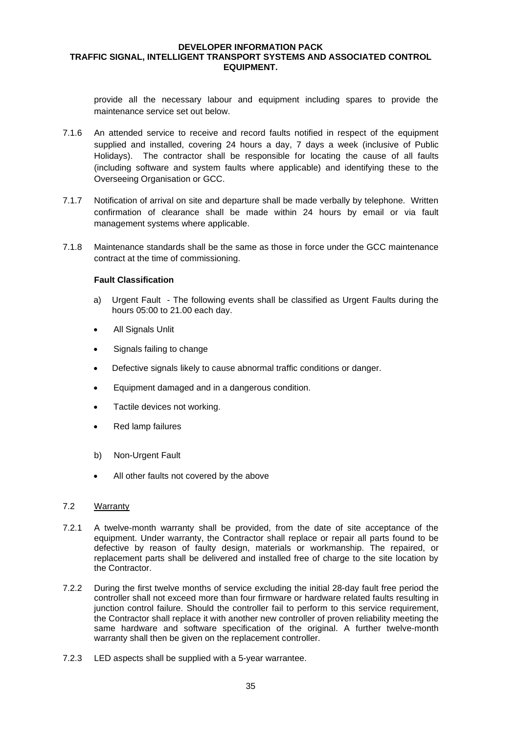provide all the necessary labour and equipment including spares to provide the maintenance service set out below.

7.1.6 An attended service to receive and record faults notified in respect of the equipment supplied and installed, covering 24 hours a day, 7 days a week (inclusive of Public Holidays). The contractor shall be responsible for locating the cause of all faults (including software and system faults where applicable) and identifying these to the Overseeing Organisation or GCC.

7.1.7 Notification of arrival on site and departure shall be made verbally by telephone. Written confirmation of clearance shall be made within 24 hours by email or via fault management systems where applicable.

7.1.8 Maintenance standards shall be the same as those in force under the GCC maintenance contract at the time of commissioning.

**Fault Classification**

a) Urgent Fault - The following events shall be classified as Urgent Faults during the hours 05:00 to 21.00 each day.

- All Signals Unlit
- Signals failing to change
- Defective signals likely to cause abnormal traffic conditions or danger.
- Equipment damaged and in a dangerous condition.
- Tactile devices not working.
- Red lamp failures

b) Non-Urgent Fault

- All other faults not covered by the above

## 7.2 Warranty

7.2.1 A twelve-month warranty shall be provided, from the date of site acceptance of the equipment. Under warranty, the Contractor shall replace or repair all parts found to be defective by reason of faulty design, materials or workmanship. The repaired, or replacement parts shall be delivered and installed free of charge to the site location by the Contractor.

7.2.2 During the first twelve months of service excluding the initial 28-day fault free period the controller shall not exceed more than four firmware or hardware related faults resulting in junction control failure. Should the controller fail to perform to this service requirement, the Contractor shall replace it with another new controller of proven reliability meeting the same hardware and software specification of the original. A further twelve-month warranty shall then be given on the replacement controller.

7.2.3 LED aspects shall be supplied with a 5-year warrantee.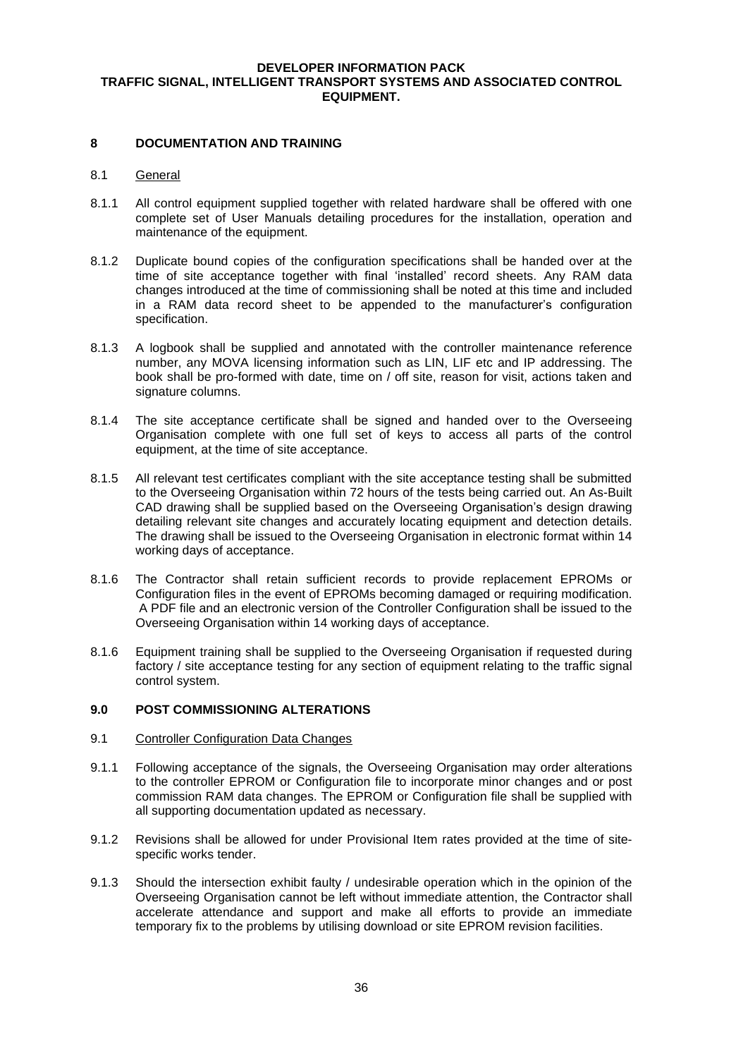## 8 DOCUMENTATION AND TRAINING

### 8.1 General

8.1.1 All control equipment supplied together with related hardware shall be offered with one complete set of User Manuals detailing procedures for the installation, operation and maintenance of the equipment.

8.1.2 Duplicate bound copies of the configuration specifications shall be handed over at the time of site acceptance together with final 'installed' record sheets. Any RAM data changes introduced at the time of commissioning shall be noted at this time and included in a RAM data record sheet to be appended to the manufacturer's configuration specification.

8.1.3 A logbook shall be supplied and annotated with the controller maintenance reference number, any MOVA licensing information such as LIN, LIF etc and IP addressing. The book shall be pro-formed with date, time on / off site, reason for visit, actions taken and signature columns.

8.1.4 The site acceptance certificate shall be signed and handed over to the Overseeing Organisation complete with one full set of keys to access all parts of the control equipment, at the time of site acceptance.

8.1.5 All relevant test certificates compliant with the site acceptance testing shall be submitted to the Overseeing Organisation within 72 hours of the tests being carried out. An As-Built CAD drawing shall be supplied based on the Overseeing Organisation's design drawing detailing relevant site changes and accurately locating equipment and detection details. The drawing shall be issued to the Overseeing Organisation in electronic format within 14 working days of acceptance.

8.1.6 The Contractor shall retain sufficient records to provide replacement EPROMs or Configuration files in the event of EPROMs becoming damaged or requiring modification. A PDF file and an electronic version of the Controller Configuration shall be issued to the Overseeing Organisation within 14 working days of acceptance.

8.1.6 Equipment training shall be supplied to the Overseeing Organisation if requested during factory / site acceptance testing for any section of equipment relating to the traffic signal control system.

## 9.0 POST COMMISSIONING ALTERATIONS

### 9.1 Controller Configuration Data Changes

9.1.1 Following acceptance of the signals, the Overseeing Organisation may order alterations to the controller EPROM or Configuration file to incorporate minor changes and or post commission RAM data changes. The EPROM or Configuration file shall be supplied with all supporting documentation updated as necessary.

9.1.2 Revisions shall be allowed for under Provisional Item rates provided at the time of site-specific works tender.

9.1.3 Should the intersection exhibit faulty / undesirable operation which in the opinion of the Overseeing Organisation cannot be left without immediate attention, the Contractor shall accelerate attendance and support and make all efforts to provide an immediate temporary fix to the problems by utilising download or site EPROM revision facilities.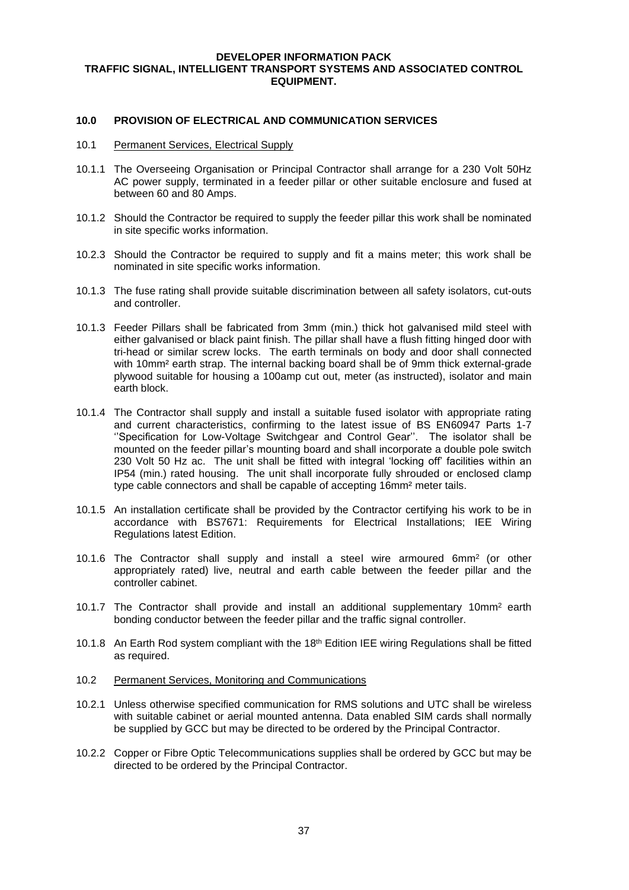## 10.0 PROVISION OF ELECTRICAL AND COMMUNICATION SERVICES

### 10.1 Permanent Services, Electrical Supply

10.1.1 The Overseeing Organisation or Principal Contractor shall arrange for a 230 Volt 50Hz AC power supply, terminated in a feeder pillar or other suitable enclosure and fused at between 60 and 80 Amps.

10.1.2 Should the Contractor be required to supply the feeder pillar this work shall be nominated in site specific works information.

10.2.3 Should the Contractor be required to supply and fit a mains meter; this work shall be nominated in site specific works information.

10.1.3 The fuse rating shall provide suitable discrimination between all safety isolators, cut-outs and controller.

10.1.3 Feeder Pillars shall be fabricated from 3mm (min.) thick hot galvanised mild steel with either galvanised or black paint finish. The pillar shall have a flush fitting hinged door with tri-head or similar screw locks. The earth terminals on body and door shall connected with 10mm² earth strap. The internal backing board shall be of 9mm thick external-grade plywood suitable for housing a 100amp cut out, meter (as instructed), isolator and main earth block.

10.1.4 The Contractor shall supply and install a suitable fused isolator with appropriate rating and current characteristics, confirming to the latest issue of BS EN60947 Parts 1-7 ''Specification for Low-Voltage Switchgear and Control Gear''. The isolator shall be mounted on the feeder pillar's mounting board and shall incorporate a double pole switch 230 Volt 50 Hz ac. The unit shall be fitted with integral 'locking off' facilities within an IP54 (min.) rated housing. The unit shall incorporate fully shrouded or enclosed clamp type cable connectors and shall be capable of accepting 16mm² meter tails.

10.1.5 An installation certificate shall be provided by the Contractor certifying his work to be in accordance with BS7671: Requirements for Electrical Installations; IEE Wiring Regulations latest Edition.

10.1.6 The Contractor shall supply and install a steel wire armoured 6mm² (or other appropriately rated) live, neutral and earth cable between the feeder pillar and the controller cabinet.

10.1.7 The Contractor shall provide and install an additional supplementary 10mm² earth bonding conductor between the feeder pillar and the traffic signal controller.

10.1.8 An Earth Rod system compliant with the 18th Edition IEE wiring Regulations shall be fitted as required.

### 10.2 Permanent Services, Monitoring and Communications

10.2.1 Unless otherwise specified communication for RMS solutions and UTC shall be wireless with suitable cabinet or aerial mounted antenna. Data enabled SIM cards shall normally be supplied by GCC but may be directed to be ordered by the Principal Contractor.

10.2.2 Copper or Fibre Optic Telecommunications supplies shall be ordered by GCC but may be directed to be ordered by the Principal Contractor.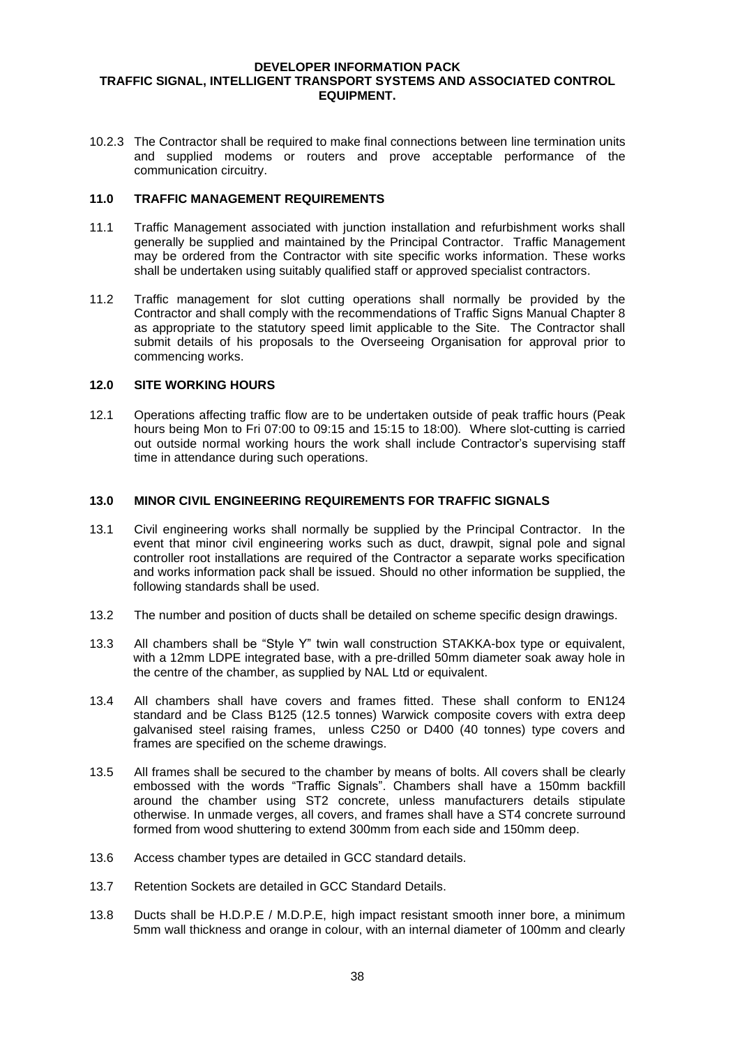10.2.3 The Contractor shall be required to make final connections between line termination units and supplied modems or routers and prove acceptable performance of the communication circuitry.

## 11.0 TRAFFIC MANAGEMENT REQUIREMENTS

11.1 Traffic Management associated with junction installation and refurbishment works shall generally be supplied and maintained by the Principal Contractor. Traffic Management may be ordered from the Contractor with site specific works information. These works shall be undertaken using suitably qualified staff or approved specialist contractors.

11.2 Traffic management for slot cutting operations shall normally be provided by the Contractor and shall comply with the recommendations of Traffic Signs Manual Chapter 8 as appropriate to the statutory speed limit applicable to the Site. The Contractor shall submit details of his proposals to the Overseeing Organisation for approval prior to commencing works.

## 12.0 SITE WORKING HOURS

12.1 Operations affecting traffic flow are to be undertaken outside of peak traffic hours (Peak hours being Mon to Fri 07:00 to 09:15 and 15:15 to 18:00). Where slot-cutting is carried out outside normal working hours the work shall include Contractor's supervising staff time in attendance during such operations.

## 13.0 MINOR CIVIL ENGINEERING REQUIREMENTS FOR TRAFFIC SIGNALS

13.1 Civil engineering works shall normally be supplied by the Principal Contractor. In the event that minor civil engineering works such as duct, drawpit, signal pole and signal controller root installations are required of the Contractor a separate works specification and works information pack shall be issued. Should no other information be supplied, the following standards shall be used.

13.2 The number and position of ducts shall be detailed on scheme specific design drawings.

13.3 All chambers shall be "Style Y" twin wall construction STAKKA-box type or equivalent, with a 12mm LDPE integrated base, with a pre-drilled 50mm diameter soak away hole in the centre of the chamber, as supplied by NAL Ltd or equivalent.

13.4 All chambers shall have covers and frames fitted. These shall conform to EN124 standard and be Class B125 (12.5 tonnes) Warwick composite covers with extra deep galvanised steel raising frames, unless C250 or D400 (40 tonnes) type covers and frames are specified on the scheme drawings.

13.5 All frames shall be secured to the chamber by means of bolts. All covers shall be clearly embossed with the words "Traffic Signals". Chambers shall have a 150mm backfill around the chamber using ST2 concrete, unless manufacturers details stipulate otherwise. In unmade verges, all covers, and frames shall have a ST4 concrete surround formed from wood shuttering to extend 300mm from each side and 150mm deep.

13.6 Access chamber types are detailed in GCC standard details.

13.7 Retention Sockets are detailed in GCC Standard Details.

13.8 Ducts shall be H.D.P.E / M.D.P.E, high impact resistant smooth inner bore, a minimum 5mm wall thickness and orange in colour, with an internal diameter of 100mm and clearly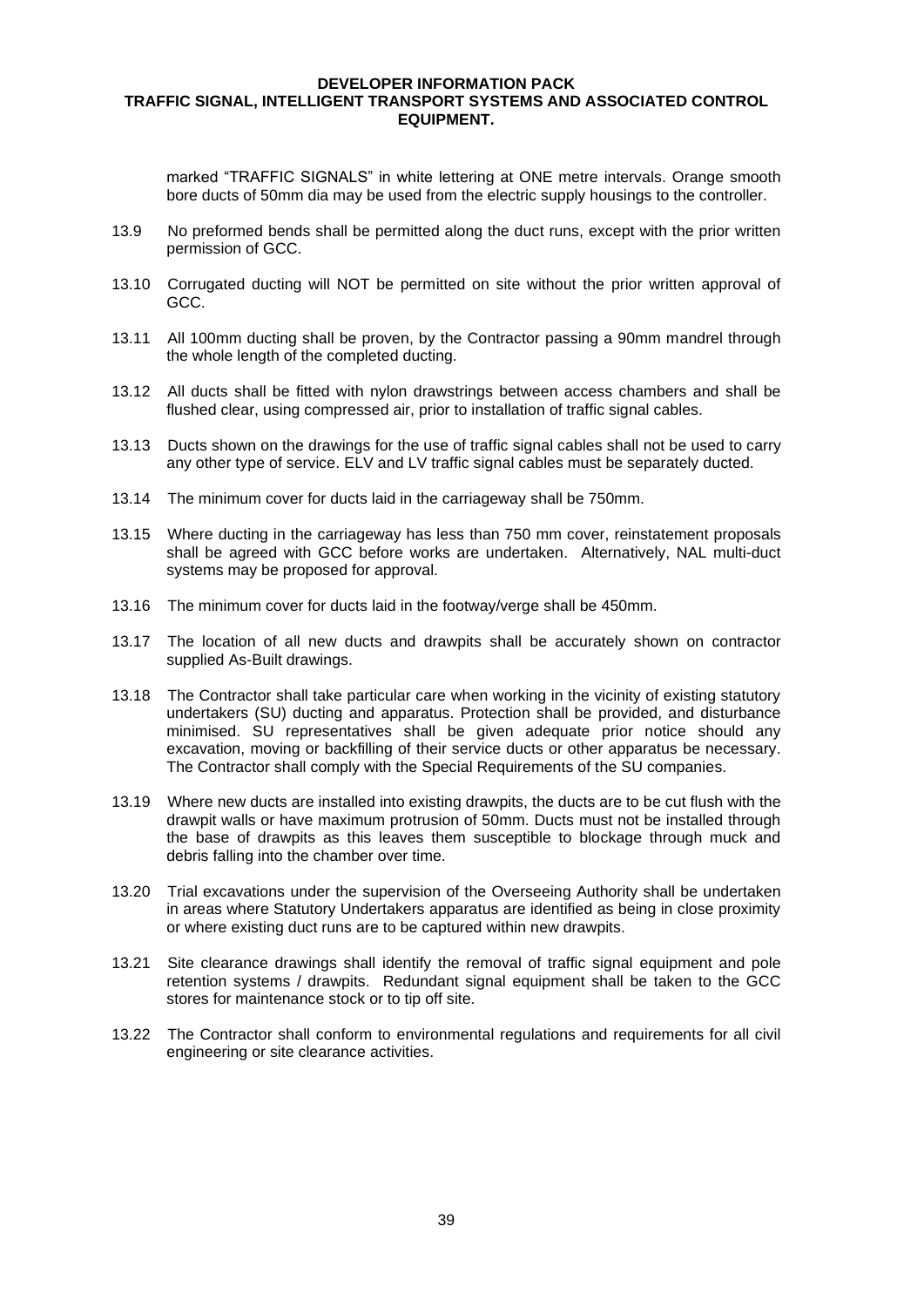marked “TRAFFIC SIGNALS” in white lettering at ONE metre intervals. Orange smooth bore ducts of 50mm dia may be used from the electric supply housings to the controller.

13.9 No preformed bends shall be permitted along the duct runs, except with the prior written permission of GCC.

13.10 Corrugated ducting will NOT be permitted on site without the prior written approval of GCC.

13.11 All 100mm ducting shall be proven, by the Contractor passing a 90mm mandrel through the whole length of the completed ducting.

13.12 All ducts shall be fitted with nylon drawstrings between access chambers and shall be flushed clear, using compressed air, prior to installation of traffic signal cables.

13.13 Ducts shown on the drawings for the use of traffic signal cables shall not be used to carry any other type of service. ELV and LV traffic signal cables must be separately ducted.

13.14 The minimum cover for ducts laid in the carriageway shall be 750mm.

13.15 Where ducting in the carriageway has less than 750 mm cover, reinstatement proposals shall be agreed with GCC before works are undertaken. Alternatively, NAL multi-duct systems may be proposed for approval.

13.16 The minimum cover for ducts laid in the footway/verge shall be 450mm.

13.17 The location of all new ducts and drawpits shall be accurately shown on contractor supplied As-Built drawings.

13.18 The Contractor shall take particular care when working in the vicinity of existing statutory undertakers (SU) ducting and apparatus. Protection shall be provided, and disturbance minimised. SU representatives shall be given adequate prior notice should any excavation, moving or backfilling of their service ducts or other apparatus be necessary. The Contractor shall comply with the Special Requirements of the SU companies.

13.19 Where new ducts are installed into existing drawpits, the ducts are to be cut flush with the drawpit walls or have maximum protrusion of 50mm. Ducts must not be installed through the base of drawpits as this leaves them susceptible to blockage through muck and debris falling into the chamber over time.

13.20 Trial excavations under the supervision of the Overseeing Authority shall be undertaken in areas where Statutory Undertakers apparatus are identified as being in close proximity or where existing duct runs are to be captured within new drawpits.

13.21 Site clearance drawings shall identify the removal of traffic signal equipment and pole retention systems / drawpits. Redundant signal equipment shall be taken to the GCC stores for maintenance stock or to tip off site.

13.22 The Contractor shall conform to environmental regulations and requirements for all civil engineering or site clearance activities.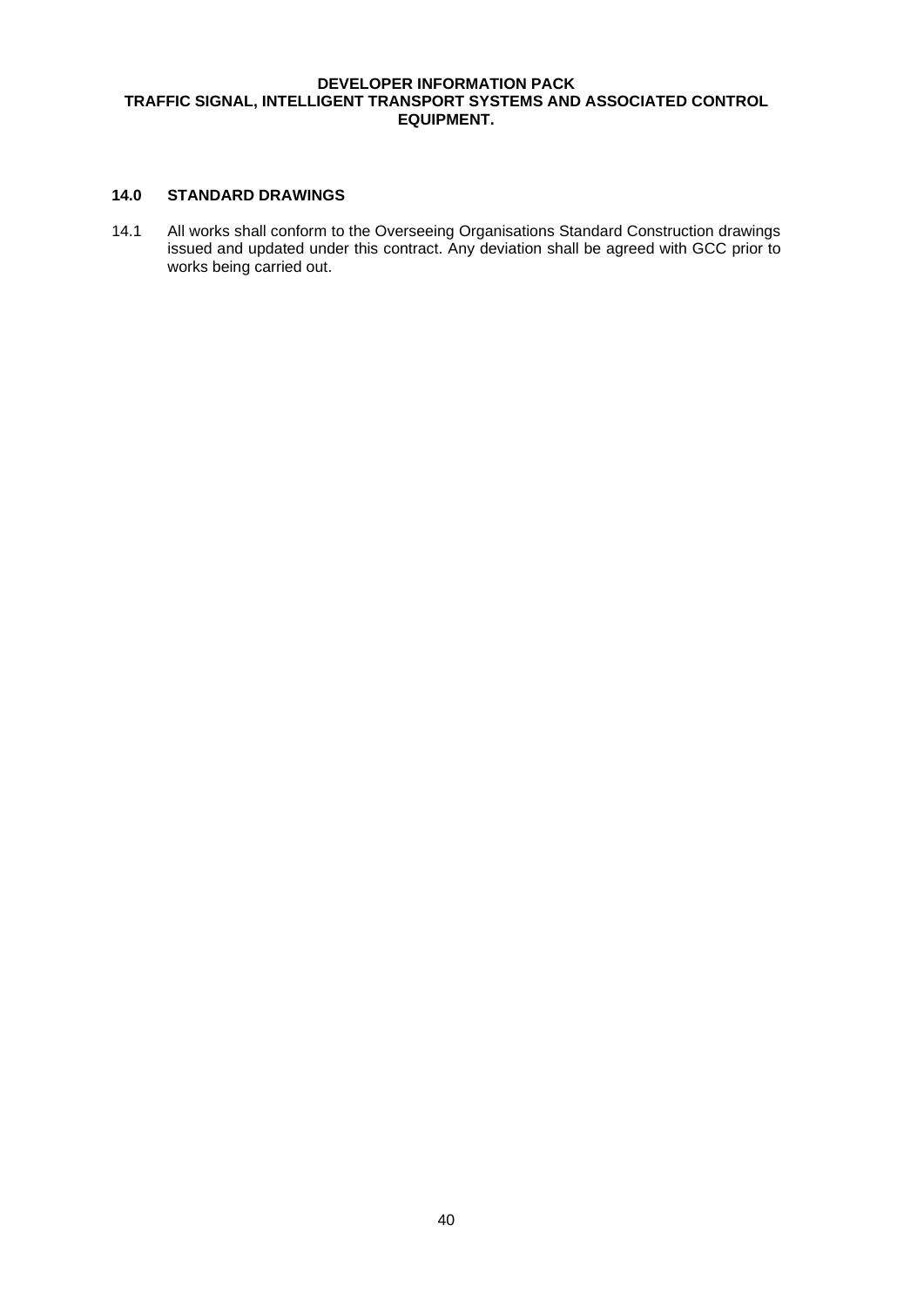## 14.0 STANDARD DRAWINGS

14.1 All works shall conform to the Overseeing Organisations Standard Construction drawings issued and updated under this contract. Any deviation shall be agreed with GCC prior to works being carried out.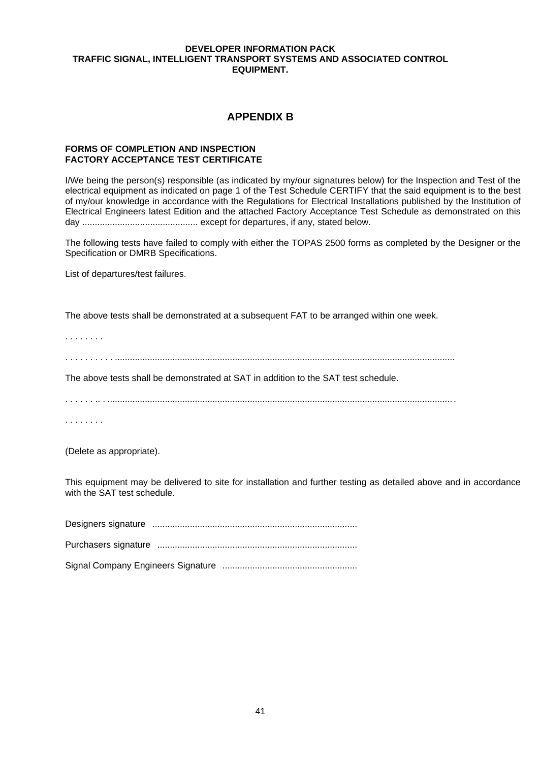# APPENDIX B

**FORMS OF COMPLETION AND INSPECTION**
**FACTORY ACCEPTANCE TEST CERTIFICATE**

I/We being the person(s) responsible (as indicated by my/our signatures below) for the Inspection and Test of the electrical equipment as indicated on page 1 of the Test Schedule CERTIFY that the said equipment is to the best of my/our knowledge in accordance with the Regulations for Electrical Installations published by the Institution of Electrical Engineers latest Edition and the attached Factory Acceptance Test Schedule as demonstrated on this day .............................................. except for departures, if any, stated below.

The following tests have failed to comply with either the TOPAS 2500 forms as completed by the Designer or the Specification or DMRB Specifications.

List of departures/test failures.

The above tests shall be demonstrated at a subsequent FAT to be arranged within one week.

. . . . . . . .

. . . . . . . . . . .....................................................................................................................................

The above tests shall be demonstrated at SAT in addition to the SAT test schedule.

. . . . . . .. . ........................................................................................................................................ .

. . . . . . . .

(Delete as appropriate).

This equipment may be delivered to site for installation and further testing as detailed above and in accordance with the SAT test schedule.

Designers signature ..................................................................................

Purchasers signature ................................................................................

Signal Company Engineers Signature ......................................................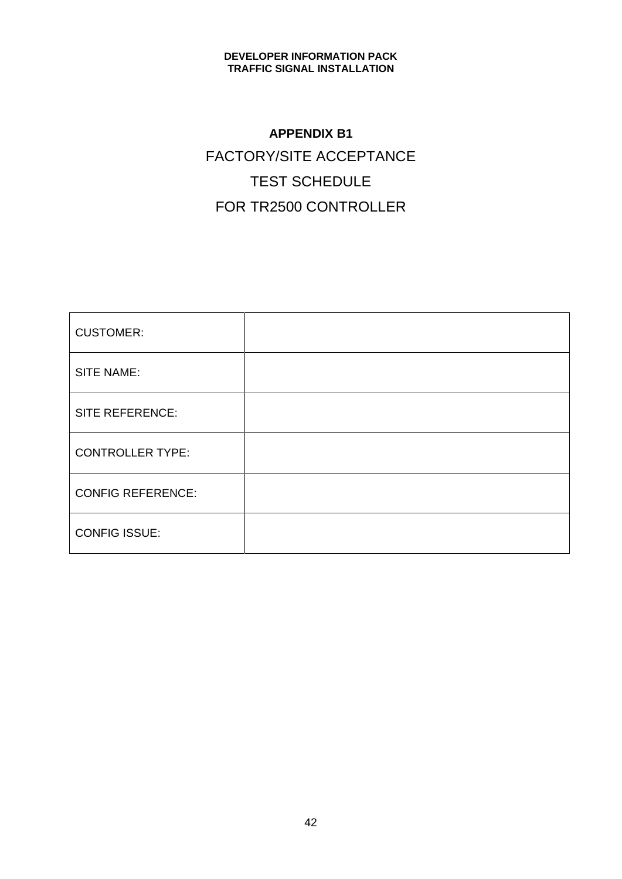## APPENDIX B1

FACTORY/SITE ACCEPTANCE

TEST SCHEDULE

FOR TR2500 CONTROLLER

| | |
|---|---|
| CUSTOMER: | |
| SITE NAME: | |
| SITE REFERENCE: | |
| CONTROLLER TYPE: | |
| CONFIG REFERENCE: | |
| CONFIG ISSUE: | |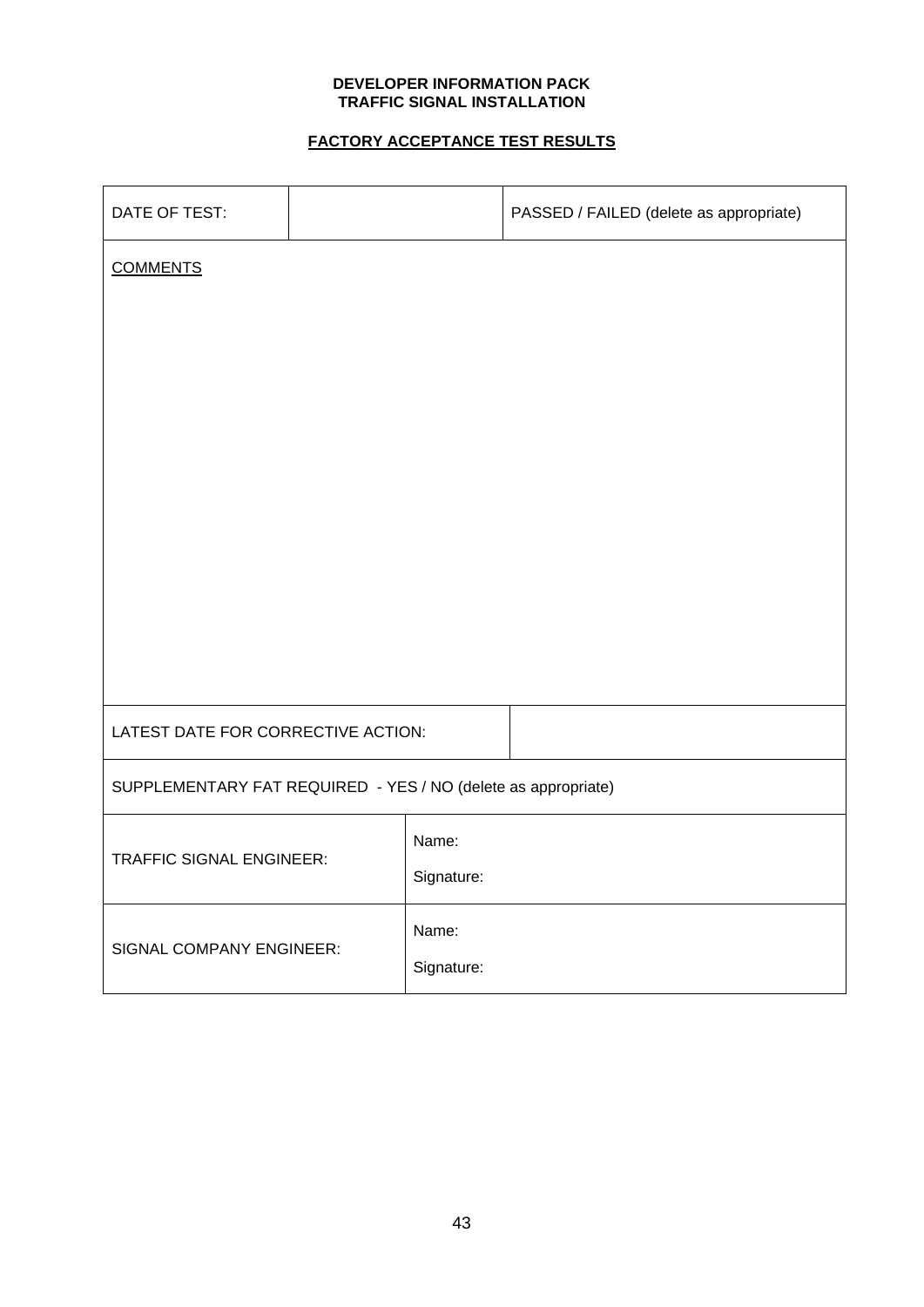**DEVELOPER INFORMATION PACK**
**TRAFFIC SIGNAL INSTALLATION**

## FACTORY ACCEPTANCE TEST RESULTS

| DATE OF TEST: | | PASSED / FAILED (delete as appropriate) |
|---|---|---|
| COMMENTS | | |
| LATEST DATE FOR CORRECTIVE ACTION: | | |
| SUPPLEMENTARY FAT REQUIRED - YES / NO (delete as appropriate) | | |
| TRAFFIC SIGNAL ENGINEER: | Name:<br>Signature: | |
| SIGNAL COMPANY ENGINEER: | Name:<br>Signature: | |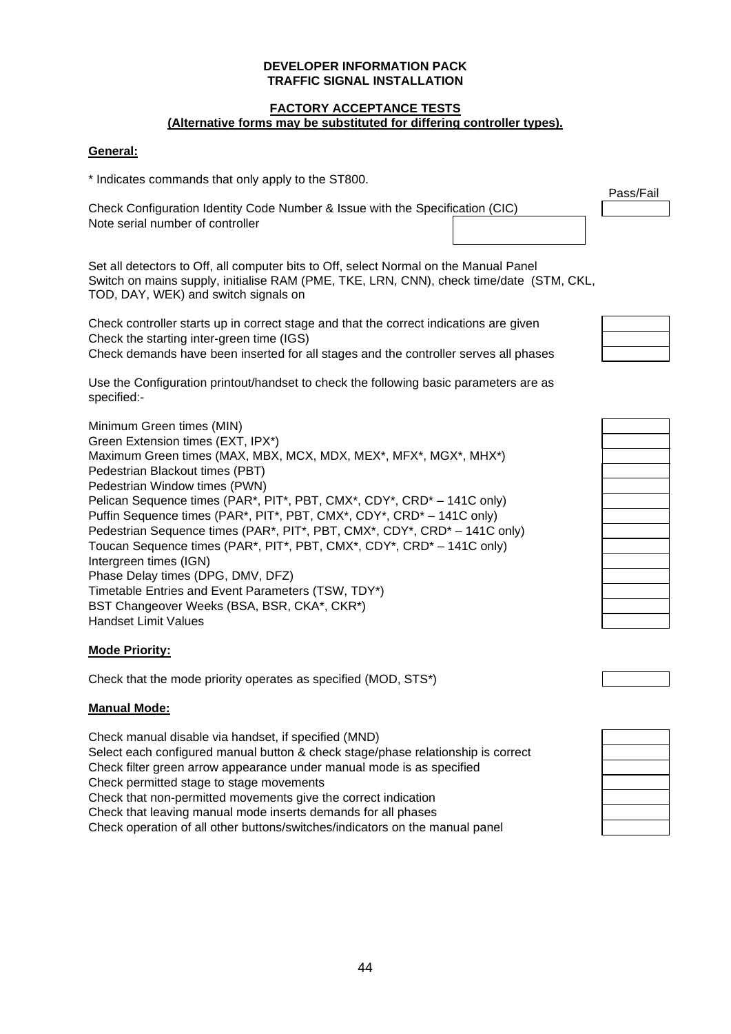**DEVELOPER INFORMATION PACK**
**TRAFFIC SIGNAL INSTALLATION**

**FACTORY ACCEPTANCE TESTS**
**(Alternative forms may be substituted for differing controller types).**

**General:**

* Indicates commands that only apply to the ST800.

| | Pass/Fail |
|---|---|
| Check Configuration Identity Code Number & Issue with the Specification (CIC) | |
| Note serial number of controller | |

Set all detectors to Off, all computer bits to Off, select Normal on the Manual Panel
Switch on mains supply, initialise RAM (PME, TKE, LRN, CNN), check time/date (STM, CKL, TOD, DAY, WEK) and switch signals on

| | Pass/Fail |
|---|---|
| Check controller starts up in correct stage and that the correct indications are given | |
| Check the starting inter-green time (IGS) | |
| Check demands have been inserted for all stages and the controller serves all phases | |

Use the Configuration printout/handset to check the following basic parameters are as specified:-

| | Pass/Fail |
|---|---|
| Minimum Green times (MIN) | |
| Green Extension times (EXT, IPX*) | |
| Maximum Green times (MAX, MBX, MCX, MDX, MEX*, MFX*, MGX*, MHX*) | |
| Pedestrian Blackout times (PBT) | |
| Pedestrian Window times (PWN) | |
| Pelican Sequence times (PAR*, PIT*, PBT, CMX*, CDY*, CRD* – 141C only) | |
| Puffin Sequence times (PAR*, PIT*, PBT, CMX*, CDY*, CRD* – 141C only) | |
| Pedestrian Sequence times (PAR*, PIT*, PBT, CMX*, CDY*, CRD* – 141C only) | |
| Toucan Sequence times (PAR*, PIT*, PBT, CMX*, CDY*, CRD* – 141C only) | |
| Intergreen times (IGN) | |
| Phase Delay times (DPG, DMV, DFZ) | |
| Timetable Entries and Event Parameters (TSW, TDY*) | |
| BST Changeover Weeks (BSA, BSR, CKA*, CKR*) | |
| Handset Limit Values | |

**Mode Priority:**

| | Pass/Fail |
|---|---|
| Check that the mode priority operates as specified (MOD, STS*) | |

**Manual Mode:**

| | Pass/Fail |
|---|---|
| Check manual disable via handset, if specified (MND) | |
| Select each configured manual button & check stage/phase relationship is correct | |
| Check filter green arrow appearance under manual mode is as specified | |
| Check permitted stage to stage movements | |
| Check that non-permitted movements give the correct indication | |
| Check that leaving manual mode inserts demands for all phases | |
| Check operation of all other buttons/switches/indicators on the manual panel | |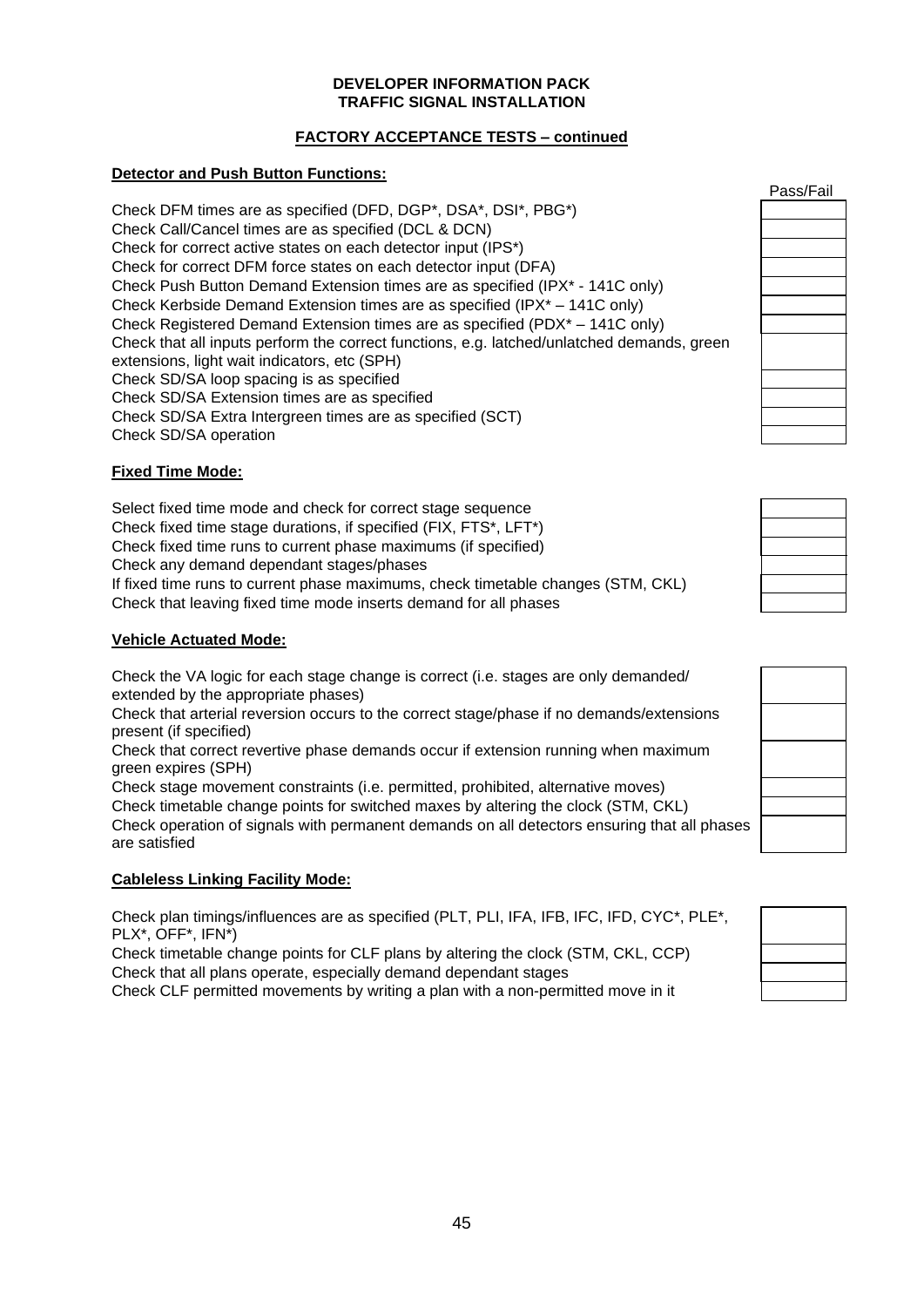**DEVELOPER INFORMATION PACK**
**TRAFFIC SIGNAL INSTALLATION**

**FACTORY ACCEPTANCE TESTS – continued**

**Detector and Push Button Functions:**

| | Pass/Fail |
|---|---|
| Check DFM times are as specified (DFD, DGP*, DSA*, DSI*, PBG*) | |
| Check Call/Cancel times are as specified (DCL & DCN) | |
| Check for correct active states on each detector input (IPS*) | |
| Check for correct DFM force states on each detector input (DFA) | |
| Check Push Button Demand Extension times are as specified (IPX* - 141C only) | |
| Check Kerbside Demand Extension times are as specified (IPX* – 141C only) | |
| Check Registered Demand Extension times are as specified (PDX* – 141C only) | |
| Check that all inputs perform the correct functions, e.g. latched/unlatched demands, green extensions, light wait indicators, etc (SPH) | |
| Check SD/SA loop spacing is as specified | |
| Check SD/SA Extension times are as specified | |
| Check SD/SA Extra Intergreen times are as specified (SCT) | |
| Check SD/SA operation | |

**Fixed Time Mode:**

| | |
|---|---|
| Select fixed time mode and check for correct stage sequence | |
| Check fixed time stage durations, if specified (FIX, FTS*, LFT*) | |
| Check fixed time runs to current phase maximums (if specified) | |
| Check any demand dependant stages/phases | |
| If fixed time runs to current phase maximums, check timetable changes (STM, CKL) | |
| Check that leaving fixed time mode inserts demand for all phases | |

**Vehicle Actuated Mode:**

| | |
|---|---|
| Check the VA logic for each stage change is correct (i.e. stages are only demanded/ extended by the appropriate phases) | |
| Check that arterial reversion occurs to the correct stage/phase if no demands/extensions present (if specified) | |
| Check that correct revertive phase demands occur if extension running when maximum green expires (SPH) | |
| Check stage movement constraints (i.e. permitted, prohibited, alternative moves) | |
| Check timetable change points for switched maxes by altering the clock (STM, CKL) | |
| Check operation of signals with permanent demands on all detectors ensuring that all phases are satisfied | |

**Cableless Linking Facility Mode:**

| | |
|---|---|
| Check plan timings/influences are as specified (PLT, PLI, IFA, IFB, IFC, IFD, CYC*, PLE*, PLX*, OFF*, IFN*) | |
| Check timetable change points for CLF plans by altering the clock (STM, CKL, CCP) | |
| Check that all plans operate, especially demand dependant stages | |
| Check CLF permitted movements by writing a plan with a non-permitted move in it | |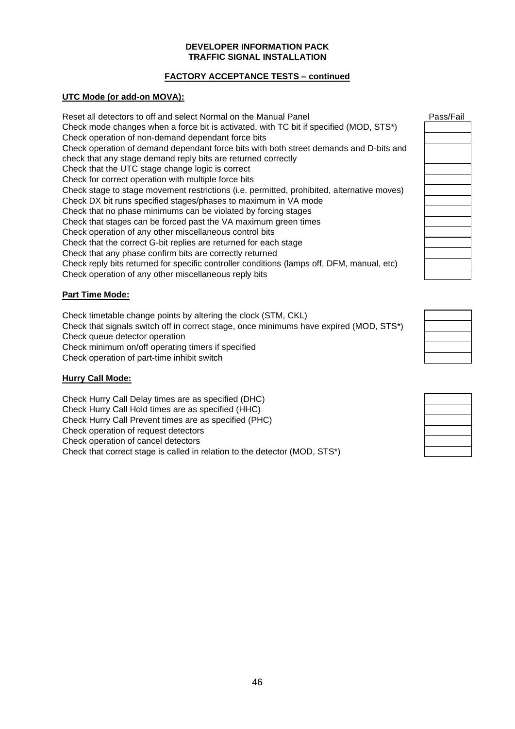**DEVELOPER INFORMATION PACK**
**TRAFFIC SIGNAL INSTALLATION**

**FACTORY ACCEPTANCE TESTS – continued**

**UTC Mode (or add-on MOVA):**

| Test | Pass/Fail |
|---|---|
| Reset all detectors to off and select Normal on the Manual Panel | |
| Check mode changes when a force bit is activated, with TC bit if specified (MOD, STS*) | |
| Check operation of non-demand dependant force bits | |
| Check operation of demand dependant force bits with both street demands and D-bits and check that any stage demand reply bits are returned correctly | |
| Check that the UTC stage change logic is correct | |
| Check for correct operation with multiple force bits | |
| Check stage to stage movement restrictions (i.e. permitted, prohibited, alternative moves) | |
| Check DX bit runs specified stages/phases to maximum in VA mode | |
| Check that no phase minimums can be violated by forcing stages | |
| Check that stages can be forced past the VA maximum green times | |
| Check operation of any other miscellaneous control bits | |
| Check that the correct G-bit replies are returned for each stage | |
| Check that any phase confirm bits are correctly returned | |
| Check reply bits returned for specific controller conditions (lamps off, DFM, manual, etc) | |
| Check operation of any other miscellaneous reply bits | |

**Part Time Mode:**

| Test | Pass/Fail |
|---|---|
| Check timetable change points by altering the clock (STM, CKL) | |
| Check that signals switch off in correct stage, once minimums have expired (MOD, STS*) | |
| Check queue detector operation | |
| Check minimum on/off operating timers if specified | |
| Check operation of part-time inhibit switch | |

**Hurry Call Mode:**

| Test | Pass/Fail |
|---|---|
| Check Hurry Call Delay times are as specified (DHC) | |
| Check Hurry Call Hold times are as specified (HHC) | |
| Check Hurry Call Prevent times are as specified (PHC) | |
| Check operation of request detectors | |
| Check operation of cancel detectors | |
| Check that correct stage is called in relation to the detector (MOD, STS*) | |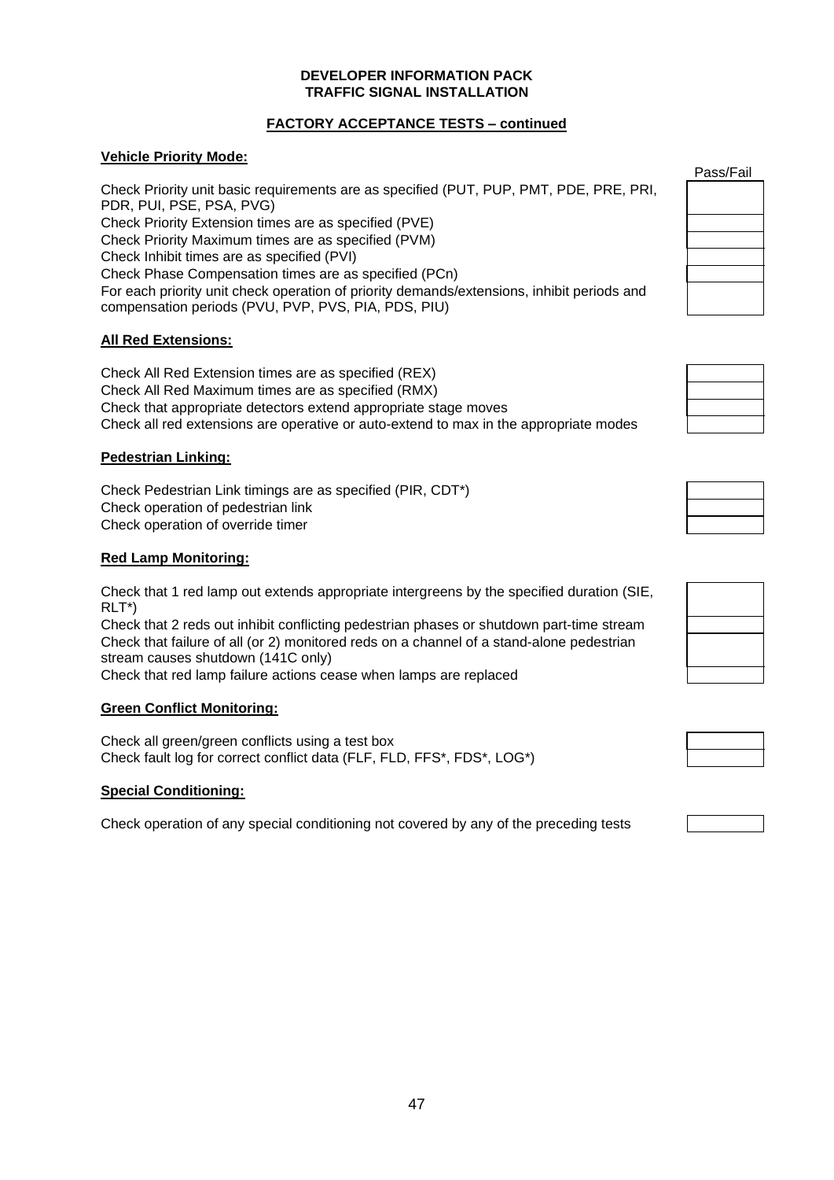**DEVELOPER INFORMATION PACK**
**TRAFFIC SIGNAL INSTALLATION**

## FACTORY ACCEPTANCE TESTS – continued

### Vehicle Priority Mode:

| | Pass/Fail |
|---|---|
| Check Priority unit basic requirements are as specified (PUT, PUP, PMT, PDE, PRE, PRI, PDR, PUI, PSE, PSA, PVG) | |
| Check Priority Extension times are as specified (PVE) | |
| Check Priority Maximum times are as specified (PVM) | |
| Check Inhibit times are as specified (PVI) | |
| Check Phase Compensation times are as specified (PCn) | |
| For each priority unit check operation of priority demands/extensions, inhibit periods and compensation periods (PVU, PVP, PVS, PIA, PDS, PIU) | |

### All Red Extensions:

| | |
|---|---|
| Check All Red Extension times are as specified (REX) | |
| Check All Red Maximum times are as specified (RMX) | |
| Check that appropriate detectors extend appropriate stage moves | |
| Check all red extensions are operative or auto-extend to max in the appropriate modes | |

### Pedestrian Linking:

| | |
|---|---|
| Check Pedestrian Link timings are as specified (PIR, CDT*) | |
| Check operation of pedestrian link | |
| Check operation of override timer | |

### Red Lamp Monitoring:

| | |
|---|---|
| Check that 1 red lamp out extends appropriate intergreens by the specified duration (SIE, RLT*) | |
| Check that 2 reds out inhibit conflicting pedestrian phases or shutdown part-time stream | |
| Check that failure of all (or 2) monitored reds on a channel of a stand-alone pedestrian stream causes shutdown (141C only) | |
| Check that red lamp failure actions cease when lamps are replaced | |

### Green Conflict Monitoring:

| | |
|---|---|
| Check all green/green conflicts using a test box | |
| Check fault log for correct conflict data (FLF, FLD, FFS*, FDS*, LOG*) | |

### Special Conditioning:

| | |
|---|---|
| Check operation of any special conditioning not covered by any of the preceding tests | |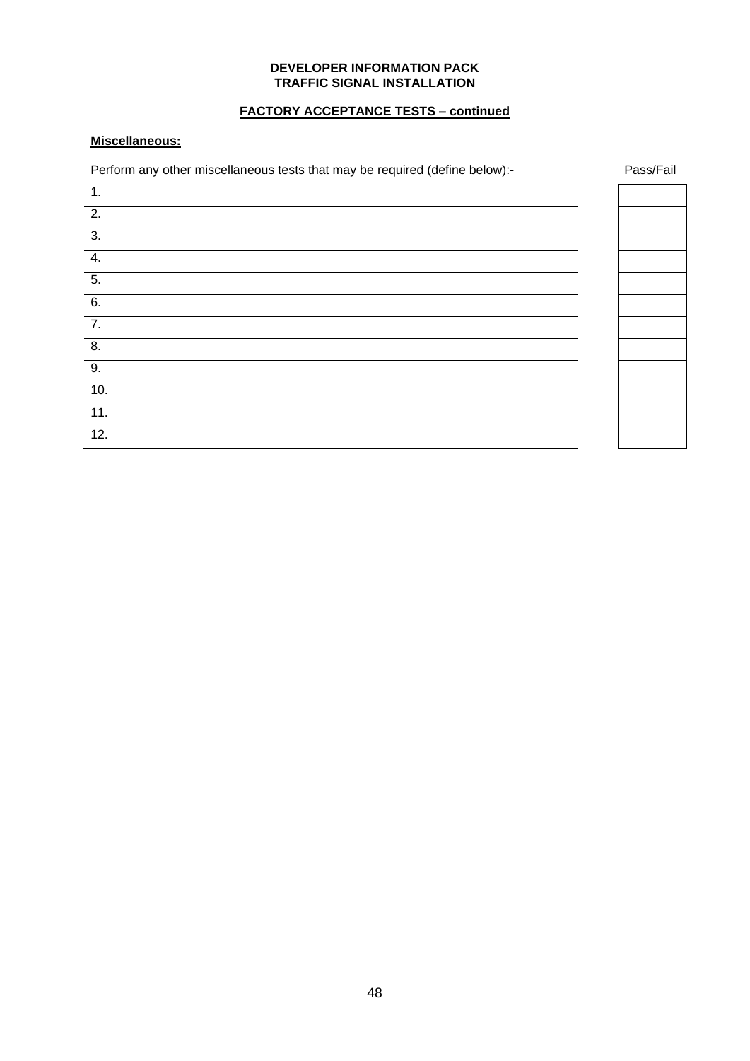**DEVELOPER INFORMATION PACK**
**TRAFFIC SIGNAL INSTALLATION**

**FACTORY ACCEPTANCE TESTS – continued**

**Miscellaneous:**

| Perform any other miscellaneous tests that may be required (define below):- | Pass/Fail |
|---|---|
| 1. | |
| 2. | |
| 3. | |
| 4. | |
| 5. | |
| 6. | |
| 7. | |
| 8. | |
| 9. | |
| 10. | |
| 11. | |
| 12. | |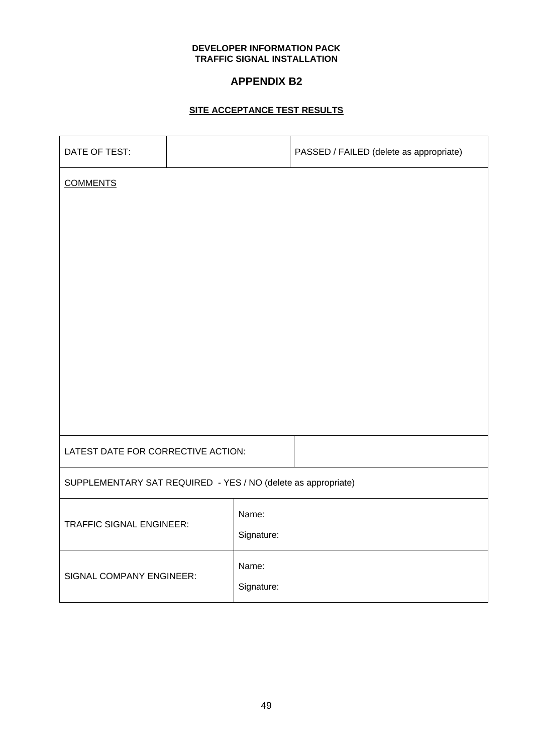**DEVELOPER INFORMATION PACK**
**TRAFFIC SIGNAL INSTALLATION**

## APPENDIX B2

### SITE ACCEPTANCE TEST RESULTS

| DATE OF TEST: | | PASSED / FAILED (delete as appropriate) |
|---|---|---|
| COMMENTS | | |
| LATEST DATE FOR CORRECTIVE ACTION: | | |
| SUPPLEMENTARY SAT REQUIRED - YES / NO (delete as appropriate) | | |
| TRAFFIC SIGNAL ENGINEER: | Name:<br>Signature: | |
| SIGNAL COMPANY ENGINEER: | Name:<br>Signature: | |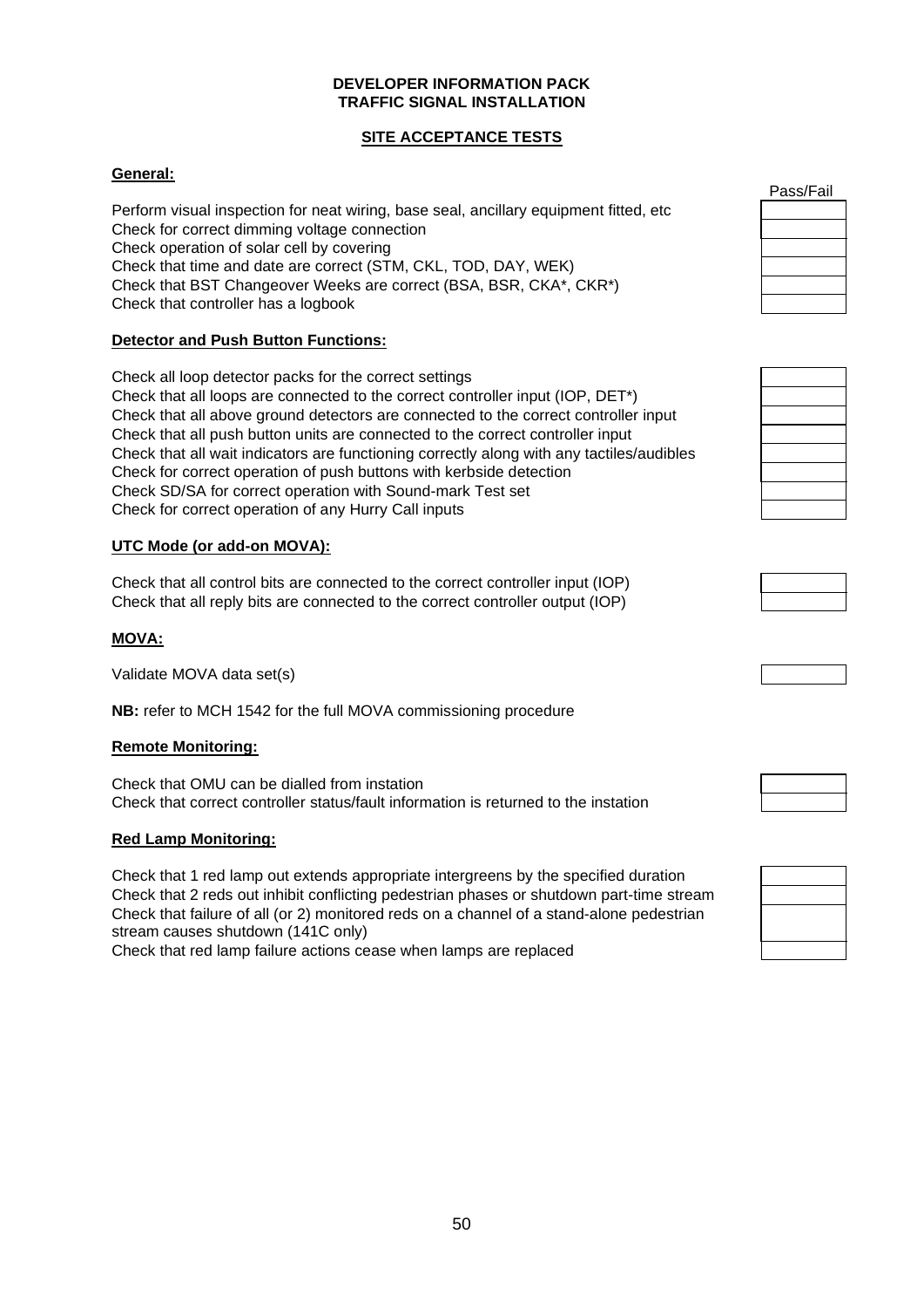**DEVELOPER INFORMATION PACK**
**TRAFFIC SIGNAL INSTALLATION**

**SITE ACCEPTANCE TESTS**

**General:**

| | Pass/Fail |
|---|---|
| Perform visual inspection for neat wiring, base seal, ancillary equipment fitted, etc | |
| Check for correct dimming voltage connection | |
| Check operation of solar cell by covering | |
| Check that time and date are correct (STM, CKL, TOD, DAY, WEK) | |
| Check that BST Changeover Weeks are correct (BSA, BSR, CKA*, CKR*) | |
| Check that controller has a logbook | |

**Detector and Push Button Functions:**

| | Pass/Fail |
|---|---|
| Check all loop detector packs for the correct settings | |
| Check that all loops are connected to the correct controller input (IOP, DET*) | |
| Check that all above ground detectors are connected to the correct controller input | |
| Check that all push button units are connected to the correct controller input | |
| Check that all wait indicators are functioning correctly along with any tactiles/audibles | |
| Check for correct operation of push buttons with kerbside detection | |
| Check SD/SA for correct operation with Sound-mark Test set | |
| Check for correct operation of any Hurry Call inputs | |

**UTC Mode (or add-on MOVA):**

| | Pass/Fail |
|---|---|
| Check that all control bits are connected to the correct controller input (IOP) | |
| Check that all reply bits are connected to the correct controller output (IOP) | |

**MOVA:**

| | Pass/Fail |
|---|---|
| Validate MOVA data set(s) | |

**NB:** refer to MCH 1542 for the full MOVA commissioning procedure

**Remote Monitoring:**

| | Pass/Fail |
|---|---|
| Check that OMU can be dialled from instation | |
| Check that correct controller status/fault information is returned to the instation | |

**Red Lamp Monitoring:**

| | Pass/Fail |
|---|---|
| Check that 1 red lamp out extends appropriate intergreens by the specified duration | |
| Check that 2 reds out inhibit conflicting pedestrian phases or shutdown part-time stream | |
| Check that failure of all (or 2) monitored reds on a channel of a stand-alone pedestrian stream causes shutdown (141C only) | |
| Check that red lamp failure actions cease when lamps are replaced | |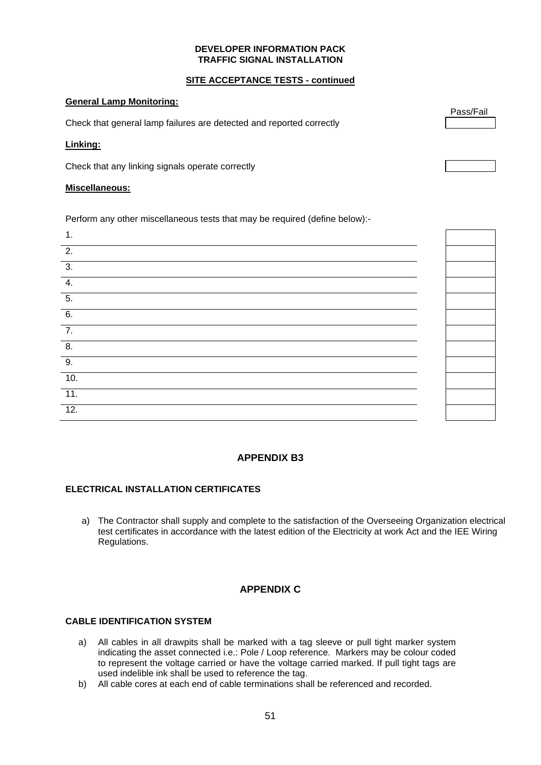**DEVELOPER INFORMATION PACK**
**TRAFFIC SIGNAL INSTALLATION**

**SITE ACCEPTANCE TESTS - continued**

**General Lamp Monitoring:**

| | Pass/Fail |
|---|---|
| Check that general lamp failures are detected and reported correctly | |

**Linking:**

| | |
|---|---|
| Check that any linking signals operate correctly | |

**Miscellaneous:**

Perform any other miscellaneous tests that may be required (define below):-

| | |
|---|---|
| 1. | |
| 2. | |
| 3. | |
| 4. | |
| 5. | |
| 6. | |
| 7. | |
| 8. | |
| 9. | |
| 10. | |
| 11. | |
| 12. | |

## APPENDIX B3

### ELECTRICAL INSTALLATION CERTIFICATES

a) The Contractor shall supply and complete to the satisfaction of the Overseeing Organization electrical test certificates in accordance with the latest edition of the Electricity at work Act and the IEE Wiring Regulations.

## APPENDIX C

### CABLE IDENTIFICATION SYSTEM

a) All cables in all drawpits shall be marked with a tag sleeve or pull tight marker system indicating the asset connected i.e.: Pole / Loop reference. Markers may be colour coded to represent the voltage carried or have the voltage carried marked. If pull tight tags are used indelible ink shall be used to reference the tag.

b) All cable cores at each end of cable terminations shall be referenced and recorded.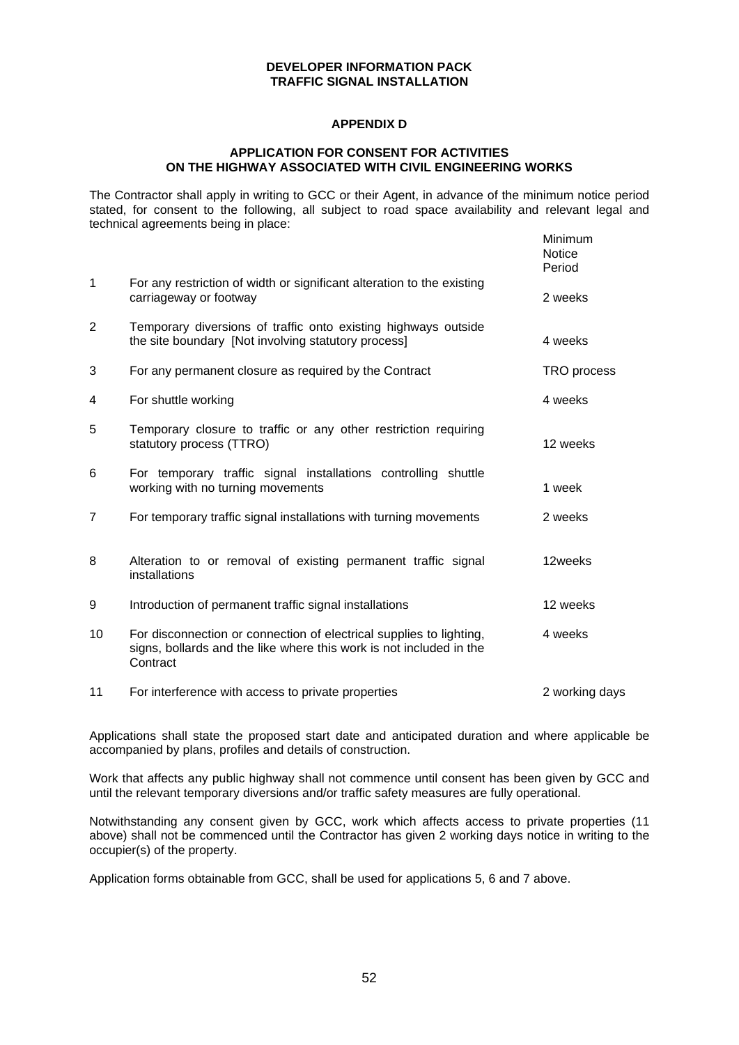**DEVELOPER INFORMATION PACK**
**TRAFFIC SIGNAL INSTALLATION**

## APPENDIX D

### APPLICATION FOR CONSENT FOR ACTIVITIES ON THE HIGHWAY ASSOCIATED WITH CIVIL ENGINEERING WORKS

The Contractor shall apply in writing to GCC or their Agent, in advance of the minimum notice period stated, for consent to the following, all subject to road space availability and relevant legal and technical agreements being in place:

| | | Minimum Notice Period |
|---|---|---|
| 1 | For any restriction of width or significant alteration to the existing carriageway or footway | 2 weeks |
| 2 | Temporary diversions of traffic onto existing highways outside the site boundary [Not involving statutory process] | 4 weeks |
| 3 | For any permanent closure as required by the Contract | TRO process |
| 4 | For shuttle working | 4 weeks |
| 5 | Temporary closure to traffic or any other restriction requiring statutory process (TTRO) | 12 weeks |
| 6 | For temporary traffic signal installations controlling shuttle working with no turning movements | 1 week |
| 7 | For temporary traffic signal installations with turning movements | 2 weeks |
| 8 | Alteration to or removal of existing permanent traffic signal installations | 12weeks |
| 9 | Introduction of permanent traffic signal installations | 12 weeks |
| 10 | For disconnection or connection of electrical supplies to lighting, signs, bollards and the like where this work is not included in the Contract | 4 weeks |
| 11 | For interference with access to private properties | 2 working days |

Applications shall state the proposed start date and anticipated duration and where applicable be accompanied by plans, profiles and details of construction.

Work that affects any public highway shall not commence until consent has been given by GCC and until the relevant temporary diversions and/or traffic safety measures are fully operational.

Notwithstanding any consent given by GCC, work which affects access to private properties (11 above) shall not be commenced until the Contractor has given 2 working days notice in writing to the occupier(s) of the property.

Application forms obtainable from GCC, shall be used for applications 5, 6 and 7 above.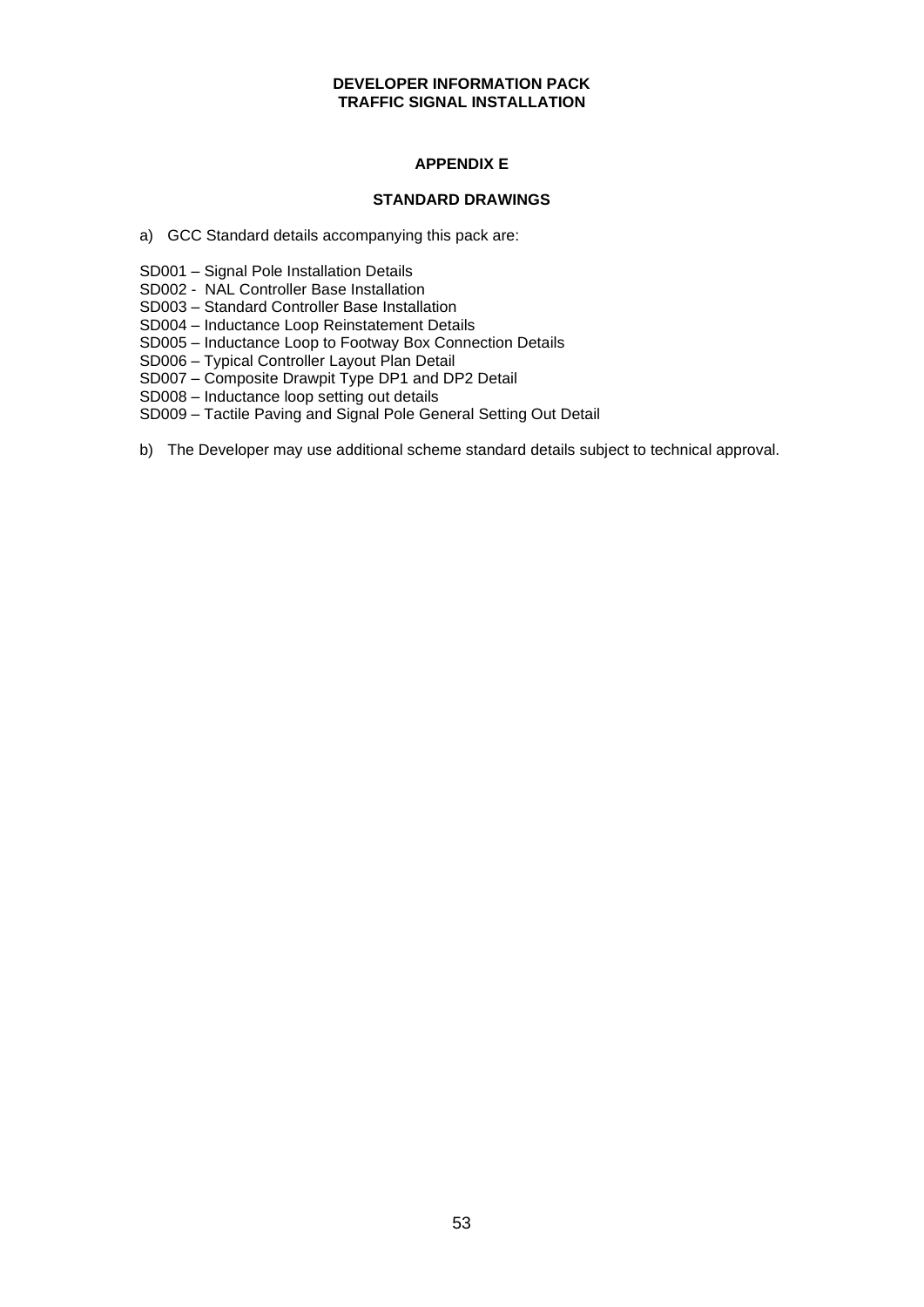**DEVELOPER INFORMATION PACK**
**TRAFFIC SIGNAL INSTALLATION**

## APPENDIX E

## STANDARD DRAWINGS

a) GCC Standard details accompanying this pack are:

SD001 – Signal Pole Installation Details
SD002 - NAL Controller Base Installation
SD003 – Standard Controller Base Installation
SD004 – Inductance Loop Reinstatement Details
SD005 – Inductance Loop to Footway Box Connection Details
SD006 – Typical Controller Layout Plan Detail
SD007 – Composite Drawpit Type DP1 and DP2 Detail
SD008 – Inductance loop setting out details
SD009 – Tactile Paving and Signal Pole General Setting Out Detail

b) The Developer may use additional scheme standard details subject to technical approval.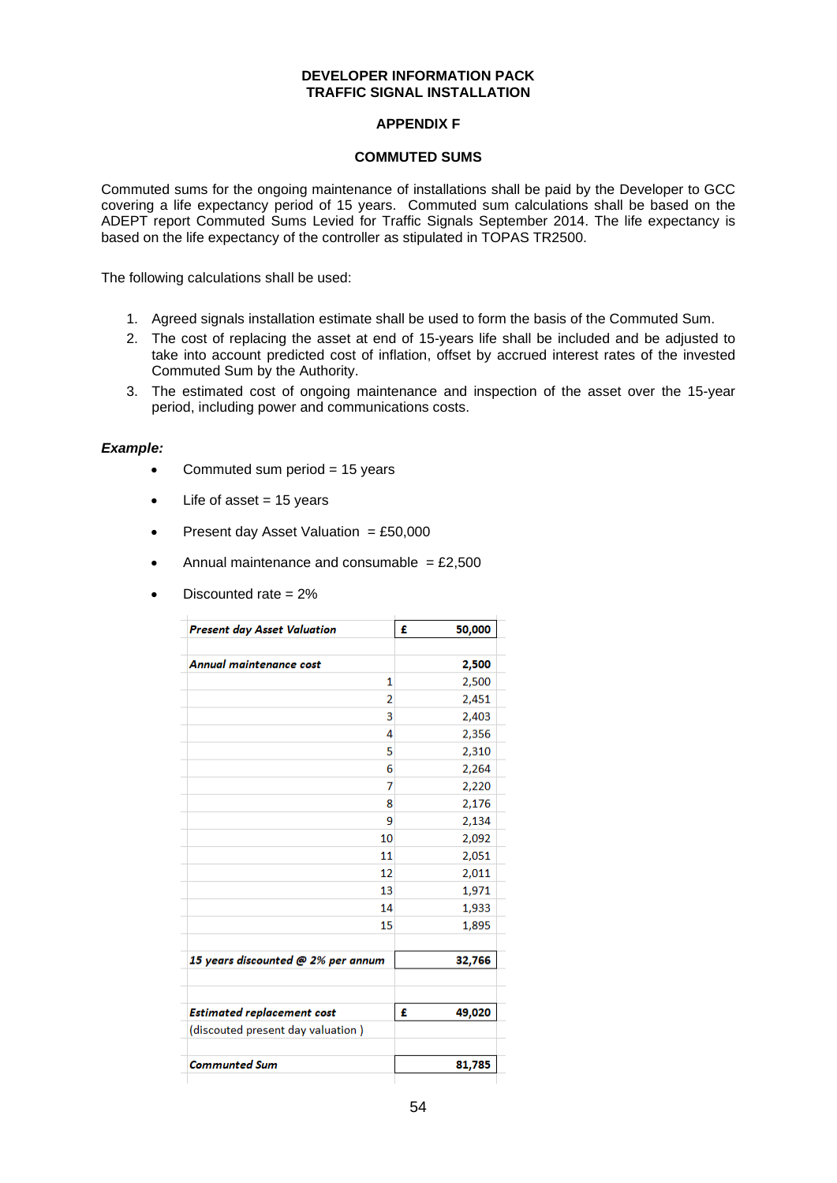**DEVELOPER INFORMATION PACK**
**TRAFFIC SIGNAL INSTALLATION**

**APPENDIX F**

**COMMUTED SUMS**

Commuted sums for the ongoing maintenance of installations shall be paid by the Developer to GCC covering a life expectancy period of 15 years. Commuted sum calculations shall be based on the ADEPT report Commuted Sums Levied for Traffic Signals September 2014. The life expectancy is based on the life expectancy of the controller as stipulated in TOPAS TR2500.

The following calculations shall be used:

1. Agreed signals installation estimate shall be used to form the basis of the Commuted Sum.
2. The cost of replacing the asset at end of 15-years life shall be included and be adjusted to take into account predicted cost of inflation, offset by accrued interest rates of the invested Commuted Sum by the Authority.
3. The estimated cost of ongoing maintenance and inspection of the asset over the 15-year period, including power and communications costs.

***Example:***

- Commuted sum period = 15 years
- Life of asset = 15 years
- Present day Asset Valuation = £50,000
- Annual maintenance and consumable = £2,500
- Discounted rate = 2%

| | | |
|---|---|---|
| ***Present day Asset Valuation*** | **£** | **50,000** |
| | | |
| ***Annual maintenance cost*** | | **2,500** |
| | 1 | 2,500 |
| | 2 | 2,451 |
| | 3 | 2,403 |
| | 4 | 2,356 |
| | 5 | 2,310 |
| | 6 | 2,264 |
| | 7 | 2,220 |
| | 8 | 2,176 |
| | 9 | 2,134 |
| | 10 | 2,092 |
| | 11 | 2,051 |
| | 12 | 2,011 |
| | 13 | 1,971 |
| | 14 | 1,933 |
| | 15 | 1,895 |
| | | |
| ***15 years discounted @ 2% per annum*** | | **32,766** |
| | | |
| ***Estimated replacement cost*** | **£** | **49,020** |
| (discouted present day valuation ) | | |
| | | |
| ***Communted Sum*** | | **81,785** |